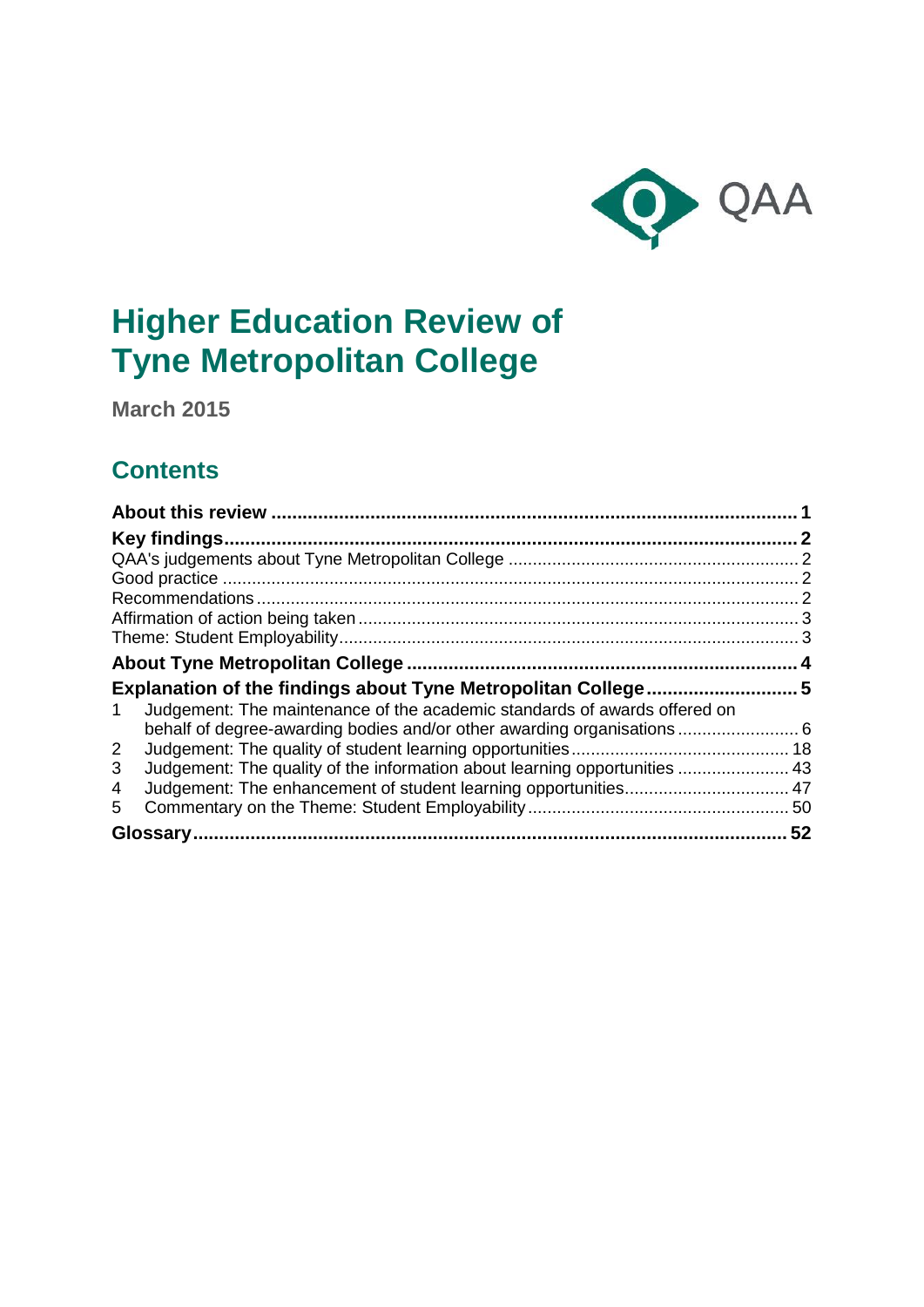# Higher Education Review of Tyne Metropolitan College

**March 2015**

## Contents

**About this review** ..... **1**

**Key findings** ..... **2**

QAA's judgements about Tyne Metropolitan College ..... 2

Good practice ..... 2

Recommendations ..... 2

Affirmation of action being taken ..... 3

Theme: Student Employability ..... 3

**About Tyne Metropolitan College** ..... **4**

**Explanation of the findings about Tyne Metropolitan College** ..... **5**

1 Judgement: The maintenance of the academic standards of awards offered on behalf of degree-awarding bodies and/or other awarding organisations ..... 6

2 Judgement: The quality of student learning opportunities ..... 18

3 Judgement: The quality of the information about learning opportunities ..... 43

4 Judgement: The enhancement of student learning opportunities ..... 47

5 Commentary on the Theme: Student Employability ..... 50

**Glossary** ..... **52**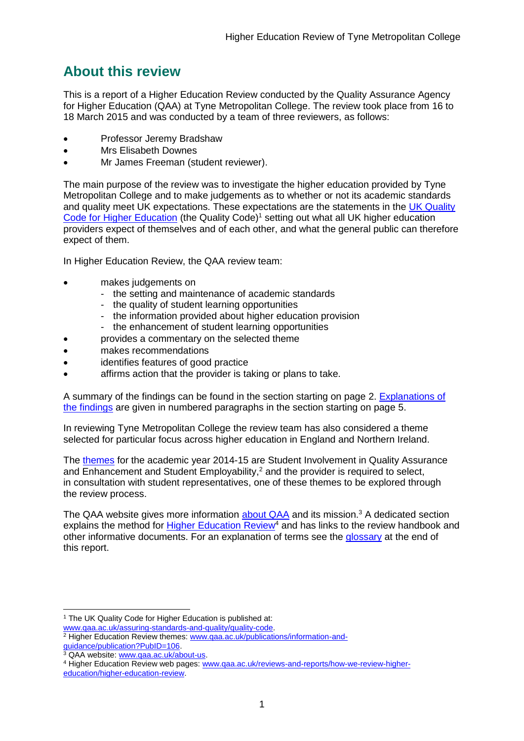## About this review

This is a report of a Higher Education Review conducted by the Quality Assurance Agency for Higher Education (QAA) at Tyne Metropolitan College. The review took place from 16 to 18 March 2015 and was conducted by a team of three reviewers, as follows:

- Professor Jeremy Bradshaw
- Mrs Elisabeth Downes
- Mr James Freeman (student reviewer).

The main purpose of the review was to investigate the higher education provided by Tyne Metropolitan College and to make judgements as to whether or not its academic standards and quality meet UK expectations. These expectations are the statements in the UK Quality Code for Higher Education (the Quality Code)[1] setting out what all UK higher education providers expect of themselves and of each other, and what the general public can therefore expect of them.

In Higher Education Review, the QAA review team:

- makes judgements on
  - the setting and maintenance of academic standards
  - the quality of student learning opportunities
  - the information provided about higher education provision
  - the enhancement of student learning opportunities
- provides a commentary on the selected theme
- makes recommendations
- identifies features of good practice
- affirms action that the provider is taking or plans to take.

A summary of the findings can be found in the section starting on page 2. Explanations of the findings are given in numbered paragraphs in the section starting on page 5.

In reviewing Tyne Metropolitan College the review team has also considered a theme selected for particular focus across higher education in England and Northern Ireland.

The themes for the academic year 2014-15 are Student Involvement in Quality Assurance and Enhancement and Student Employability,[2] and the provider is required to select, in consultation with student representatives, one of these themes to be explored through the review process.

The QAA website gives more information about QAA and its mission.[3] A dedicated section explains the method for Higher Education Review[4] and has links to the review handbook and other informative documents. For an explanation of terms see the glossary at the end of this report.

---

[1] The UK Quality Code for Higher Education is published at: www.qaa.ac.uk/assuring-standards-and-quality/quality-code.

[2] Higher Education Review themes: www.qaa.ac.uk/publications/information-and-guidance/publication?PubID=106.

[3] QAA website: www.qaa.ac.uk/about-us.

[4] Higher Education Review web pages: www.qaa.ac.uk/reviews-and-reports/how-we-review-higher-education/higher-education-review.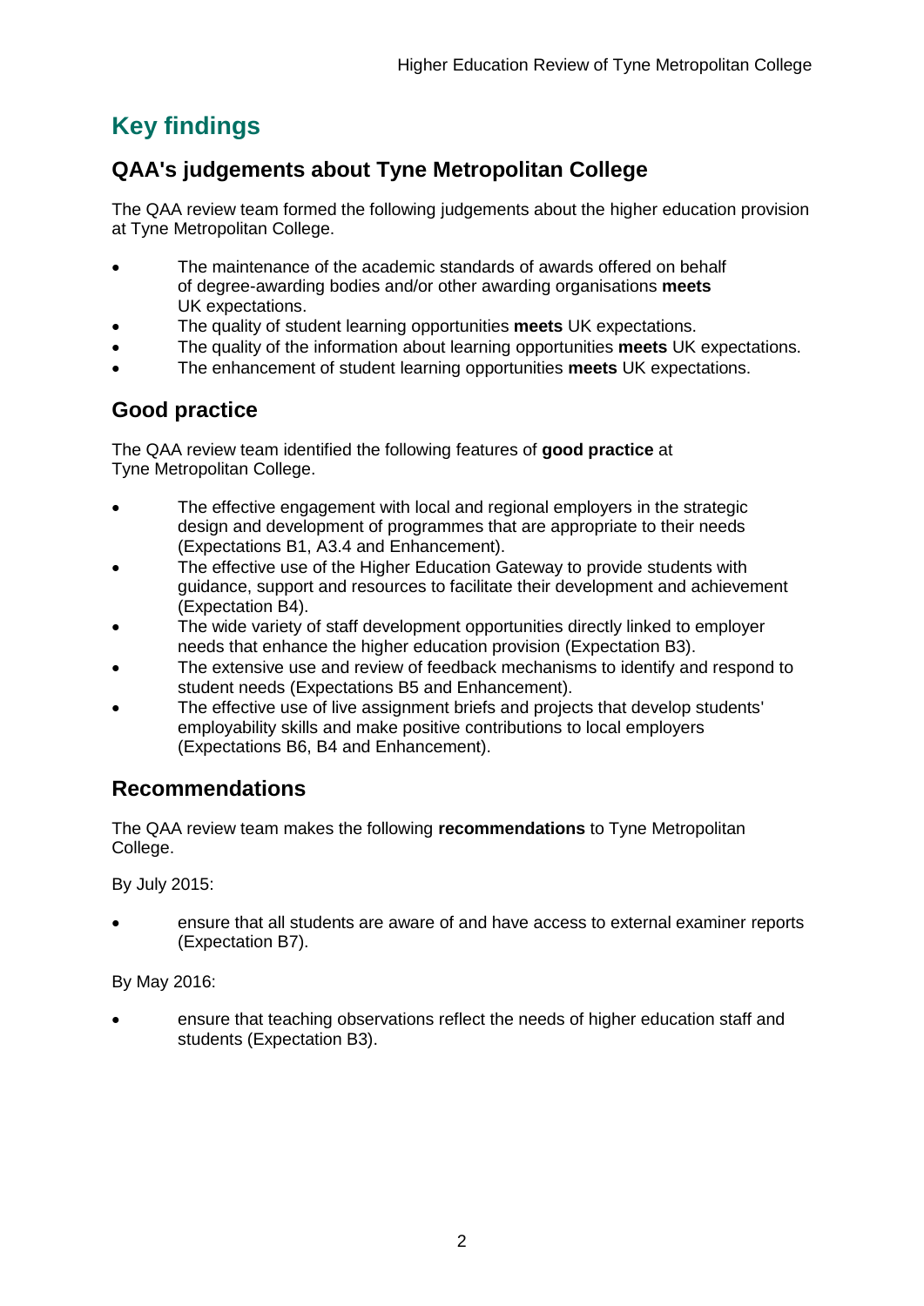# Key findings

## QAA's judgements about Tyne Metropolitan College

The QAA review team formed the following judgements about the higher education provision at Tyne Metropolitan College.

- The maintenance of the academic standards of awards offered on behalf of degree-awarding bodies and/or other awarding organisations **meets** UK expectations.
- The quality of student learning opportunities **meets** UK expectations.
- The quality of the information about learning opportunities **meets** UK expectations.
- The enhancement of student learning opportunities **meets** UK expectations.

## Good practice

The QAA review team identified the following features of **good practice** at Tyne Metropolitan College.

- The effective engagement with local and regional employers in the strategic design and development of programmes that are appropriate to their needs (Expectations B1, A3.4 and Enhancement).
- The effective use of the Higher Education Gateway to provide students with guidance, support and resources to facilitate their development and achievement (Expectation B4).
- The wide variety of staff development opportunities directly linked to employer needs that enhance the higher education provision (Expectation B3).
- The extensive use and review of feedback mechanisms to identify and respond to student needs (Expectations B5 and Enhancement).
- The effective use of live assignment briefs and projects that develop students' employability skills and make positive contributions to local employers (Expectations B6, B4 and Enhancement).

## Recommendations

The QAA review team makes the following **recommendations** to Tyne Metropolitan College.

By July 2015:

- ensure that all students are aware of and have access to external examiner reports (Expectation B7).

By May 2016:

- ensure that teaching observations reflect the needs of higher education staff and students (Expectation B3).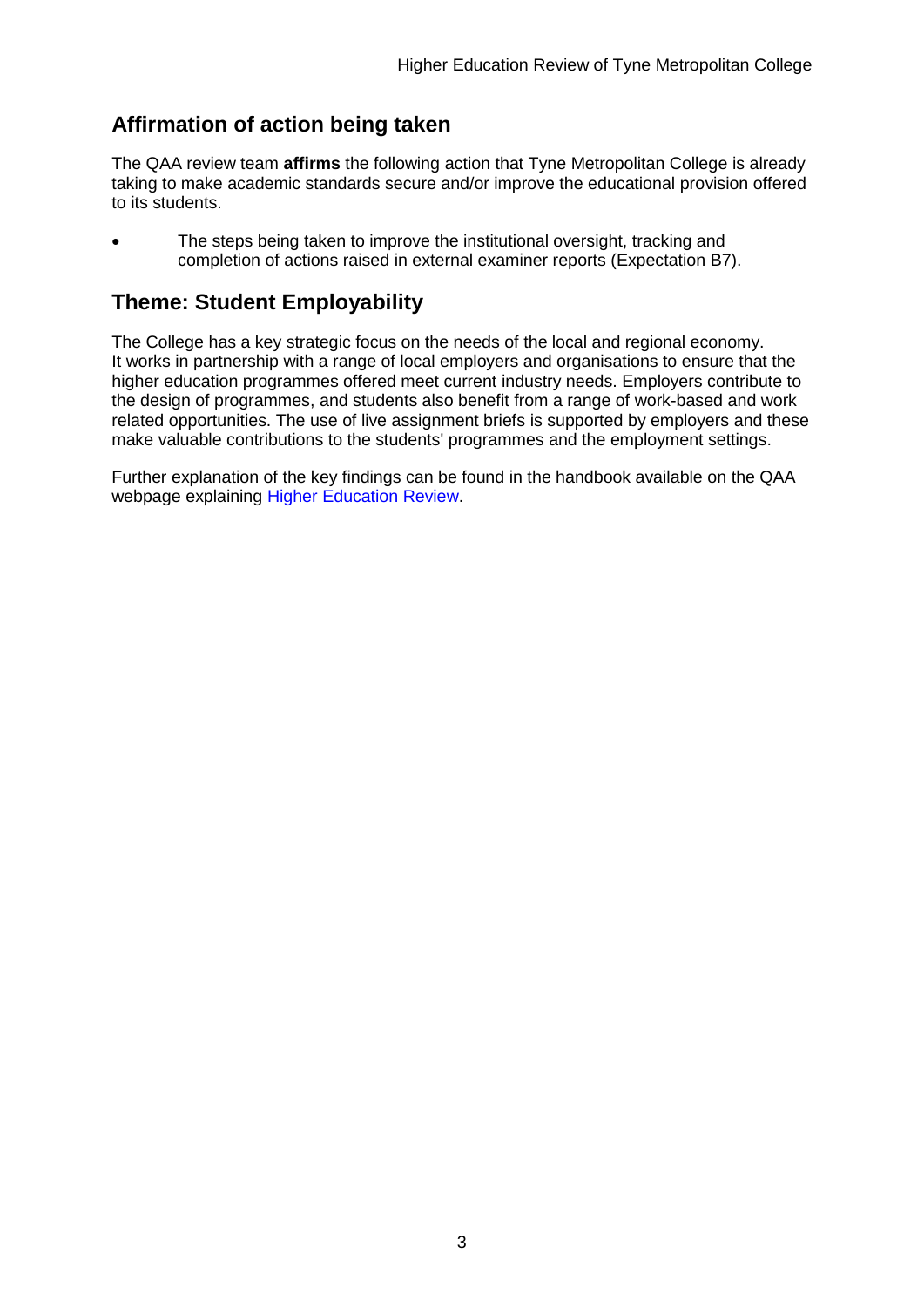## Affirmation of action being taken

The QAA review team **affirms** the following action that Tyne Metropolitan College is already taking to make academic standards secure and/or improve the educational provision offered to its students.

- The steps being taken to improve the institutional oversight, tracking and completion of actions raised in external examiner reports (Expectation B7).

## Theme: Student Employability

The College has a key strategic focus on the needs of the local and regional economy. It works in partnership with a range of local employers and organisations to ensure that the higher education programmes offered meet current industry needs. Employers contribute to the design of programmes, and students also benefit from a range of work-based and work related opportunities. The use of live assignment briefs is supported by employers and these make valuable contributions to the students' programmes and the employment settings.

Further explanation of the key findings can be found in the handbook available on the QAA webpage explaining [Higher Education Review](#).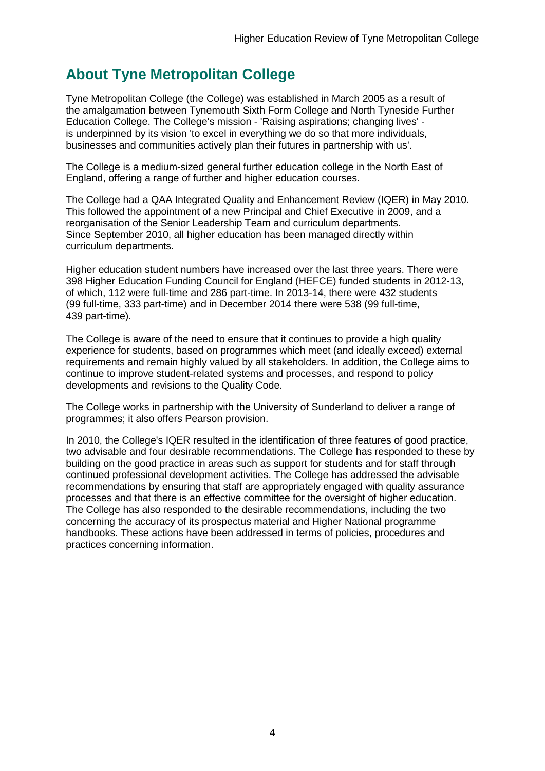## About Tyne Metropolitan College

Tyne Metropolitan College (the College) was established in March 2005 as a result of the amalgamation between Tynemouth Sixth Form College and North Tyneside Further Education College. The College's mission - 'Raising aspirations; changing lives' - is underpinned by its vision 'to excel in everything we do so that more individuals, businesses and communities actively plan their futures in partnership with us'.

The College is a medium-sized general further education college in the North East of England, offering a range of further and higher education courses.

The College had a QAA Integrated Quality and Enhancement Review (IQER) in May 2010. This followed the appointment of a new Principal and Chief Executive in 2009, and a reorganisation of the Senior Leadership Team and curriculum departments. Since September 2010, all higher education has been managed directly within curriculum departments.

Higher education student numbers have increased over the last three years. There were 398 Higher Education Funding Council for England (HEFCE) funded students in 2012-13, of which, 112 were full-time and 286 part-time. In 2013-14, there were 432 students (99 full-time, 333 part-time) and in December 2014 there were 538 (99 full-time, 439 part-time).

The College is aware of the need to ensure that it continues to provide a high quality experience for students, based on programmes which meet (and ideally exceed) external requirements and remain highly valued by all stakeholders. In addition, the College aims to continue to improve student-related systems and processes, and respond to policy developments and revisions to the Quality Code.

The College works in partnership with the University of Sunderland to deliver a range of programmes; it also offers Pearson provision.

In 2010, the College's IQER resulted in the identification of three features of good practice, two advisable and four desirable recommendations. The College has responded to these by building on the good practice in areas such as support for students and for staff through continued professional development activities. The College has addressed the advisable recommendations by ensuring that staff are appropriately engaged with quality assurance processes and that there is an effective committee for the oversight of higher education. The College has also responded to the desirable recommendations, including the two concerning the accuracy of its prospectus material and Higher National programme handbooks. These actions have been addressed in terms of policies, procedures and practices concerning information.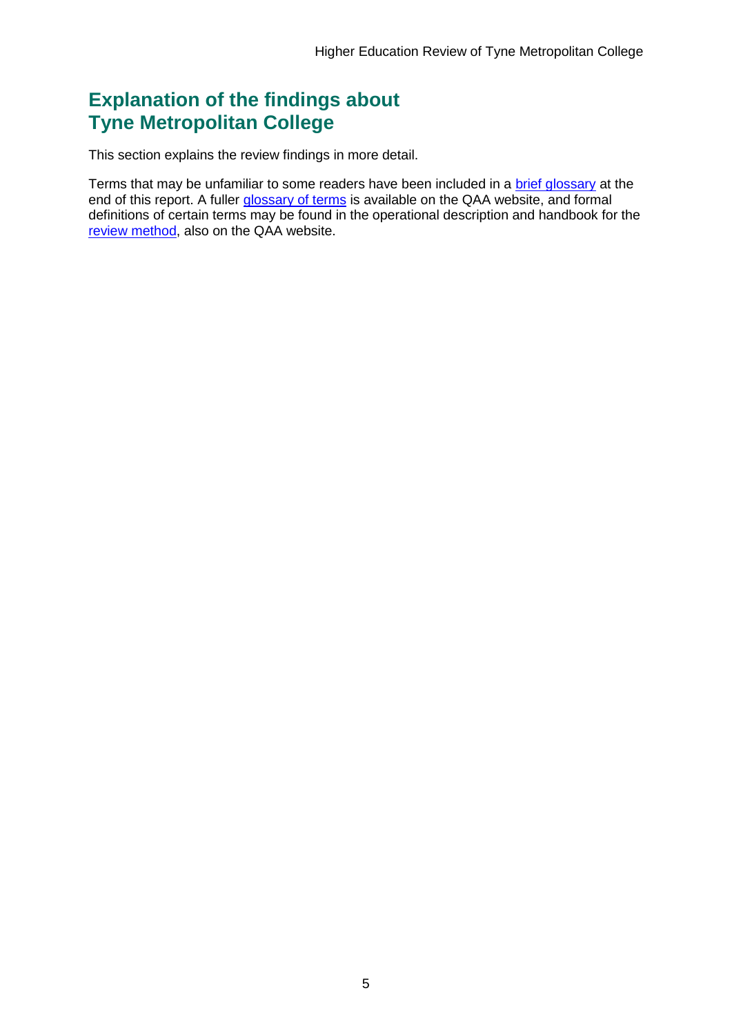# Explanation of the findings about Tyne Metropolitan College

This section explains the review findings in more detail.

Terms that may be unfamiliar to some readers have been included in a brief glossary at the end of this report. A fuller glossary of terms is available on the QAA website, and formal definitions of certain terms may be found in the operational description and handbook for the review method, also on the QAA website.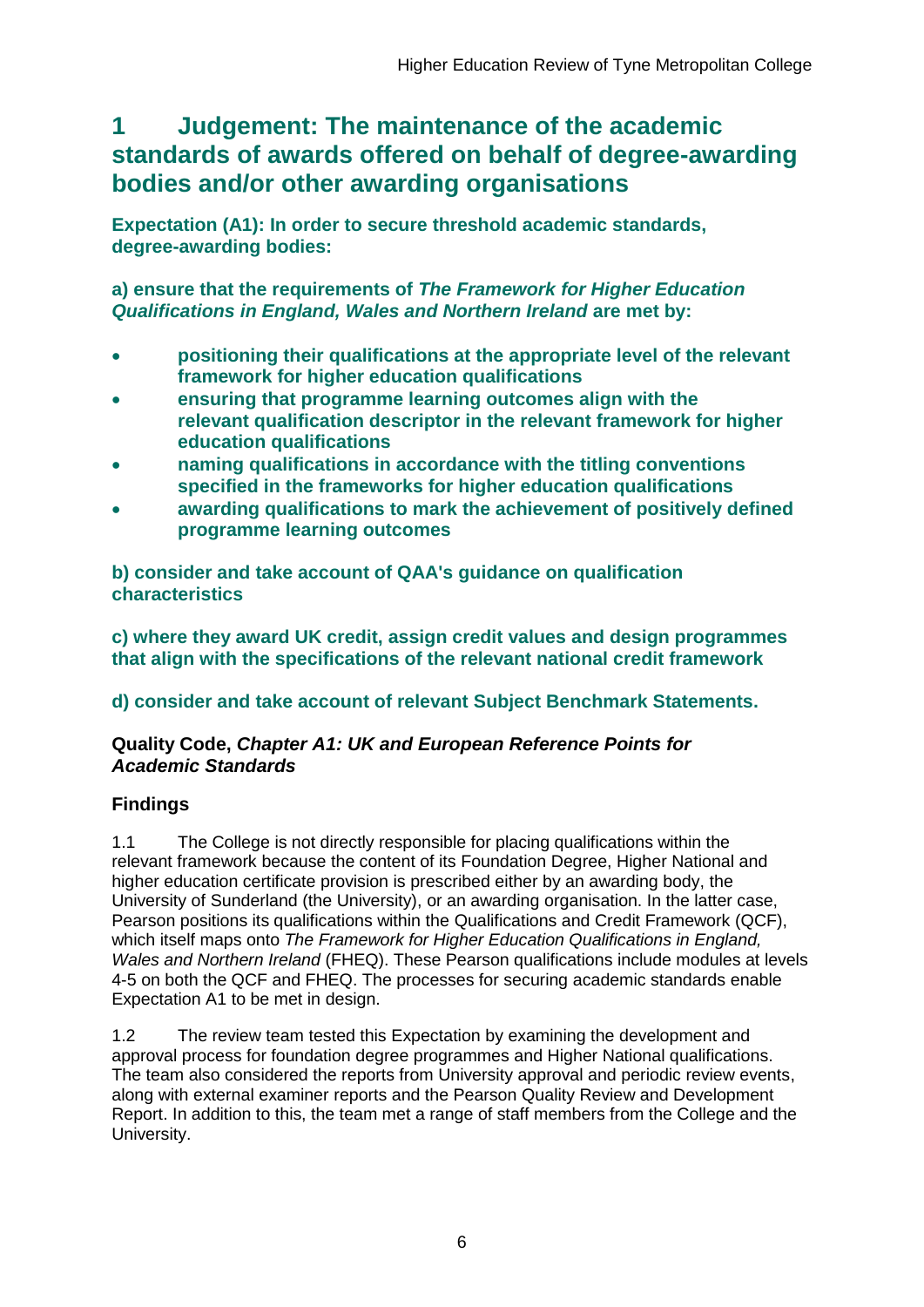# 1 Judgement: The maintenance of the academic standards of awards offered on behalf of degree-awarding bodies and/or other awarding organisations

**Expectation (A1): In order to secure threshold academic standards, degree-awarding bodies:**

**a) ensure that the requirements of *The Framework for Higher Education Qualifications in England, Wales and Northern Ireland* are met by:**

- **positioning their qualifications at the appropriate level of the relevant framework for higher education qualifications**
- **ensuring that programme learning outcomes align with the relevant qualification descriptor in the relevant framework for higher education qualifications**
- **naming qualifications in accordance with the titling conventions specified in the frameworks for higher education qualifications**
- **awarding qualifications to mark the achievement of positively defined programme learning outcomes**

**b) consider and take account of QAA's guidance on qualification characteristics**

**c) where they award UK credit, assign credit values and design programmes that align with the specifications of the relevant national credit framework**

**d) consider and take account of relevant Subject Benchmark Statements.**

**Quality Code, *Chapter A1: UK and European Reference Points for Academic Standards***

### Findings

1.1 The College is not directly responsible for placing qualifications within the relevant framework because the content of its Foundation Degree, Higher National and higher education certificate provision is prescribed either by an awarding body, the University of Sunderland (the University), or an awarding organisation. In the latter case, Pearson positions its qualifications within the Qualifications and Credit Framework (QCF), which itself maps onto *The Framework for Higher Education Qualifications in England, Wales and Northern Ireland* (FHEQ). These Pearson qualifications include modules at levels 4-5 on both the QCF and FHEQ. The processes for securing academic standards enable Expectation A1 to be met in design.

1.2 The review team tested this Expectation by examining the development and approval process for foundation degree programmes and Higher National qualifications. The team also considered the reports from University approval and periodic review events, along with external examiner reports and the Pearson Quality Review and Development Report. In addition to this, the team met a range of staff members from the College and the University.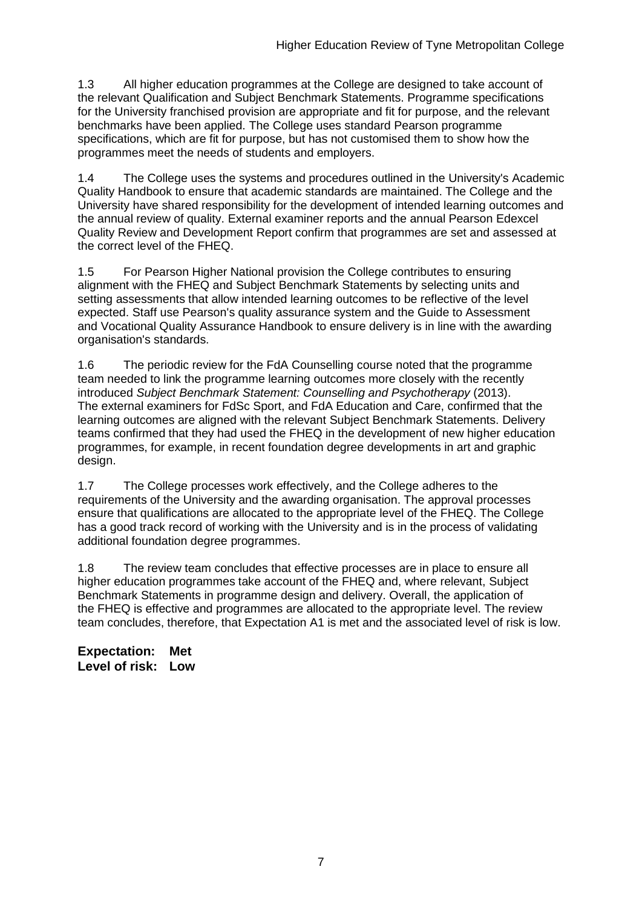1.3 All higher education programmes at the College are designed to take account of the relevant Qualification and Subject Benchmark Statements. Programme specifications for the University franchised provision are appropriate and fit for purpose, and the relevant benchmarks have been applied. The College uses standard Pearson programme specifications, which are fit for purpose, but has not customised them to show how the programmes meet the needs of students and employers.

1.4 The College uses the systems and procedures outlined in the University's Academic Quality Handbook to ensure that academic standards are maintained. The College and the University have shared responsibility for the development of intended learning outcomes and the annual review of quality. External examiner reports and the annual Pearson Edexcel Quality Review and Development Report confirm that programmes are set and assessed at the correct level of the FHEQ.

1.5 For Pearson Higher National provision the College contributes to ensuring alignment with the FHEQ and Subject Benchmark Statements by selecting units and setting assessments that allow intended learning outcomes to be reflective of the level expected. Staff use Pearson's quality assurance system and the Guide to Assessment and Vocational Quality Assurance Handbook to ensure delivery is in line with the awarding organisation's standards.

1.6 The periodic review for the FdA Counselling course noted that the programme team needed to link the programme learning outcomes more closely with the recently introduced *Subject Benchmark Statement: Counselling and Psychotherapy* (2013). The external examiners for FdSc Sport, and FdA Education and Care, confirmed that the learning outcomes are aligned with the relevant Subject Benchmark Statements. Delivery teams confirmed that they had used the FHEQ in the development of new higher education programmes, for example, in recent foundation degree developments in art and graphic design.

1.7 The College processes work effectively, and the College adheres to the requirements of the University and the awarding organisation. The approval processes ensure that qualifications are allocated to the appropriate level of the FHEQ. The College has a good track record of working with the University and is in the process of validating additional foundation degree programmes.

1.8 The review team concludes that effective processes are in place to ensure all higher education programmes take account of the FHEQ and, where relevant, Subject Benchmark Statements in programme design and delivery. Overall, the application of the FHEQ is effective and programmes are allocated to the appropriate level. The review team concludes, therefore, that Expectation A1 is met and the associated level of risk is low.

**Expectation: Met**
**Level of risk: Low**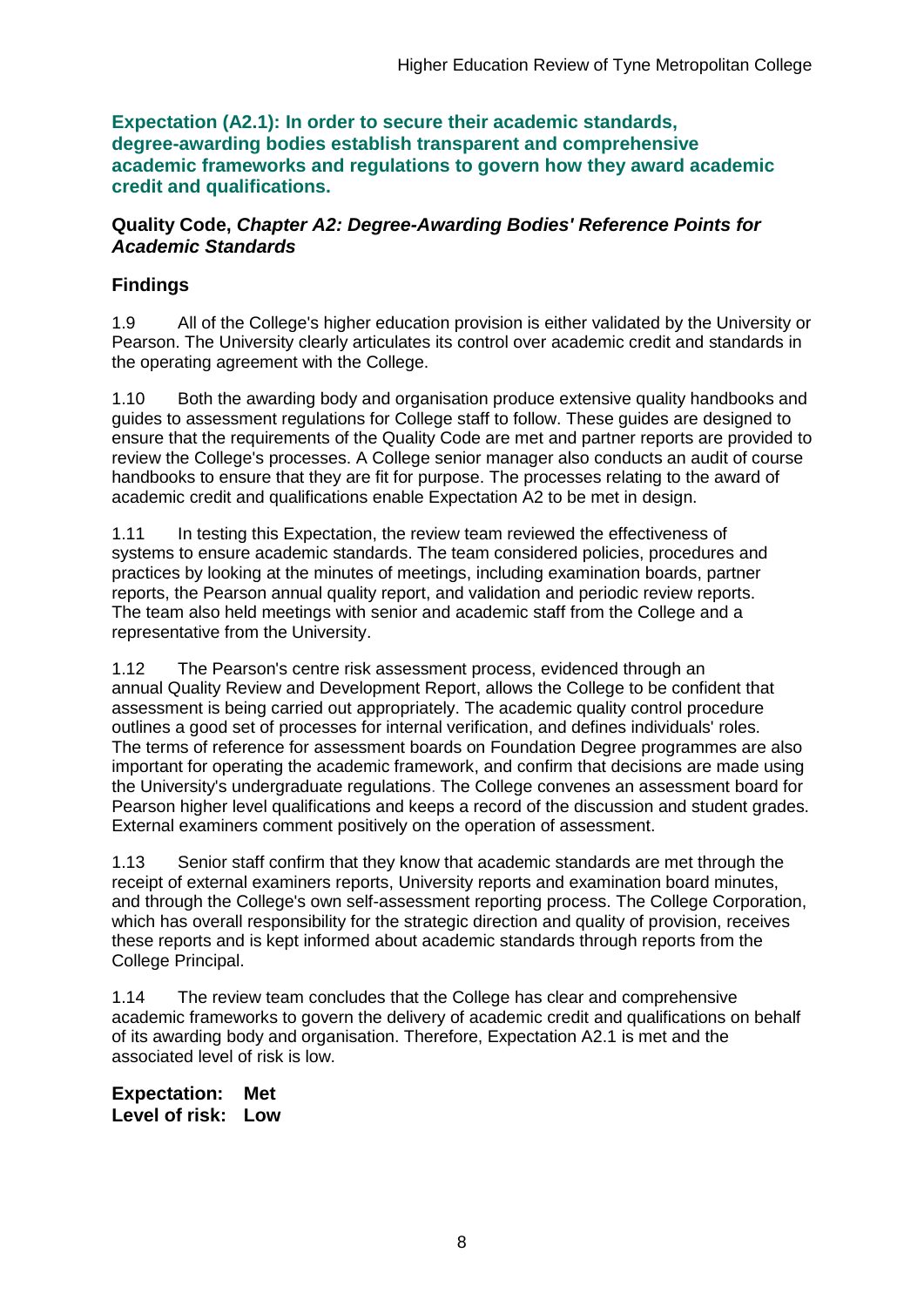**Expectation (A2.1): In order to secure their academic standards, degree-awarding bodies establish transparent and comprehensive academic frameworks and regulations to govern how they award academic credit and qualifications.**

**Quality Code, *Chapter A2: Degree-Awarding Bodies' Reference Points for Academic Standards***

## Findings

1.9 All of the College's higher education provision is either validated by the University or Pearson. The University clearly articulates its control over academic credit and standards in the operating agreement with the College.

1.10 Both the awarding body and organisation produce extensive quality handbooks and guides to assessment regulations for College staff to follow. These guides are designed to ensure that the requirements of the Quality Code are met and partner reports are provided to review the College's processes. A College senior manager also conducts an audit of course handbooks to ensure that they are fit for purpose. The processes relating to the award of academic credit and qualifications enable Expectation A2 to be met in design.

1.11 In testing this Expectation, the review team reviewed the effectiveness of systems to ensure academic standards. The team considered policies, procedures and practices by looking at the minutes of meetings, including examination boards, partner reports, the Pearson annual quality report, and validation and periodic review reports. The team also held meetings with senior and academic staff from the College and a representative from the University.

1.12 The Pearson's centre risk assessment process, evidenced through an annual Quality Review and Development Report, allows the College to be confident that assessment is being carried out appropriately. The academic quality control procedure outlines a good set of processes for internal verification, and defines individuals' roles. The terms of reference for assessment boards on Foundation Degree programmes are also important for operating the academic framework, and confirm that decisions are made using the University's undergraduate regulations. The College convenes an assessment board for Pearson higher level qualifications and keeps a record of the discussion and student grades. External examiners comment positively on the operation of assessment.

1.13 Senior staff confirm that they know that academic standards are met through the receipt of external examiners reports, University reports and examination board minutes, and through the College's own self-assessment reporting process. The College Corporation, which has overall responsibility for the strategic direction and quality of provision, receives these reports and is kept informed about academic standards through reports from the College Principal.

1.14 The review team concludes that the College has clear and comprehensive academic frameworks to govern the delivery of academic credit and qualifications on behalf of its awarding body and organisation. Therefore, Expectation A2.1 is met and the associated level of risk is low.

**Expectation: Met**
**Level of risk: Low**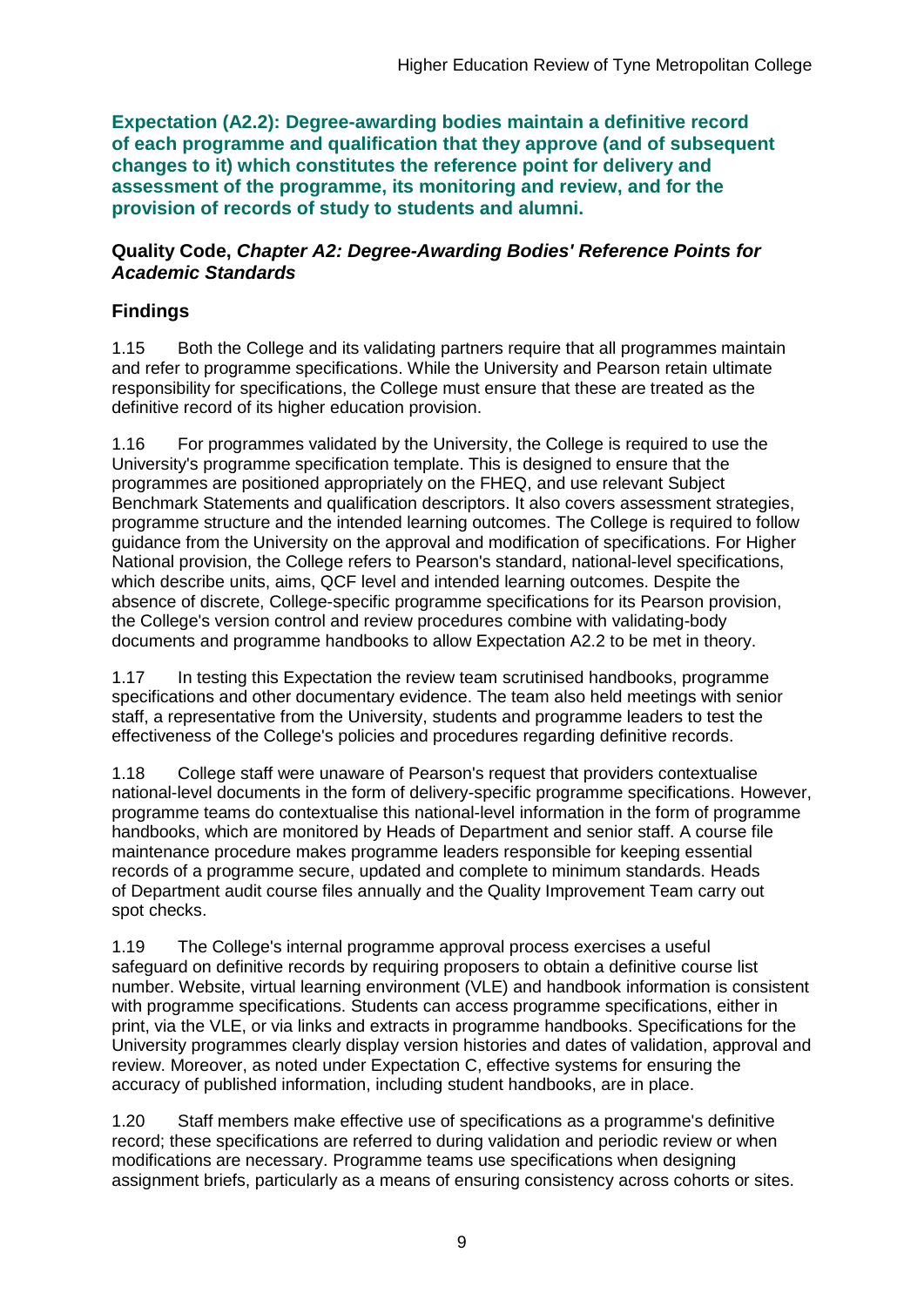**Expectation (A2.2): Degree-awarding bodies maintain a definitive record of each programme and qualification that they approve (and of subsequent changes to it) which constitutes the reference point for delivery and assessment of the programme, its monitoring and review, and for the provision of records of study to students and alumni.**

### Quality Code, *Chapter A2: Degree-Awarding Bodies' Reference Points for Academic Standards*

### Findings

1.15 Both the College and its validating partners require that all programmes maintain and refer to programme specifications. While the University and Pearson retain ultimate responsibility for specifications, the College must ensure that these are treated as the definitive record of its higher education provision.

1.16 For programmes validated by the University, the College is required to use the University's programme specification template. This is designed to ensure that the programmes are positioned appropriately on the FHEQ, and use relevant Subject Benchmark Statements and qualification descriptors. It also covers assessment strategies, programme structure and the intended learning outcomes. The College is required to follow guidance from the University on the approval and modification of specifications. For Higher National provision, the College refers to Pearson's standard, national-level specifications, which describe units, aims, QCF level and intended learning outcomes. Despite the absence of discrete, College-specific programme specifications for its Pearson provision, the College's version control and review procedures combine with validating-body documents and programme handbooks to allow Expectation A2.2 to be met in theory.

1.17 In testing this Expectation the review team scrutinised handbooks, programme specifications and other documentary evidence. The team also held meetings with senior staff, a representative from the University, students and programme leaders to test the effectiveness of the College's policies and procedures regarding definitive records.

1.18 College staff were unaware of Pearson's request that providers contextualise national-level documents in the form of delivery-specific programme specifications. However, programme teams do contextualise this national-level information in the form of programme handbooks, which are monitored by Heads of Department and senior staff. A course file maintenance procedure makes programme leaders responsible for keeping essential records of a programme secure, updated and complete to minimum standards. Heads of Department audit course files annually and the Quality Improvement Team carry out spot checks.

1.19 The College's internal programme approval process exercises a useful safeguard on definitive records by requiring proposers to obtain a definitive course list number. Website, virtual learning environment (VLE) and handbook information is consistent with programme specifications. Students can access programme specifications, either in print, via the VLE, or via links and extracts in programme handbooks. Specifications for the University programmes clearly display version histories and dates of validation, approval and review. Moreover, as noted under Expectation C, effective systems for ensuring the accuracy of published information, including student handbooks, are in place.

1.20 Staff members make effective use of specifications as a programme's definitive record; these specifications are referred to during validation and periodic review or when modifications are necessary. Programme teams use specifications when designing assignment briefs, particularly as a means of ensuring consistency across cohorts or sites.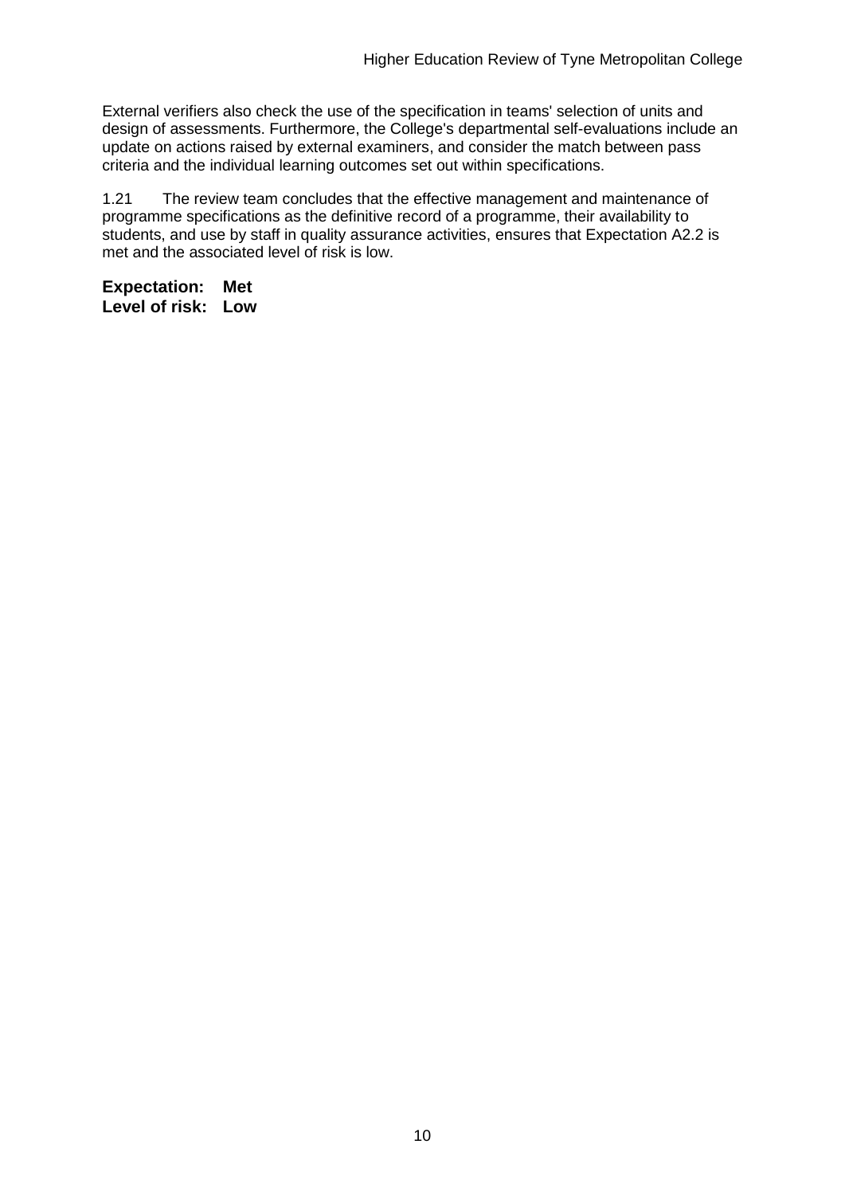External verifiers also check the use of the specification in teams' selection of units and design of assessments. Furthermore, the College's departmental self-evaluations include an update on actions raised by external examiners, and consider the match between pass criteria and the individual learning outcomes set out within specifications.

1.21 The review team concludes that the effective management and maintenance of programme specifications as the definitive record of a programme, their availability to students, and use by staff in quality assurance activities, ensures that Expectation A2.2 is met and the associated level of risk is low.

**Expectation: Met**
**Level of risk: Low**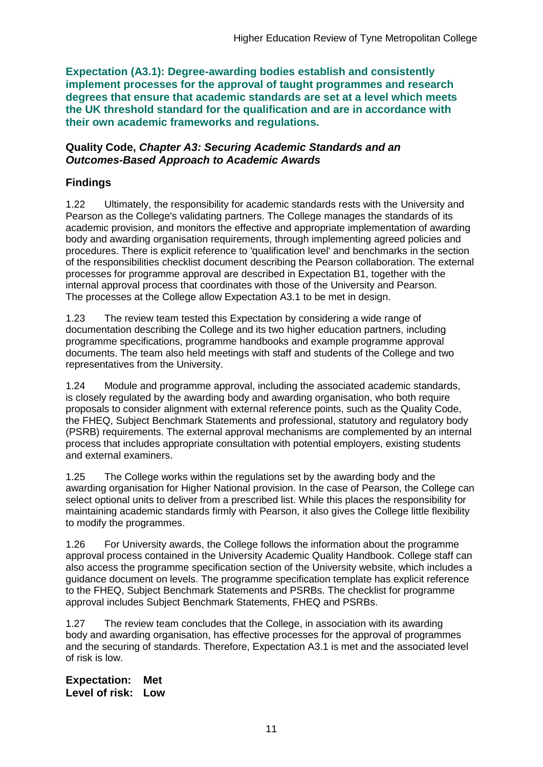**Expectation (A3.1): Degree-awarding bodies establish and consistently implement processes for the approval of taught programmes and research degrees that ensure that academic standards are set at a level which meets the UK threshold standard for the qualification and are in accordance with their own academic frameworks and regulations.**

### Quality Code, *Chapter A3: Securing Academic Standards and an Outcomes-Based Approach to Academic Awards*

### Findings

1.22 Ultimately, the responsibility for academic standards rests with the University and Pearson as the College's validating partners. The College manages the standards of its academic provision, and monitors the effective and appropriate implementation of awarding body and awarding organisation requirements, through implementing agreed policies and procedures. There is explicit reference to 'qualification level' and benchmarks in the section of the responsibilities checklist document describing the Pearson collaboration. The external processes for programme approval are described in Expectation B1, together with the internal approval process that coordinates with those of the University and Pearson. The processes at the College allow Expectation A3.1 to be met in design.

1.23 The review team tested this Expectation by considering a wide range of documentation describing the College and its two higher education partners, including programme specifications, programme handbooks and example programme approval documents. The team also held meetings with staff and students of the College and two representatives from the University.

1.24 Module and programme approval, including the associated academic standards, is closely regulated by the awarding body and awarding organisation, who both require proposals to consider alignment with external reference points, such as the Quality Code, the FHEQ, Subject Benchmark Statements and professional, statutory and regulatory body (PSRB) requirements. The external approval mechanisms are complemented by an internal process that includes appropriate consultation with potential employers, existing students and external examiners.

1.25 The College works within the regulations set by the awarding body and the awarding organisation for Higher National provision. In the case of Pearson, the College can select optional units to deliver from a prescribed list. While this places the responsibility for maintaining academic standards firmly with Pearson, it also gives the College little flexibility to modify the programmes.

1.26 For University awards, the College follows the information about the programme approval process contained in the University Academic Quality Handbook. College staff can also access the programme specification section of the University website, which includes a guidance document on levels. The programme specification template has explicit reference to the FHEQ, Subject Benchmark Statements and PSRBs. The checklist for programme approval includes Subject Benchmark Statements, FHEQ and PSRBs.

1.27 The review team concludes that the College, in association with its awarding body and awarding organisation, has effective processes for the approval of programmes and the securing of standards. Therefore, Expectation A3.1 is met and the associated level of risk is low.

**Expectation: Met**
**Level of risk: Low**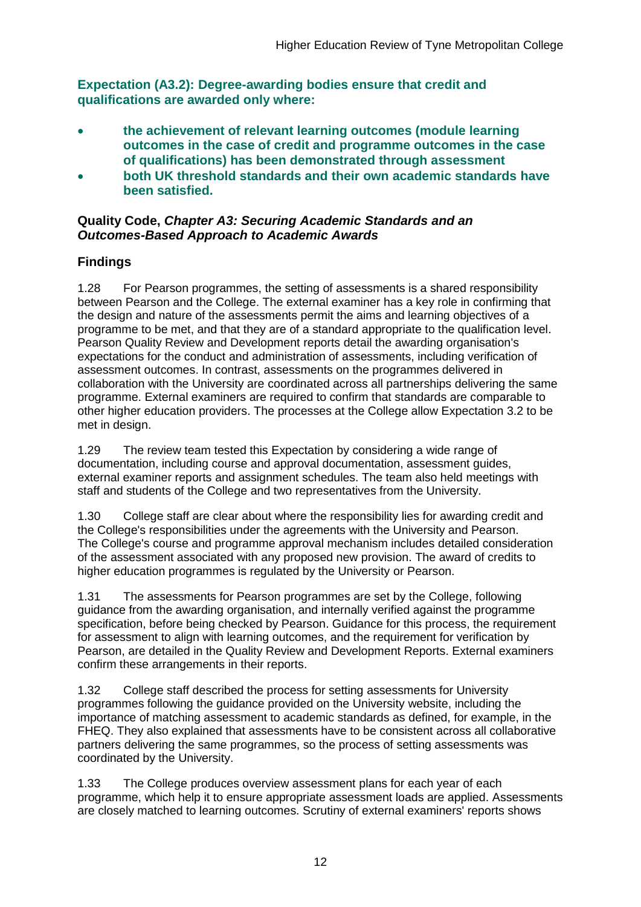**Expectation (A3.2): Degree-awarding bodies ensure that credit and qualifications are awarded only where:**

- **the achievement of relevant learning outcomes (module learning outcomes in the case of credit and programme outcomes in the case of qualifications) has been demonstrated through assessment**
- **both UK threshold standards and their own academic standards have been satisfied.**

**Quality Code, *Chapter A3: Securing Academic Standards and an Outcomes-Based Approach to Academic Awards***

## Findings

1.28 For Pearson programmes, the setting of assessments is a shared responsibility between Pearson and the College. The external examiner has a key role in confirming that the design and nature of the assessments permit the aims and learning objectives of a programme to be met, and that they are of a standard appropriate to the qualification level. Pearson Quality Review and Development reports detail the awarding organisation's expectations for the conduct and administration of assessments, including verification of assessment outcomes. In contrast, assessments on the programmes delivered in collaboration with the University are coordinated across all partnerships delivering the same programme. External examiners are required to confirm that standards are comparable to other higher education providers. The processes at the College allow Expectation 3.2 to be met in design.

1.29 The review team tested this Expectation by considering a wide range of documentation, including course and approval documentation, assessment guides, external examiner reports and assignment schedules. The team also held meetings with staff and students of the College and two representatives from the University.

1.30 College staff are clear about where the responsibility lies for awarding credit and the College's responsibilities under the agreements with the University and Pearson. The College's course and programme approval mechanism includes detailed consideration of the assessment associated with any proposed new provision. The award of credits to higher education programmes is regulated by the University or Pearson.

1.31 The assessments for Pearson programmes are set by the College, following guidance from the awarding organisation, and internally verified against the programme specification, before being checked by Pearson. Guidance for this process, the requirement for assessment to align with learning outcomes, and the requirement for verification by Pearson, are detailed in the Quality Review and Development Reports. External examiners confirm these arrangements in their reports.

1.32 College staff described the process for setting assessments for University programmes following the guidance provided on the University website, including the importance of matching assessment to academic standards as defined, for example, in the FHEQ. They also explained that assessments have to be consistent across all collaborative partners delivering the same programmes, so the process of setting assessments was coordinated by the University.

1.33 The College produces overview assessment plans for each year of each programme, which help it to ensure appropriate assessment loads are applied. Assessments are closely matched to learning outcomes. Scrutiny of external examiners' reports shows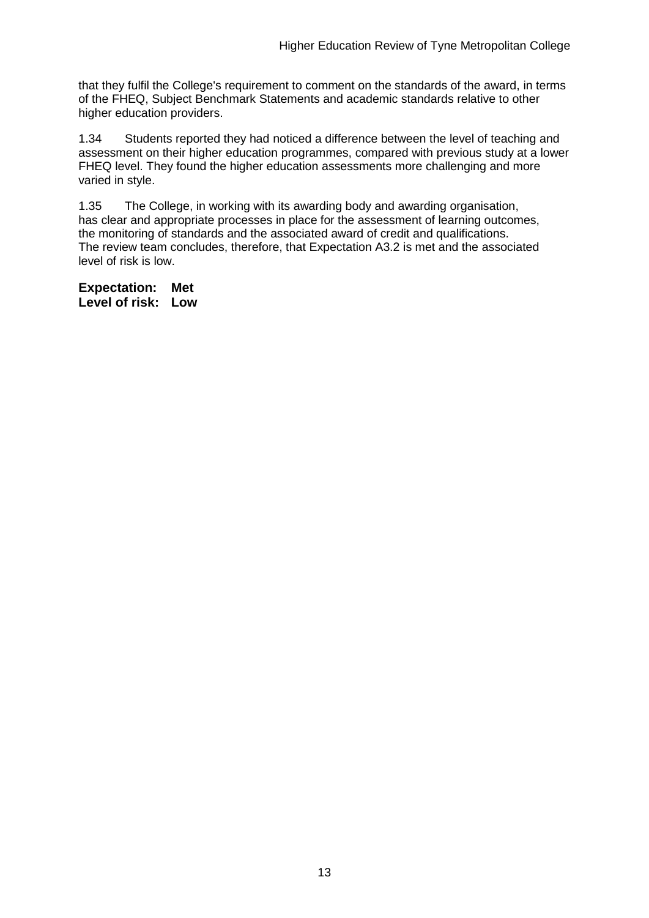that they fulfil the College's requirement to comment on the standards of the award, in terms of the FHEQ, Subject Benchmark Statements and academic standards relative to other higher education providers.

1.34 Students reported they had noticed a difference between the level of teaching and assessment on their higher education programmes, compared with previous study at a lower FHEQ level. They found the higher education assessments more challenging and more varied in style.

1.35 The College, in working with its awarding body and awarding organisation, has clear and appropriate processes in place for the assessment of learning outcomes, the monitoring of standards and the associated award of credit and qualifications. The review team concludes, therefore, that Expectation A3.2 is met and the associated level of risk is low.

**Expectation: Met**
**Level of risk: Low**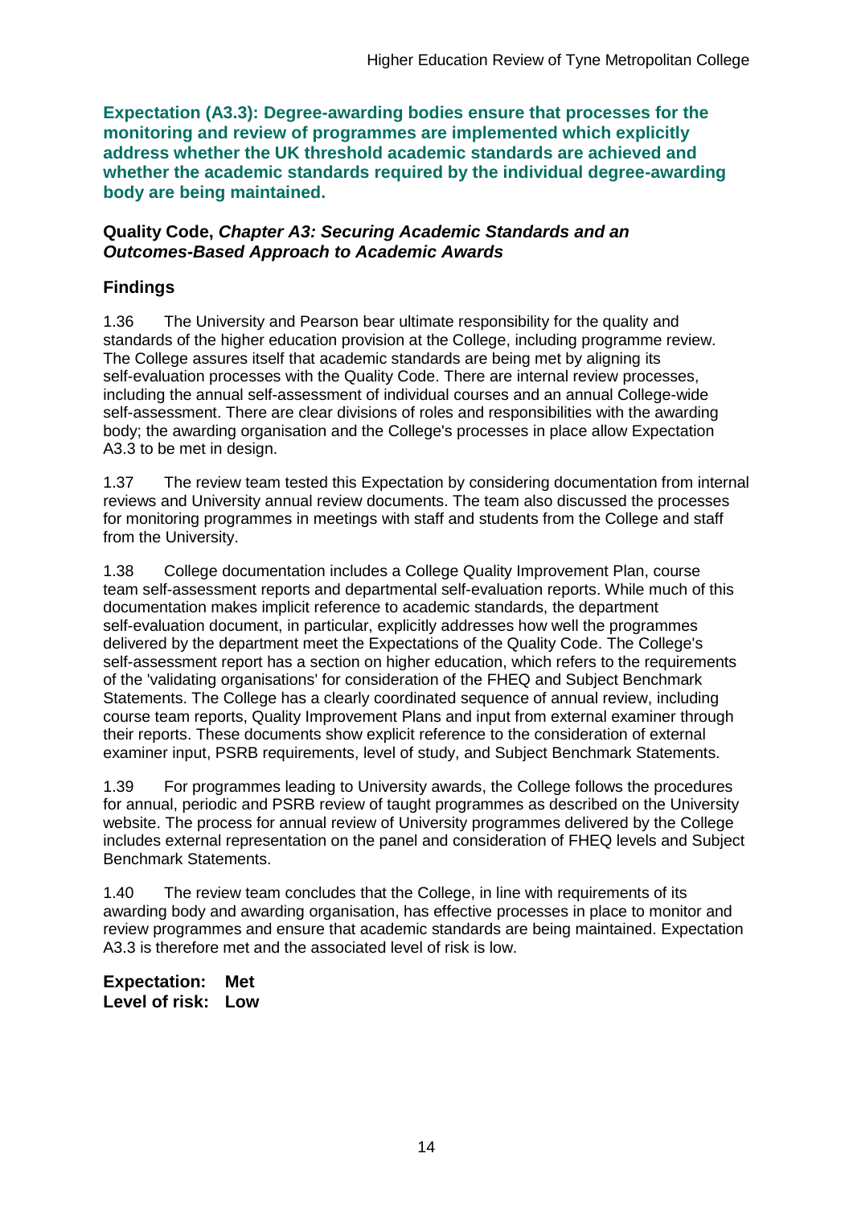**Expectation (A3.3): Degree-awarding bodies ensure that processes for the monitoring and review of programmes are implemented which explicitly address whether the UK threshold academic standards are achieved and whether the academic standards required by the individual degree-awarding body are being maintained.**

**Quality Code, *Chapter A3: Securing Academic Standards and an Outcomes-Based Approach to Academic Awards***

## Findings

1.36 The University and Pearson bear ultimate responsibility for the quality and standards of the higher education provision at the College, including programme review. The College assures itself that academic standards are being met by aligning its self-evaluation processes with the Quality Code. There are internal review processes, including the annual self-assessment of individual courses and an annual College-wide self-assessment. There are clear divisions of roles and responsibilities with the awarding body; the awarding organisation and the College's processes in place allow Expectation A3.3 to be met in design.

1.37 The review team tested this Expectation by considering documentation from internal reviews and University annual review documents. The team also discussed the processes for monitoring programmes in meetings with staff and students from the College and staff from the University.

1.38 College documentation includes a College Quality Improvement Plan, course team self-assessment reports and departmental self-evaluation reports. While much of this documentation makes implicit reference to academic standards, the department self-evaluation document, in particular, explicitly addresses how well the programmes delivered by the department meet the Expectations of the Quality Code. The College's self-assessment report has a section on higher education, which refers to the requirements of the 'validating organisations' for consideration of the FHEQ and Subject Benchmark Statements. The College has a clearly coordinated sequence of annual review, including course team reports, Quality Improvement Plans and input from external examiner through their reports. These documents show explicit reference to the consideration of external examiner input, PSRB requirements, level of study, and Subject Benchmark Statements.

1.39 For programmes leading to University awards, the College follows the procedures for annual, periodic and PSRB review of taught programmes as described on the University website. The process for annual review of University programmes delivered by the College includes external representation on the panel and consideration of FHEQ levels and Subject Benchmark Statements.

1.40 The review team concludes that the College, in line with requirements of its awarding body and awarding organisation, has effective processes in place to monitor and review programmes and ensure that academic standards are being maintained. Expectation A3.3 is therefore met and the associated level of risk is low.

**Expectation: Met**
**Level of risk: Low**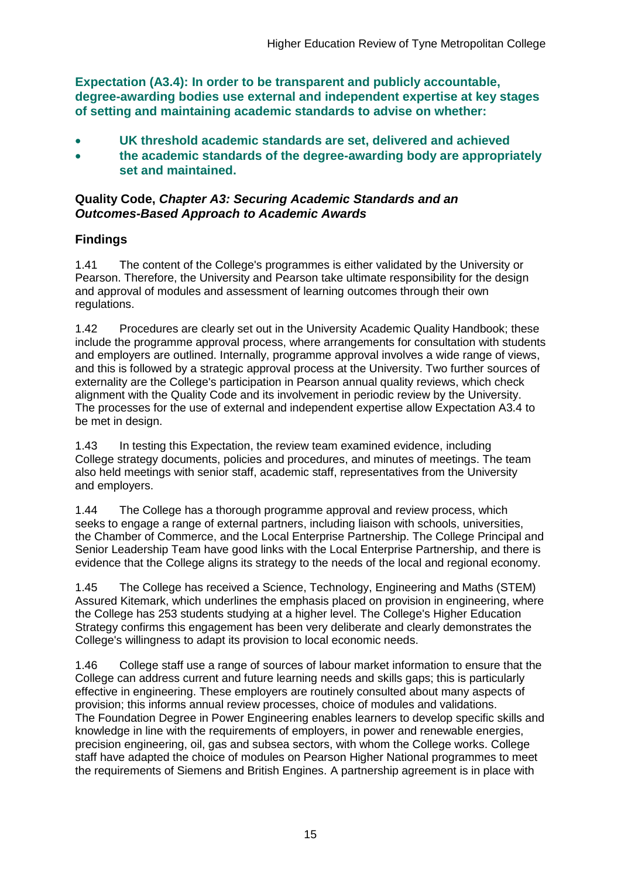**Expectation (A3.4): In order to be transparent and publicly accountable, degree-awarding bodies use external and independent expertise at key stages of setting and maintaining academic standards to advise on whether:**

- **UK threshold academic standards are set, delivered and achieved**
- **the academic standards of the degree-awarding body are appropriately set and maintained.**

**Quality Code, *Chapter A3: Securing Academic Standards and an Outcomes-Based Approach to Academic Awards***

## Findings

1.41 The content of the College's programmes is either validated by the University or Pearson. Therefore, the University and Pearson take ultimate responsibility for the design and approval of modules and assessment of learning outcomes through their own regulations.

1.42 Procedures are clearly set out in the University Academic Quality Handbook; these include the programme approval process, where arrangements for consultation with students and employers are outlined. Internally, programme approval involves a wide range of views, and this is followed by a strategic approval process at the University. Two further sources of externality are the College's participation in Pearson annual quality reviews, which check alignment with the Quality Code and its involvement in periodic review by the University. The processes for the use of external and independent expertise allow Expectation A3.4 to be met in design.

1.43 In testing this Expectation, the review team examined evidence, including College strategy documents, policies and procedures, and minutes of meetings. The team also held meetings with senior staff, academic staff, representatives from the University and employers.

1.44 The College has a thorough programme approval and review process, which seeks to engage a range of external partners, including liaison with schools, universities, the Chamber of Commerce, and the Local Enterprise Partnership. The College Principal and Senior Leadership Team have good links with the Local Enterprise Partnership, and there is evidence that the College aligns its strategy to the needs of the local and regional economy.

1.45 The College has received a Science, Technology, Engineering and Maths (STEM) Assured Kitemark, which underlines the emphasis placed on provision in engineering, where the College has 253 students studying at a higher level. The College's Higher Education Strategy confirms this engagement has been very deliberate and clearly demonstrates the College's willingness to adapt its provision to local economic needs.

1.46 College staff use a range of sources of labour market information to ensure that the College can address current and future learning needs and skills gaps; this is particularly effective in engineering. These employers are routinely consulted about many aspects of provision; this informs annual review processes, choice of modules and validations. The Foundation Degree in Power Engineering enables learners to develop specific skills and knowledge in line with the requirements of employers, in power and renewable energies, precision engineering, oil, gas and subsea sectors, with whom the College works. College staff have adapted the choice of modules on Pearson Higher National programmes to meet the requirements of Siemens and British Engines. A partnership agreement is in place with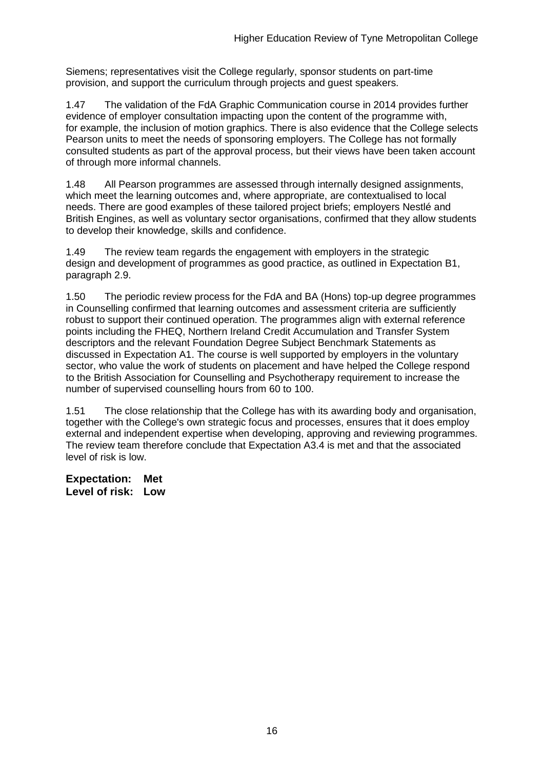Siemens; representatives visit the College regularly, sponsor students on part-time provision, and support the curriculum through projects and guest speakers.

1.47 The validation of the FdA Graphic Communication course in 2014 provides further evidence of employer consultation impacting upon the content of the programme with, for example, the inclusion of motion graphics. There is also evidence that the College selects Pearson units to meet the needs of sponsoring employers. The College has not formally consulted students as part of the approval process, but their views have been taken account of through more informal channels.

1.48 All Pearson programmes are assessed through internally designed assignments, which meet the learning outcomes and, where appropriate, are contextualised to local needs. There are good examples of these tailored project briefs; employers Nestlé and British Engines, as well as voluntary sector organisations, confirmed that they allow students to develop their knowledge, skills and confidence.

1.49 The review team regards the engagement with employers in the strategic design and development of programmes as good practice, as outlined in Expectation B1, paragraph 2.9.

1.50 The periodic review process for the FdA and BA (Hons) top-up degree programmes in Counselling confirmed that learning outcomes and assessment criteria are sufficiently robust to support their continued operation. The programmes align with external reference points including the FHEQ, Northern Ireland Credit Accumulation and Transfer System descriptors and the relevant Foundation Degree Subject Benchmark Statements as discussed in Expectation A1. The course is well supported by employers in the voluntary sector, who value the work of students on placement and have helped the College respond to the British Association for Counselling and Psychotherapy requirement to increase the number of supervised counselling hours from 60 to 100.

1.51 The close relationship that the College has with its awarding body and organisation, together with the College's own strategic focus and processes, ensures that it does employ external and independent expertise when developing, approving and reviewing programmes. The review team therefore conclude that Expectation A3.4 is met and that the associated level of risk is low.

**Expectation: Met**
**Level of risk: Low**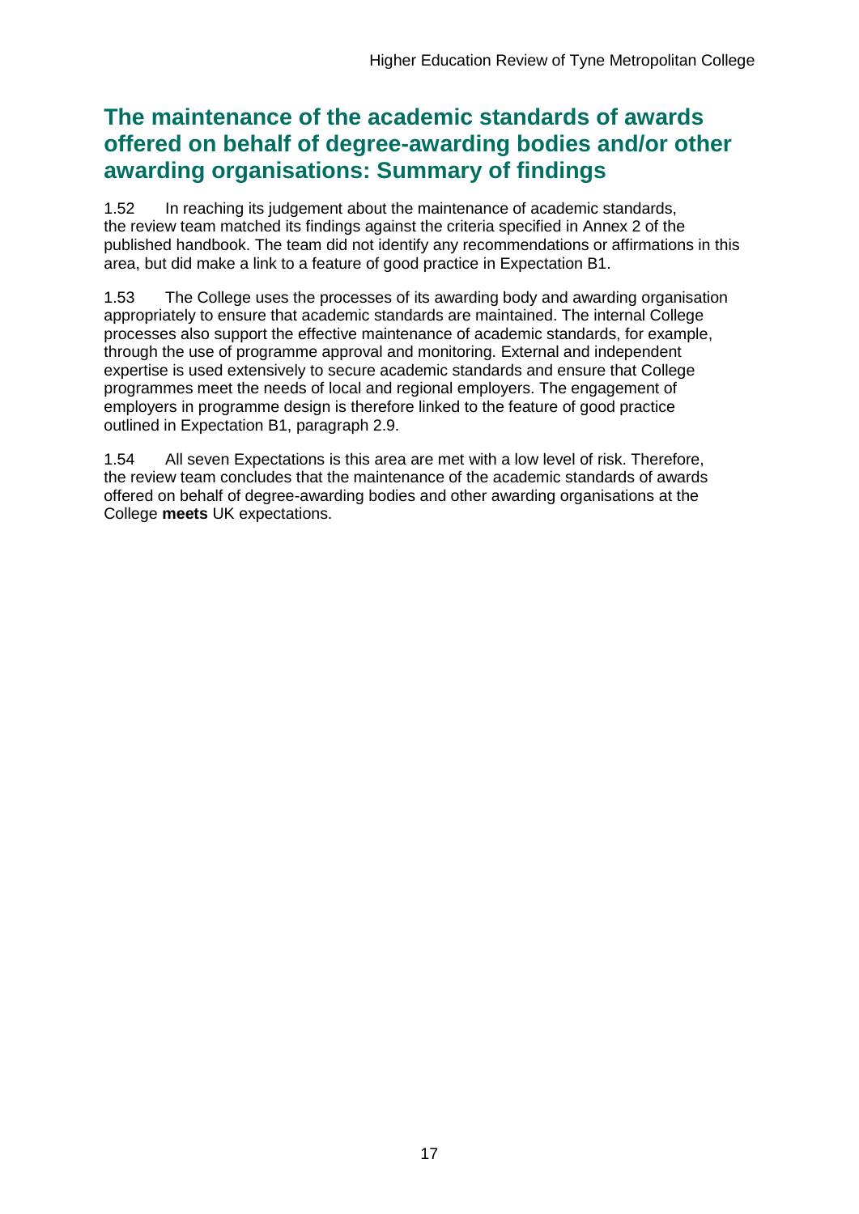## The maintenance of the academic standards of awards offered on behalf of degree-awarding bodies and/or other awarding organisations: Summary of findings

1.52 In reaching its judgement about the maintenance of academic standards, the review team matched its findings against the criteria specified in Annex 2 of the published handbook. The team did not identify any recommendations or affirmations in this area, but did make a link to a feature of good practice in Expectation B1.

1.53 The College uses the processes of its awarding body and awarding organisation appropriately to ensure that academic standards are maintained. The internal College processes also support the effective maintenance of academic standards, for example, through the use of programme approval and monitoring. External and independent expertise is used extensively to secure academic standards and ensure that College programmes meet the needs of local and regional employers. The engagement of employers in programme design is therefore linked to the feature of good practice outlined in Expectation B1, paragraph 2.9.

1.54 All seven Expectations is this area are met with a low level of risk. Therefore, the review team concludes that the maintenance of the academic standards of awards offered on behalf of degree-awarding bodies and other awarding organisations at the College **meets** UK expectations.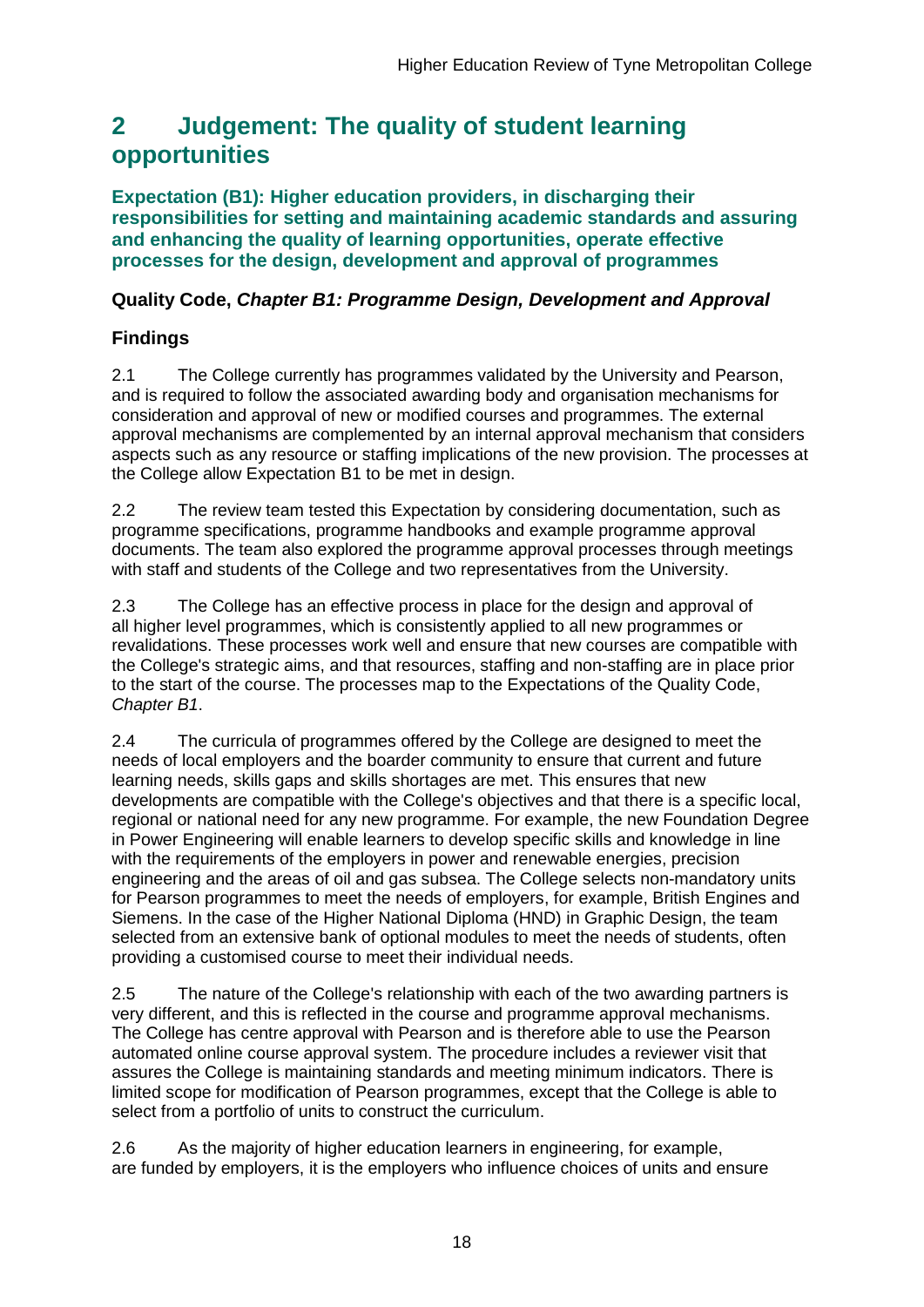# 2 Judgement: The quality of student learning opportunities

## Expectation (B1): Higher education providers, in discharging their responsibilities for setting and maintaining academic standards and assuring and enhancing the quality of learning opportunities, operate effective processes for the design, development and approval of programmes

### Quality Code, *Chapter B1: Programme Design, Development and Approval*

### Findings

2.1 The College currently has programmes validated by the University and Pearson, and is required to follow the associated awarding body and organisation mechanisms for consideration and approval of new or modified courses and programmes. The external approval mechanisms are complemented by an internal approval mechanism that considers aspects such as any resource or staffing implications of the new provision. The processes at the College allow Expectation B1 to be met in design.

2.2 The review team tested this Expectation by considering documentation, such as programme specifications, programme handbooks and example programme approval documents. The team also explored the programme approval processes through meetings with staff and students of the College and two representatives from the University.

2.3 The College has an effective process in place for the design and approval of all higher level programmes, which is consistently applied to all new programmes or revalidations. These processes work well and ensure that new courses are compatible with the College's strategic aims, and that resources, staffing and non-staffing are in place prior to the start of the course. The processes map to the Expectations of the Quality Code, *Chapter B1*.

2.4 The curricula of programmes offered by the College are designed to meet the needs of local employers and the boarder community to ensure that current and future learning needs, skills gaps and skills shortages are met. This ensures that new developments are compatible with the College's objectives and that there is a specific local, regional or national need for any new programme. For example, the new Foundation Degree in Power Engineering will enable learners to develop specific skills and knowledge in line with the requirements of the employers in power and renewable energies, precision engineering and the areas of oil and gas subsea. The College selects non-mandatory units for Pearson programmes to meet the needs of employers, for example, British Engines and Siemens. In the case of the Higher National Diploma (HND) in Graphic Design, the team selected from an extensive bank of optional modules to meet the needs of students, often providing a customised course to meet their individual needs.

2.5 The nature of the College's relationship with each of the two awarding partners is very different, and this is reflected in the course and programme approval mechanisms. The College has centre approval with Pearson and is therefore able to use the Pearson automated online course approval system. The procedure includes a reviewer visit that assures the College is maintaining standards and meeting minimum indicators. There is limited scope for modification of Pearson programmes, except that the College is able to select from a portfolio of units to construct the curriculum.

2.6 As the majority of higher education learners in engineering, for example, are funded by employers, it is the employers who influence choices of units and ensure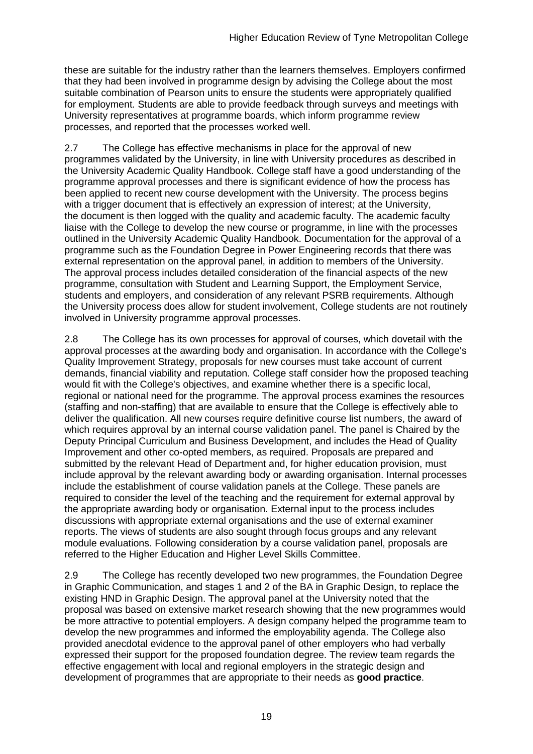these are suitable for the industry rather than the learners themselves. Employers confirmed that they had been involved in programme design by advising the College about the most suitable combination of Pearson units to ensure the students were appropriately qualified for employment. Students are able to provide feedback through surveys and meetings with University representatives at programme boards, which inform programme review processes, and reported that the processes worked well.

2.7 The College has effective mechanisms in place for the approval of new programmes validated by the University, in line with University procedures as described in the University Academic Quality Handbook. College staff have a good understanding of the programme approval processes and there is significant evidence of how the process has been applied to recent new course development with the University. The process begins with a trigger document that is effectively an expression of interest; at the University, the document is then logged with the quality and academic faculty. The academic faculty liaise with the College to develop the new course or programme, in line with the processes outlined in the University Academic Quality Handbook. Documentation for the approval of a programme such as the Foundation Degree in Power Engineering records that there was external representation on the approval panel, in addition to members of the University. The approval process includes detailed consideration of the financial aspects of the new programme, consultation with Student and Learning Support, the Employment Service, students and employers, and consideration of any relevant PSRB requirements. Although the University process does allow for student involvement, College students are not routinely involved in University programme approval processes.

2.8 The College has its own processes for approval of courses, which dovetail with the approval processes at the awarding body and organisation. In accordance with the College's Quality Improvement Strategy, proposals for new courses must take account of current demands, financial viability and reputation. College staff consider how the proposed teaching would fit with the College's objectives, and examine whether there is a specific local, regional or national need for the programme. The approval process examines the resources (staffing and non-staffing) that are available to ensure that the College is effectively able to deliver the qualification. All new courses require definitive course list numbers, the award of which requires approval by an internal course validation panel. The panel is Chaired by the Deputy Principal Curriculum and Business Development, and includes the Head of Quality Improvement and other co-opted members, as required. Proposals are prepared and submitted by the relevant Head of Department and, for higher education provision, must include approval by the relevant awarding body or awarding organisation. Internal processes include the establishment of course validation panels at the College. These panels are required to consider the level of the teaching and the requirement for external approval by the appropriate awarding body or organisation. External input to the process includes discussions with appropriate external organisations and the use of external examiner reports. The views of students are also sought through focus groups and any relevant module evaluations. Following consideration by a course validation panel, proposals are referred to the Higher Education and Higher Level Skills Committee.

2.9 The College has recently developed two new programmes, the Foundation Degree in Graphic Communication, and stages 1 and 2 of the BA in Graphic Design, to replace the existing HND in Graphic Design. The approval panel at the University noted that the proposal was based on extensive market research showing that the new programmes would be more attractive to potential employers. A design company helped the programme team to develop the new programmes and informed the employability agenda. The College also provided anecdotal evidence to the approval panel of other employers who had verbally expressed their support for the proposed foundation degree. The review team regards the effective engagement with local and regional employers in the strategic design and development of programmes that are appropriate to their needs as **good practice**.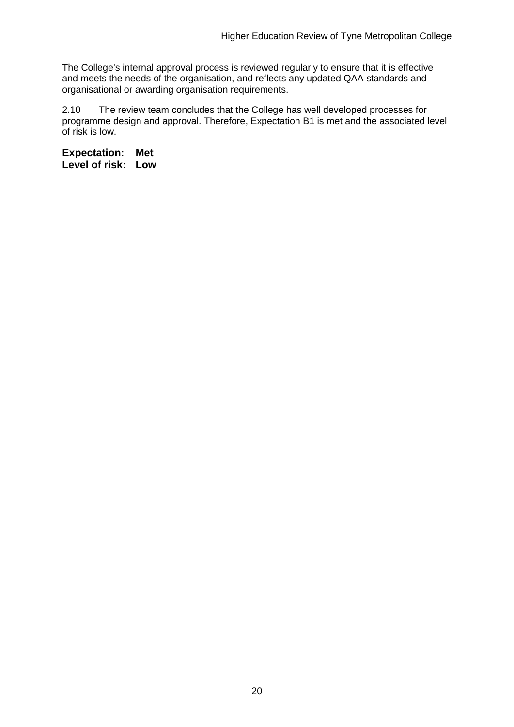The College's internal approval process is reviewed regularly to ensure that it is effective and meets the needs of the organisation, and reflects any updated QAA standards and organisational or awarding organisation requirements.

2.10 The review team concludes that the College has well developed processes for programme design and approval. Therefore, Expectation B1 is met and the associated level of risk is low.

**Expectation: Met**
**Level of risk: Low**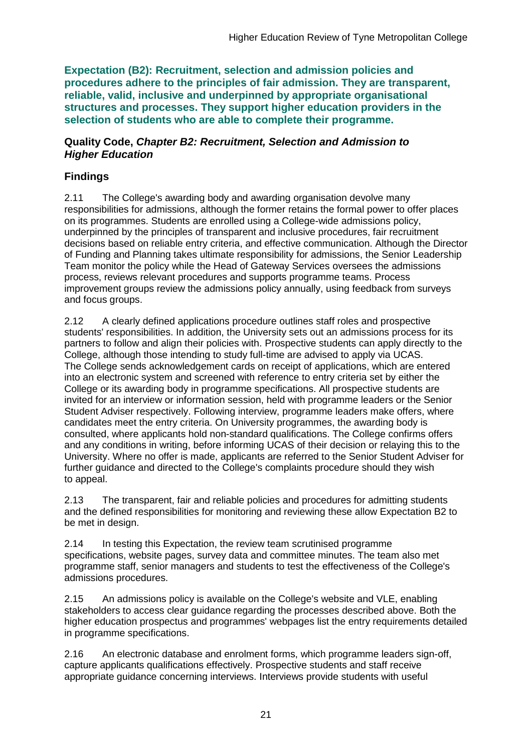**Expectation (B2): Recruitment, selection and admission policies and procedures adhere to the principles of fair admission. They are transparent, reliable, valid, inclusive and underpinned by appropriate organisational structures and processes. They support higher education providers in the selection of students who are able to complete their programme.**

**Quality Code, *Chapter B2: Recruitment, Selection and Admission to Higher Education***

## Findings

2.11 The College's awarding body and awarding organisation devolve many responsibilities for admissions, although the former retains the formal power to offer places on its programmes. Students are enrolled using a College-wide admissions policy, underpinned by the principles of transparent and inclusive procedures, fair recruitment decisions based on reliable entry criteria, and effective communication. Although the Director of Funding and Planning takes ultimate responsibility for admissions, the Senior Leadership Team monitor the policy while the Head of Gateway Services oversees the admissions process, reviews relevant procedures and supports programme teams. Process improvement groups review the admissions policy annually, using feedback from surveys and focus groups.

2.12 A clearly defined applications procedure outlines staff roles and prospective students' responsibilities. In addition, the University sets out an admissions process for its partners to follow and align their policies with. Prospective students can apply directly to the College, although those intending to study full-time are advised to apply via UCAS. The College sends acknowledgement cards on receipt of applications, which are entered into an electronic system and screened with reference to entry criteria set by either the College or its awarding body in programme specifications. All prospective students are invited for an interview or information session, held with programme leaders or the Senior Student Adviser respectively. Following interview, programme leaders make offers, where candidates meet the entry criteria. On University programmes, the awarding body is consulted, where applicants hold non-standard qualifications. The College confirms offers and any conditions in writing, before informing UCAS of their decision or relaying this to the University. Where no offer is made, applicants are referred to the Senior Student Adviser for further guidance and directed to the College's complaints procedure should they wish to appeal.

2.13 The transparent, fair and reliable policies and procedures for admitting students and the defined responsibilities for monitoring and reviewing these allow Expectation B2 to be met in design.

2.14 In testing this Expectation, the review team scrutinised programme specifications, website pages, survey data and committee minutes. The team also met programme staff, senior managers and students to test the effectiveness of the College's admissions procedures.

2.15 An admissions policy is available on the College's website and VLE, enabling stakeholders to access clear guidance regarding the processes described above. Both the higher education prospectus and programmes' webpages list the entry requirements detailed in programme specifications.

2.16 An electronic database and enrolment forms, which programme leaders sign-off, capture applicants qualifications effectively. Prospective students and staff receive appropriate guidance concerning interviews. Interviews provide students with useful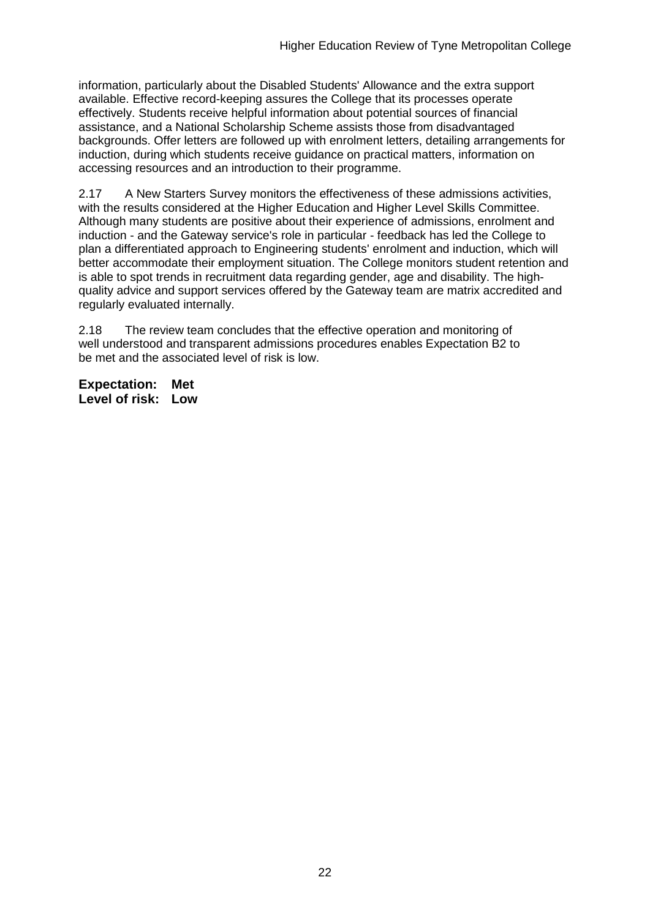information, particularly about the Disabled Students' Allowance and the extra support available. Effective record-keeping assures the College that its processes operate effectively. Students receive helpful information about potential sources of financial assistance, and a National Scholarship Scheme assists those from disadvantaged backgrounds. Offer letters are followed up with enrolment letters, detailing arrangements for induction, during which students receive guidance on practical matters, information on accessing resources and an introduction to their programme.

2.17 A New Starters Survey monitors the effectiveness of these admissions activities, with the results considered at the Higher Education and Higher Level Skills Committee. Although many students are positive about their experience of admissions, enrolment and induction - and the Gateway service's role in particular - feedback has led the College to plan a differentiated approach to Engineering students' enrolment and induction, which will better accommodate their employment situation. The College monitors student retention and is able to spot trends in recruitment data regarding gender, age and disability. The high-quality advice and support services offered by the Gateway team are matrix accredited and regularly evaluated internally.

2.18 The review team concludes that the effective operation and monitoring of well understood and transparent admissions procedures enables Expectation B2 to be met and the associated level of risk is low.

**Expectation: Met**
**Level of risk: Low**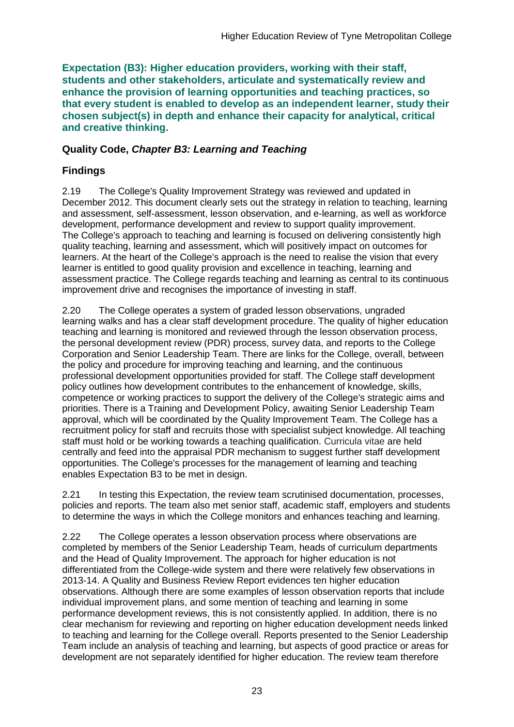**Expectation (B3): Higher education providers, working with their staff, students and other stakeholders, articulate and systematically review and enhance the provision of learning opportunities and teaching practices, so that every student is enabled to develop as an independent learner, study their chosen subject(s) in depth and enhance their capacity for analytical, critical and creative thinking.**

### Quality Code, *Chapter B3: Learning and Teaching*

### Findings

2.19 The College's Quality Improvement Strategy was reviewed and updated in December 2012. This document clearly sets out the strategy in relation to teaching, learning and assessment, self-assessment, lesson observation, and e-learning, as well as workforce development, performance development and review to support quality improvement. The College's approach to teaching and learning is focused on delivering consistently high quality teaching, learning and assessment, which will positively impact on outcomes for learners. At the heart of the College's approach is the need to realise the vision that every learner is entitled to good quality provision and excellence in teaching, learning and assessment practice. The College regards teaching and learning as central to its continuous improvement drive and recognises the importance of investing in staff.

2.20 The College operates a system of graded lesson observations, ungraded learning walks and has a clear staff development procedure. The quality of higher education teaching and learning is monitored and reviewed through the lesson observation process, the personal development review (PDR) process, survey data, and reports to the College Corporation and Senior Leadership Team. There are links for the College, overall, between the policy and procedure for improving teaching and learning, and the continuous professional development opportunities provided for staff. The College staff development policy outlines how development contributes to the enhancement of knowledge, skills, competence or working practices to support the delivery of the College's strategic aims and priorities. There is a Training and Development Policy, awaiting Senior Leadership Team approval, which will be coordinated by the Quality Improvement Team. The College has a recruitment policy for staff and recruits those with specialist subject knowledge. All teaching staff must hold or be working towards a teaching qualification. Curricula vitae are held centrally and feed into the appraisal PDR mechanism to suggest further staff development opportunities. The College's processes for the management of learning and teaching enables Expectation B3 to be met in design.

2.21 In testing this Expectation, the review team scrutinised documentation, processes, policies and reports. The team also met senior staff, academic staff, employers and students to determine the ways in which the College monitors and enhances teaching and learning.

2.22 The College operates a lesson observation process where observations are completed by members of the Senior Leadership Team, heads of curriculum departments and the Head of Quality Improvement. The approach for higher education is not differentiated from the College-wide system and there were relatively few observations in 2013-14. A Quality and Business Review Report evidences ten higher education observations. Although there are some examples of lesson observation reports that include individual improvement plans, and some mention of teaching and learning in some performance development reviews, this is not consistently applied. In addition, there is no clear mechanism for reviewing and reporting on higher education development needs linked to teaching and learning for the College overall. Reports presented to the Senior Leadership Team include an analysis of teaching and learning, but aspects of good practice or areas for development are not separately identified for higher education. The review team therefore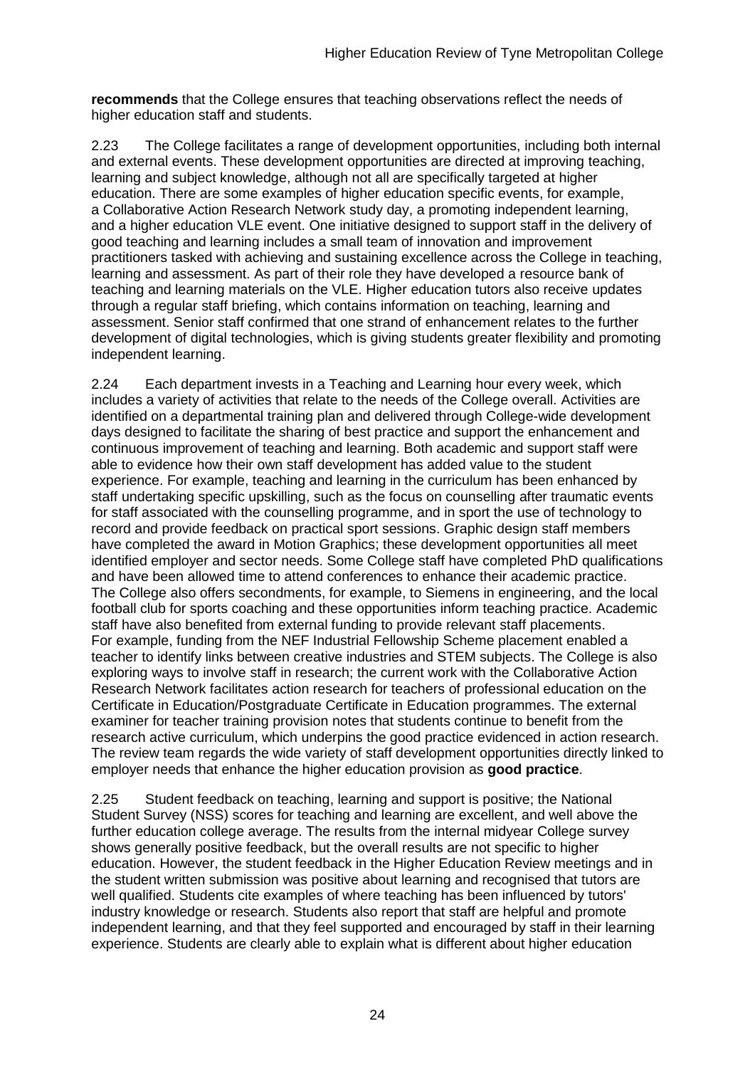**recommends** that the College ensures that teaching observations reflect the needs of higher education staff and students.

2.23 The College facilitates a range of development opportunities, including both internal and external events. These development opportunities are directed at improving teaching, learning and subject knowledge, although not all are specifically targeted at higher education. There are some examples of higher education specific events, for example, a Collaborative Action Research Network study day, a promoting independent learning, and a higher education VLE event. One initiative designed to support staff in the delivery of good teaching and learning includes a small team of innovation and improvement practitioners tasked with achieving and sustaining excellence across the College in teaching, learning and assessment. As part of their role they have developed a resource bank of teaching and learning materials on the VLE. Higher education tutors also receive updates through a regular staff briefing, which contains information on teaching, learning and assessment. Senior staff confirmed that one strand of enhancement relates to the further development of digital technologies, which is giving students greater flexibility and promoting independent learning.

2.24 Each department invests in a Teaching and Learning hour every week, which includes a variety of activities that relate to the needs of the College overall. Activities are identified on a departmental training plan and delivered through College-wide development days designed to facilitate the sharing of best practice and support the enhancement and continuous improvement of teaching and learning. Both academic and support staff were able to evidence how their own staff development has added value to the student experience. For example, teaching and learning in the curriculum has been enhanced by staff undertaking specific upskilling, such as the focus on counselling after traumatic events for staff associated with the counselling programme, and in sport the use of technology to record and provide feedback on practical sport sessions. Graphic design staff members have completed the award in Motion Graphics; these development opportunities all meet identified employer and sector needs. Some College staff have completed PhD qualifications and have been allowed time to attend conferences to enhance their academic practice. The College also offers secondments, for example, to Siemens in engineering, and the local football club for sports coaching and these opportunities inform teaching practice. Academic staff have also benefited from external funding to provide relevant staff placements. For example, funding from the NEF Industrial Fellowship Scheme placement enabled a teacher to identify links between creative industries and STEM subjects. The College is also exploring ways to involve staff in research; the current work with the Collaborative Action Research Network facilitates action research for teachers of professional education on the Certificate in Education/Postgraduate Certificate in Education programmes. The external examiner for teacher training provision notes that students continue to benefit from the research active curriculum, which underpins the good practice evidenced in action research. The review team regards the wide variety of staff development opportunities directly linked to employer needs that enhance the higher education provision as **good practice**.

2.25 Student feedback on teaching, learning and support is positive; the National Student Survey (NSS) scores for teaching and learning are excellent, and well above the further education college average. The results from the internal midyear College survey shows generally positive feedback, but the overall results are not specific to higher education. However, the student feedback in the Higher Education Review meetings and in the student written submission was positive about learning and recognised that tutors are well qualified. Students cite examples of where teaching has been influenced by tutors' industry knowledge or research. Students also report that staff are helpful and promote independent learning, and that they feel supported and encouraged by staff in their learning experience. Students are clearly able to explain what is different about higher education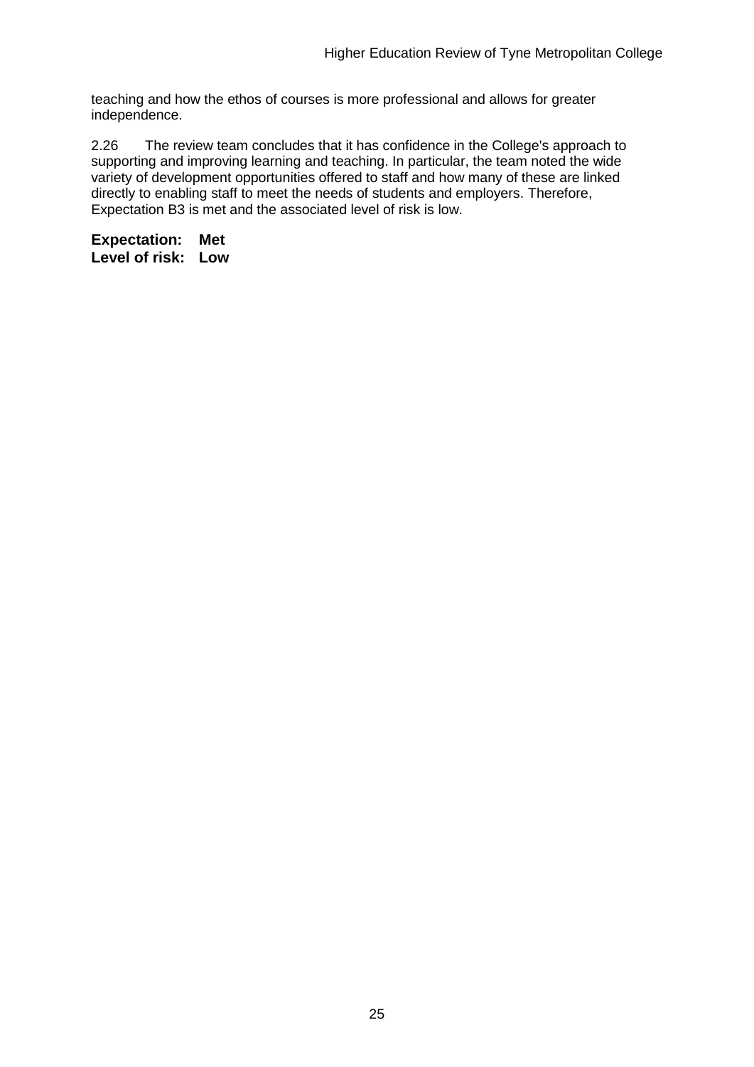teaching and how the ethos of courses is more professional and allows for greater independence.

2.26 The review team concludes that it has confidence in the College's approach to supporting and improving learning and teaching. In particular, the team noted the wide variety of development opportunities offered to staff and how many of these are linked directly to enabling staff to meet the needs of students and employers. Therefore, Expectation B3 is met and the associated level of risk is low.

**Expectation: Met**
**Level of risk: Low**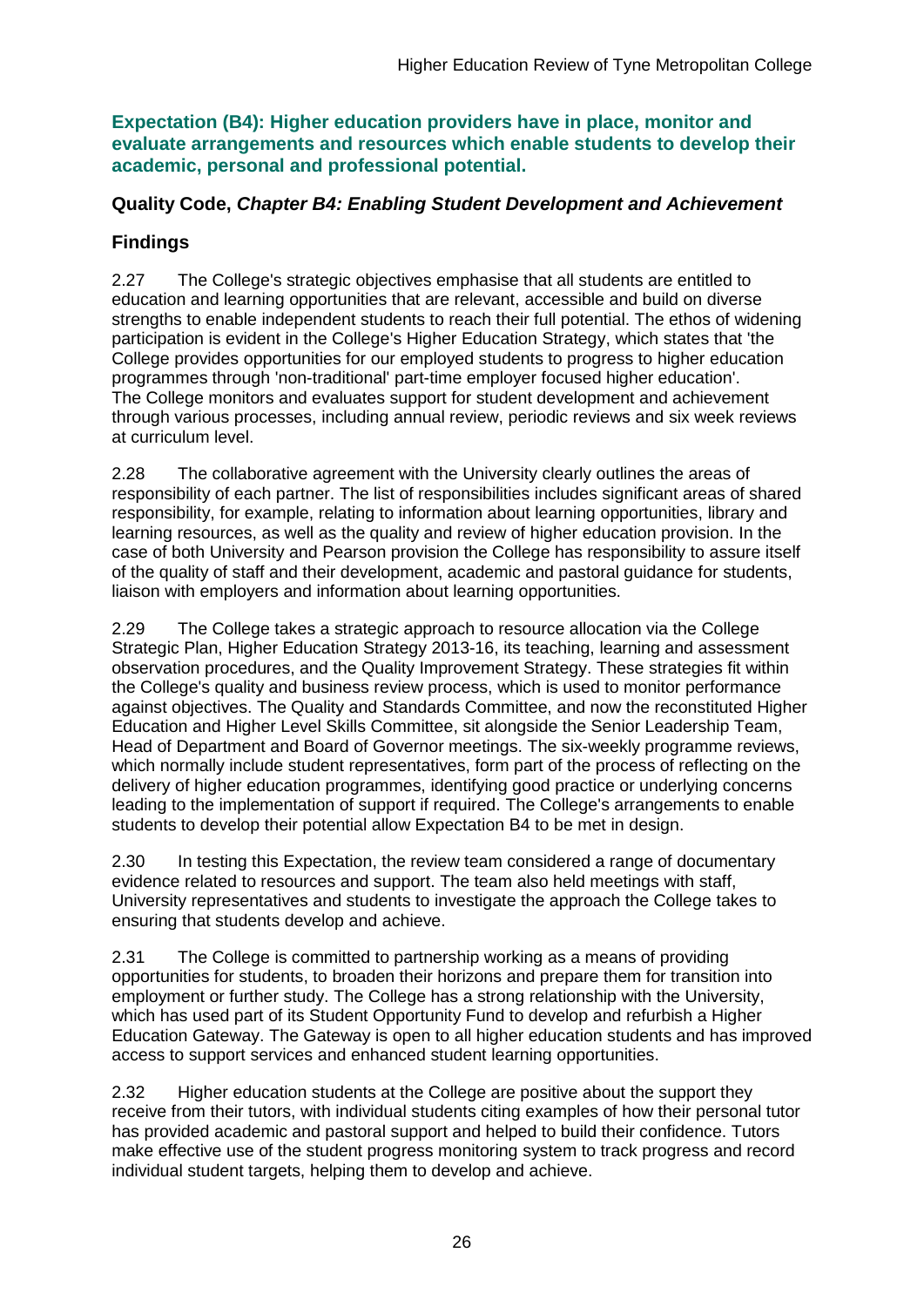### Expectation (B4): Higher education providers have in place, monitor and evaluate arrangements and resources which enable students to develop their academic, personal and professional potential.

### Quality Code, *Chapter B4: Enabling Student Development and Achievement*

### Findings

2.27 The College's strategic objectives emphasise that all students are entitled to education and learning opportunities that are relevant, accessible and build on diverse strengths to enable independent students to reach their full potential. The ethos of widening participation is evident in the College's Higher Education Strategy, which states that 'the College provides opportunities for our employed students to progress to higher education programmes through 'non-traditional' part-time employer focused higher education'. The College monitors and evaluates support for student development and achievement through various processes, including annual review, periodic reviews and six week reviews at curriculum level.

2.28 The collaborative agreement with the University clearly outlines the areas of responsibility of each partner. The list of responsibilities includes significant areas of shared responsibility, for example, relating to information about learning opportunities, library and learning resources, as well as the quality and review of higher education provision. In the case of both University and Pearson provision the College has responsibility to assure itself of the quality of staff and their development, academic and pastoral guidance for students, liaison with employers and information about learning opportunities.

2.29 The College takes a strategic approach to resource allocation via the College Strategic Plan, Higher Education Strategy 2013-16, its teaching, learning and assessment observation procedures, and the Quality Improvement Strategy. These strategies fit within the College's quality and business review process, which is used to monitor performance against objectives. The Quality and Standards Committee, and now the reconstituted Higher Education and Higher Level Skills Committee, sit alongside the Senior Leadership Team, Head of Department and Board of Governor meetings. The six-weekly programme reviews, which normally include student representatives, form part of the process of reflecting on the delivery of higher education programmes, identifying good practice or underlying concerns leading to the implementation of support if required. The College's arrangements to enable students to develop their potential allow Expectation B4 to be met in design.

2.30 In testing this Expectation, the review team considered a range of documentary evidence related to resources and support. The team also held meetings with staff, University representatives and students to investigate the approach the College takes to ensuring that students develop and achieve.

2.31 The College is committed to partnership working as a means of providing opportunities for students, to broaden their horizons and prepare them for transition into employment or further study. The College has a strong relationship with the University, which has used part of its Student Opportunity Fund to develop and refurbish a Higher Education Gateway. The Gateway is open to all higher education students and has improved access to support services and enhanced student learning opportunities.

2.32 Higher education students at the College are positive about the support they receive from their tutors, with individual students citing examples of how their personal tutor has provided academic and pastoral support and helped to build their confidence. Tutors make effective use of the student progress monitoring system to track progress and record individual student targets, helping them to develop and achieve.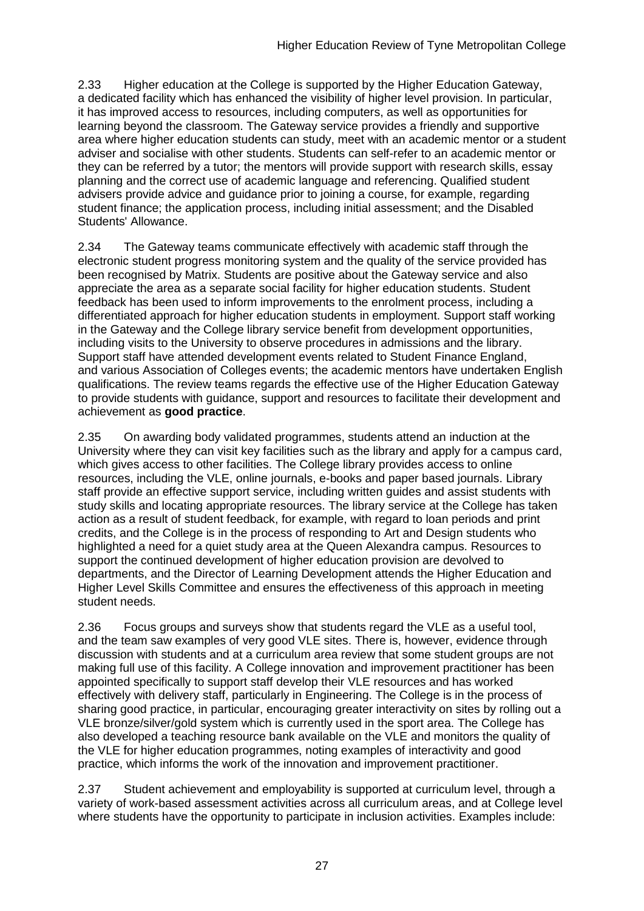2.33 Higher education at the College is supported by the Higher Education Gateway, a dedicated facility which has enhanced the visibility of higher level provision. In particular, it has improved access to resources, including computers, as well as opportunities for learning beyond the classroom. The Gateway service provides a friendly and supportive area where higher education students can study, meet with an academic mentor or a student adviser and socialise with other students. Students can self-refer to an academic mentor or they can be referred by a tutor; the mentors will provide support with research skills, essay planning and the correct use of academic language and referencing. Qualified student advisers provide advice and guidance prior to joining a course, for example, regarding student finance; the application process, including initial assessment; and the Disabled Students' Allowance.

2.34 The Gateway teams communicate effectively with academic staff through the electronic student progress monitoring system and the quality of the service provided has been recognised by Matrix. Students are positive about the Gateway service and also appreciate the area as a separate social facility for higher education students. Student feedback has been used to inform improvements to the enrolment process, including a differentiated approach for higher education students in employment. Support staff working in the Gateway and the College library service benefit from development opportunities, including visits to the University to observe procedures in admissions and the library. Support staff have attended development events related to Student Finance England, and various Association of Colleges events; the academic mentors have undertaken English qualifications. The review teams regards the effective use of the Higher Education Gateway to provide students with guidance, support and resources to facilitate their development and achievement as **good practice**.

2.35 On awarding body validated programmes, students attend an induction at the University where they can visit key facilities such as the library and apply for a campus card, which gives access to other facilities. The College library provides access to online resources, including the VLE, online journals, e-books and paper based journals. Library staff provide an effective support service, including written guides and assist students with study skills and locating appropriate resources. The library service at the College has taken action as a result of student feedback, for example, with regard to loan periods and print credits, and the College is in the process of responding to Art and Design students who highlighted a need for a quiet study area at the Queen Alexandra campus. Resources to support the continued development of higher education provision are devolved to departments, and the Director of Learning Development attends the Higher Education and Higher Level Skills Committee and ensures the effectiveness of this approach in meeting student needs.

2.36 Focus groups and surveys show that students regard the VLE as a useful tool, and the team saw examples of very good VLE sites. There is, however, evidence through discussion with students and at a curriculum area review that some student groups are not making full use of this facility. A College innovation and improvement practitioner has been appointed specifically to support staff develop their VLE resources and has worked effectively with delivery staff, particularly in Engineering. The College is in the process of sharing good practice, in particular, encouraging greater interactivity on sites by rolling out a VLE bronze/silver/gold system which is currently used in the sport area. The College has also developed a teaching resource bank available on the VLE and monitors the quality of the VLE for higher education programmes, noting examples of interactivity and good practice, which informs the work of the innovation and improvement practitioner.

2.37 Student achievement and employability is supported at curriculum level, through a variety of work-based assessment activities across all curriculum areas, and at College level where students have the opportunity to participate in inclusion activities. Examples include: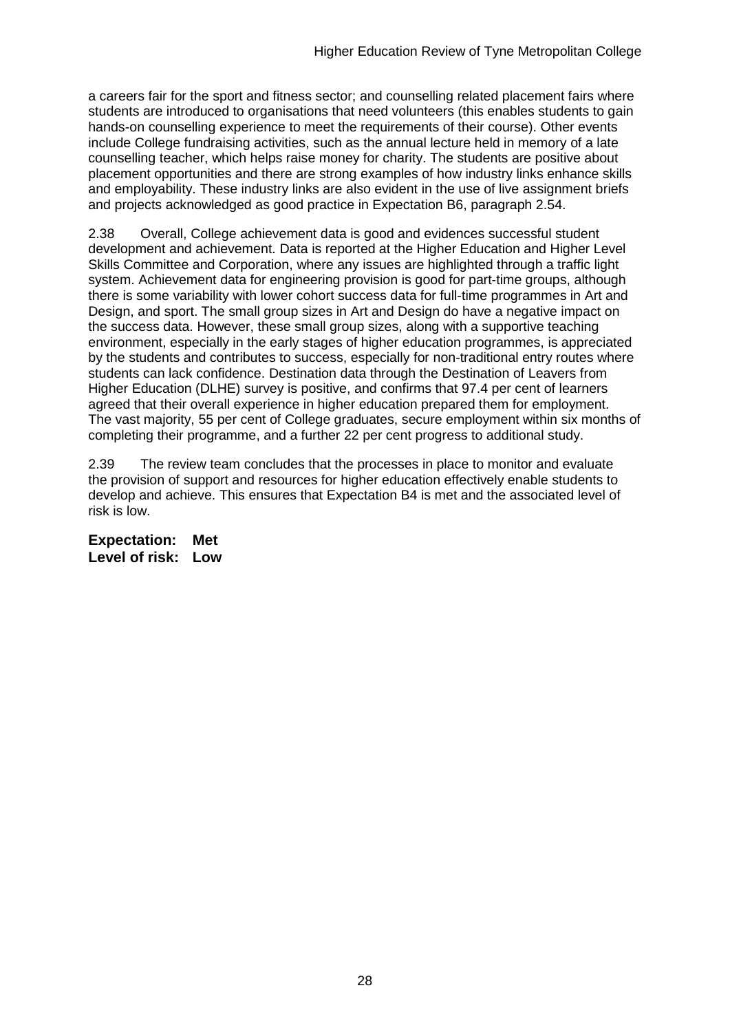a careers fair for the sport and fitness sector; and counselling related placement fairs where students are introduced to organisations that need volunteers (this enables students to gain hands-on counselling experience to meet the requirements of their course). Other events include College fundraising activities, such as the annual lecture held in memory of a late counselling teacher, which helps raise money for charity. The students are positive about placement opportunities and there are strong examples of how industry links enhance skills and employability. These industry links are also evident in the use of live assignment briefs and projects acknowledged as good practice in Expectation B6, paragraph 2.54.

2.38 Overall, College achievement data is good and evidences successful student development and achievement. Data is reported at the Higher Education and Higher Level Skills Committee and Corporation, where any issues are highlighted through a traffic light system. Achievement data for engineering provision is good for part-time groups, although there is some variability with lower cohort success data for full-time programmes in Art and Design, and sport. The small group sizes in Art and Design do have a negative impact on the success data. However, these small group sizes, along with a supportive teaching environment, especially in the early stages of higher education programmes, is appreciated by the students and contributes to success, especially for non-traditional entry routes where students can lack confidence. Destination data through the Destination of Leavers from Higher Education (DLHE) survey is positive, and confirms that 97.4 per cent of learners agreed that their overall experience in higher education prepared them for employment. The vast majority, 55 per cent of College graduates, secure employment within six months of completing their programme, and a further 22 per cent progress to additional study.

2.39 The review team concludes that the processes in place to monitor and evaluate the provision of support and resources for higher education effectively enable students to develop and achieve. This ensures that Expectation B4 is met and the associated level of risk is low.

**Expectation: Met**
**Level of risk: Low**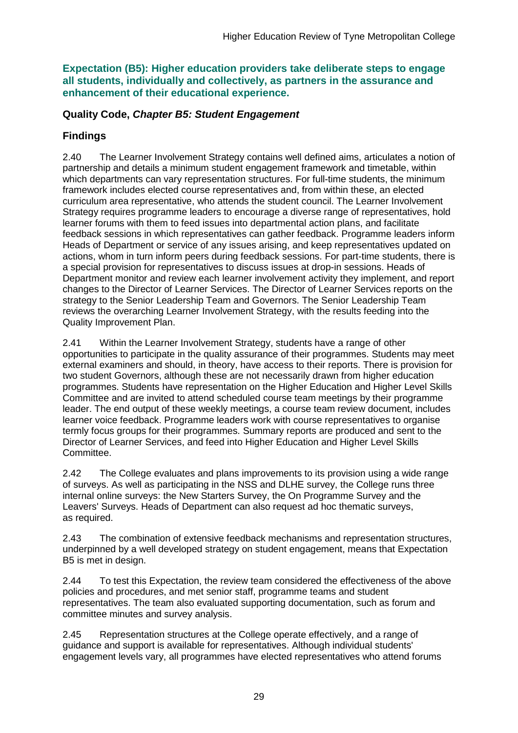**Expectation (B5): Higher education providers take deliberate steps to engage all students, individually and collectively, as partners in the assurance and enhancement of their educational experience.**

### Quality Code, *Chapter B5: Student Engagement*

### Findings

2.40 The Learner Involvement Strategy contains well defined aims, articulates a notion of partnership and details a minimum student engagement framework and timetable, within which departments can vary representation structures. For full-time students, the minimum framework includes elected course representatives and, from within these, an elected curriculum area representative, who attends the student council. The Learner Involvement Strategy requires programme leaders to encourage a diverse range of representatives, hold learner forums with them to feed issues into departmental action plans, and facilitate feedback sessions in which representatives can gather feedback. Programme leaders inform Heads of Department or service of any issues arising, and keep representatives updated on actions, whom in turn inform peers during feedback sessions. For part-time students, there is a special provision for representatives to discuss issues at drop-in sessions. Heads of Department monitor and review each learner involvement activity they implement, and report changes to the Director of Learner Services. The Director of Learner Services reports on the strategy to the Senior Leadership Team and Governors. The Senior Leadership Team reviews the overarching Learner Involvement Strategy, with the results feeding into the Quality Improvement Plan.

2.41 Within the Learner Involvement Strategy, students have a range of other opportunities to participate in the quality assurance of their programmes. Students may meet external examiners and should, in theory, have access to their reports. There is provision for two student Governors, although these are not necessarily drawn from higher education programmes. Students have representation on the Higher Education and Higher Level Skills Committee and are invited to attend scheduled course team meetings by their programme leader. The end output of these weekly meetings, a course team review document, includes learner voice feedback. Programme leaders work with course representatives to organise termly focus groups for their programmes. Summary reports are produced and sent to the Director of Learner Services, and feed into Higher Education and Higher Level Skills Committee.

2.42 The College evaluates and plans improvements to its provision using a wide range of surveys. As well as participating in the NSS and DLHE survey, the College runs three internal online surveys: the New Starters Survey, the On Programme Survey and the Leavers' Surveys. Heads of Department can also request ad hoc thematic surveys, as required.

2.43 The combination of extensive feedback mechanisms and representation structures, underpinned by a well developed strategy on student engagement, means that Expectation B5 is met in design.

2.44 To test this Expectation, the review team considered the effectiveness of the above policies and procedures, and met senior staff, programme teams and student representatives. The team also evaluated supporting documentation, such as forum and committee minutes and survey analysis.

2.45 Representation structures at the College operate effectively, and a range of guidance and support is available for representatives. Although individual students' engagement levels vary, all programmes have elected representatives who attend forums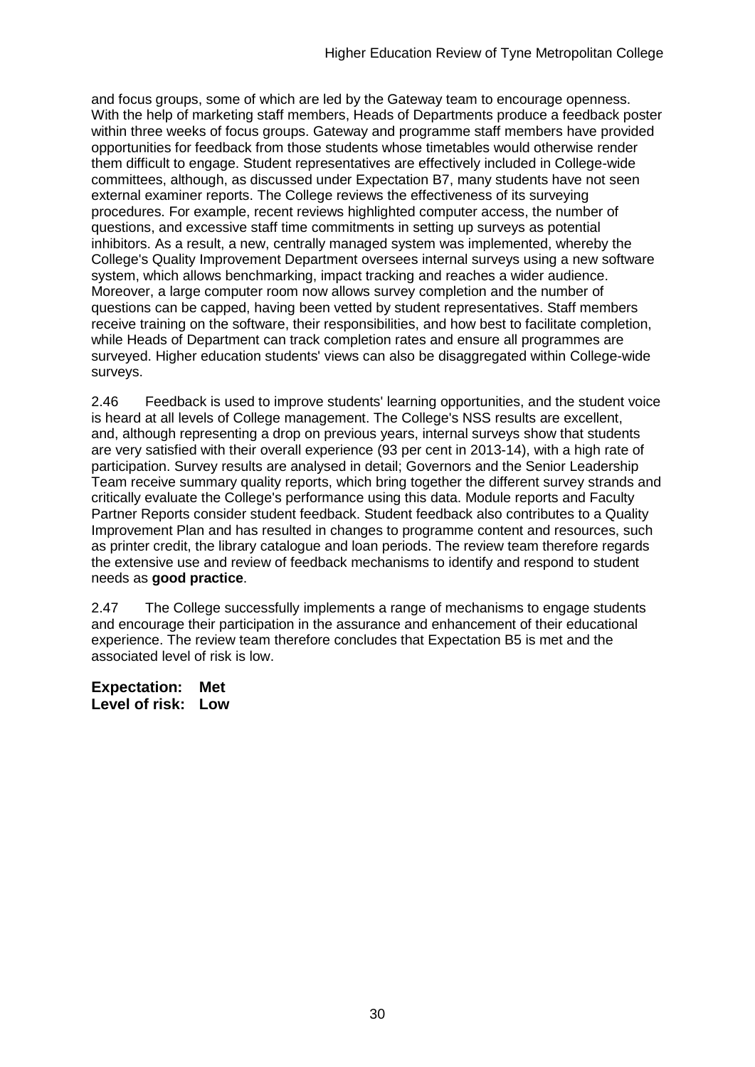and focus groups, some of which are led by the Gateway team to encourage openness. With the help of marketing staff members, Heads of Departments produce a feedback poster within three weeks of focus groups. Gateway and programme staff members have provided opportunities for feedback from those students whose timetables would otherwise render them difficult to engage. Student representatives are effectively included in College-wide committees, although, as discussed under Expectation B7, many students have not seen external examiner reports. The College reviews the effectiveness of its surveying procedures. For example, recent reviews highlighted computer access, the number of questions, and excessive staff time commitments in setting up surveys as potential inhibitors. As a result, a new, centrally managed system was implemented, whereby the College's Quality Improvement Department oversees internal surveys using a new software system, which allows benchmarking, impact tracking and reaches a wider audience. Moreover, a large computer room now allows survey completion and the number of questions can be capped, having been vetted by student representatives. Staff members receive training on the software, their responsibilities, and how best to facilitate completion, while Heads of Department can track completion rates and ensure all programmes are surveyed. Higher education students' views can also be disaggregated within College-wide surveys.

2.46 Feedback is used to improve students' learning opportunities, and the student voice is heard at all levels of College management. The College's NSS results are excellent, and, although representing a drop on previous years, internal surveys show that students are very satisfied with their overall experience (93 per cent in 2013-14), with a high rate of participation. Survey results are analysed in detail; Governors and the Senior Leadership Team receive summary quality reports, which bring together the different survey strands and critically evaluate the College's performance using this data. Module reports and Faculty Partner Reports consider student feedback. Student feedback also contributes to a Quality Improvement Plan and has resulted in changes to programme content and resources, such as printer credit, the library catalogue and loan periods. The review team therefore regards the extensive use and review of feedback mechanisms to identify and respond to student needs as **good practice**.

2.47 The College successfully implements a range of mechanisms to engage students and encourage their participation in the assurance and enhancement of their educational experience. The review team therefore concludes that Expectation B5 is met and the associated level of risk is low.

**Expectation: Met**
**Level of risk: Low**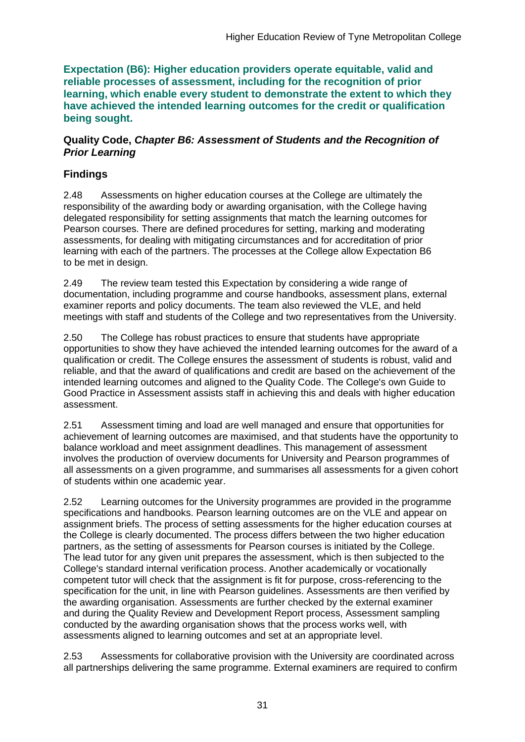**Expectation (B6): Higher education providers operate equitable, valid and reliable processes of assessment, including for the recognition of prior learning, which enable every student to demonstrate the extent to which they have achieved the intended learning outcomes for the credit or qualification being sought.**

**Quality Code, *Chapter B6: Assessment of Students and the Recognition of Prior Learning***

## Findings

2.48 Assessments on higher education courses at the College are ultimately the responsibility of the awarding body or awarding organisation, with the College having delegated responsibility for setting assignments that match the learning outcomes for Pearson courses. There are defined procedures for setting, marking and moderating assessments, for dealing with mitigating circumstances and for accreditation of prior learning with each of the partners. The processes at the College allow Expectation B6 to be met in design.

2.49 The review team tested this Expectation by considering a wide range of documentation, including programme and course handbooks, assessment plans, external examiner reports and policy documents. The team also reviewed the VLE, and held meetings with staff and students of the College and two representatives from the University.

2.50 The College has robust practices to ensure that students have appropriate opportunities to show they have achieved the intended learning outcomes for the award of a qualification or credit. The College ensures the assessment of students is robust, valid and reliable, and that the award of qualifications and credit are based on the achievement of the intended learning outcomes and aligned to the Quality Code. The College's own Guide to Good Practice in Assessment assists staff in achieving this and deals with higher education assessment.

2.51 Assessment timing and load are well managed and ensure that opportunities for achievement of learning outcomes are maximised, and that students have the opportunity to balance workload and meet assignment deadlines. This management of assessment involves the production of overview documents for University and Pearson programmes of all assessments on a given programme, and summarises all assessments for a given cohort of students within one academic year.

2.52 Learning outcomes for the University programmes are provided in the programme specifications and handbooks. Pearson learning outcomes are on the VLE and appear on assignment briefs. The process of setting assessments for the higher education courses at the College is clearly documented. The process differs between the two higher education partners, as the setting of assessments for Pearson courses is initiated by the College. The lead tutor for any given unit prepares the assessment, which is then subjected to the College's standard internal verification process. Another academically or vocationally competent tutor will check that the assignment is fit for purpose, cross-referencing to the specification for the unit, in line with Pearson guidelines. Assessments are then verified by the awarding organisation. Assessments are further checked by the external examiner and during the Quality Review and Development Report process, Assessment sampling conducted by the awarding organisation shows that the process works well, with assessments aligned to learning outcomes and set at an appropriate level.

2.53 Assessments for collaborative provision with the University are coordinated across all partnerships delivering the same programme. External examiners are required to confirm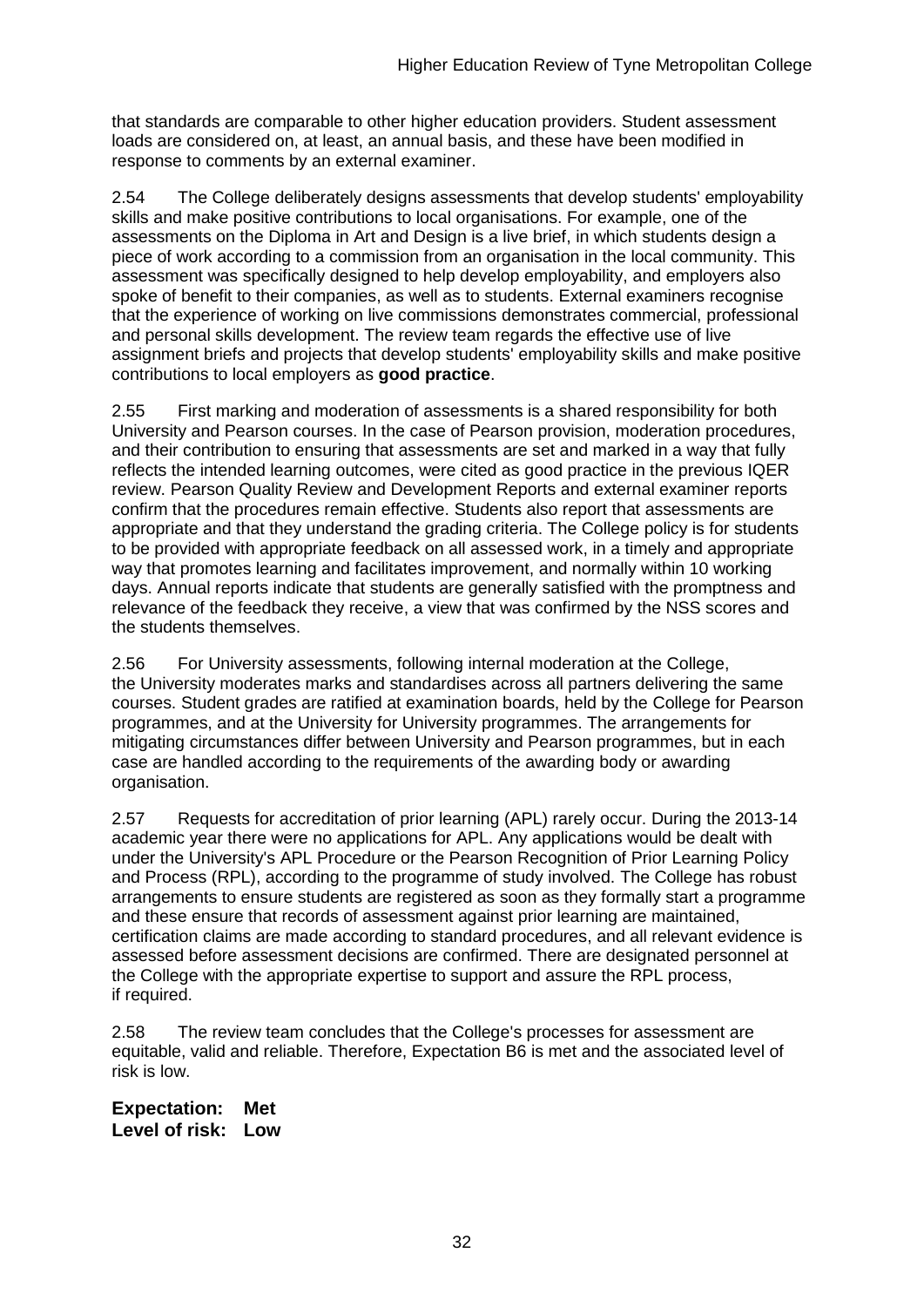that standards are comparable to other higher education providers. Student assessment loads are considered on, at least, an annual basis, and these have been modified in response to comments by an external examiner.

2.54 The College deliberately designs assessments that develop students' employability skills and make positive contributions to local organisations. For example, one of the assessments on the Diploma in Art and Design is a live brief, in which students design a piece of work according to a commission from an organisation in the local community. This assessment was specifically designed to help develop employability, and employers also spoke of benefit to their companies, as well as to students. External examiners recognise that the experience of working on live commissions demonstrates commercial, professional and personal skills development. The review team regards the effective use of live assignment briefs and projects that develop students' employability skills and make positive contributions to local employers as **good practice**.

2.55 First marking and moderation of assessments is a shared responsibility for both University and Pearson courses. In the case of Pearson provision, moderation procedures, and their contribution to ensuring that assessments are set and marked in a way that fully reflects the intended learning outcomes, were cited as good practice in the previous IQER review. Pearson Quality Review and Development Reports and external examiner reports confirm that the procedures remain effective. Students also report that assessments are appropriate and that they understand the grading criteria. The College policy is for students to be provided with appropriate feedback on all assessed work, in a timely and appropriate way that promotes learning and facilitates improvement, and normally within 10 working days. Annual reports indicate that students are generally satisfied with the promptness and relevance of the feedback they receive, a view that was confirmed by the NSS scores and the students themselves.

2.56 For University assessments, following internal moderation at the College, the University moderates marks and standardises across all partners delivering the same courses. Student grades are ratified at examination boards, held by the College for Pearson programmes, and at the University for University programmes. The arrangements for mitigating circumstances differ between University and Pearson programmes, but in each case are handled according to the requirements of the awarding body or awarding organisation.

2.57 Requests for accreditation of prior learning (APL) rarely occur. During the 2013-14 academic year there were no applications for APL. Any applications would be dealt with under the University's APL Procedure or the Pearson Recognition of Prior Learning Policy and Process (RPL), according to the programme of study involved. The College has robust arrangements to ensure students are registered as soon as they formally start a programme and these ensure that records of assessment against prior learning are maintained, certification claims are made according to standard procedures, and all relevant evidence is assessed before assessment decisions are confirmed. There are designated personnel at the College with the appropriate expertise to support and assure the RPL process, if required.

2.58 The review team concludes that the College's processes for assessment are equitable, valid and reliable. Therefore, Expectation B6 is met and the associated level of risk is low.

**Expectation: Met**
**Level of risk: Low**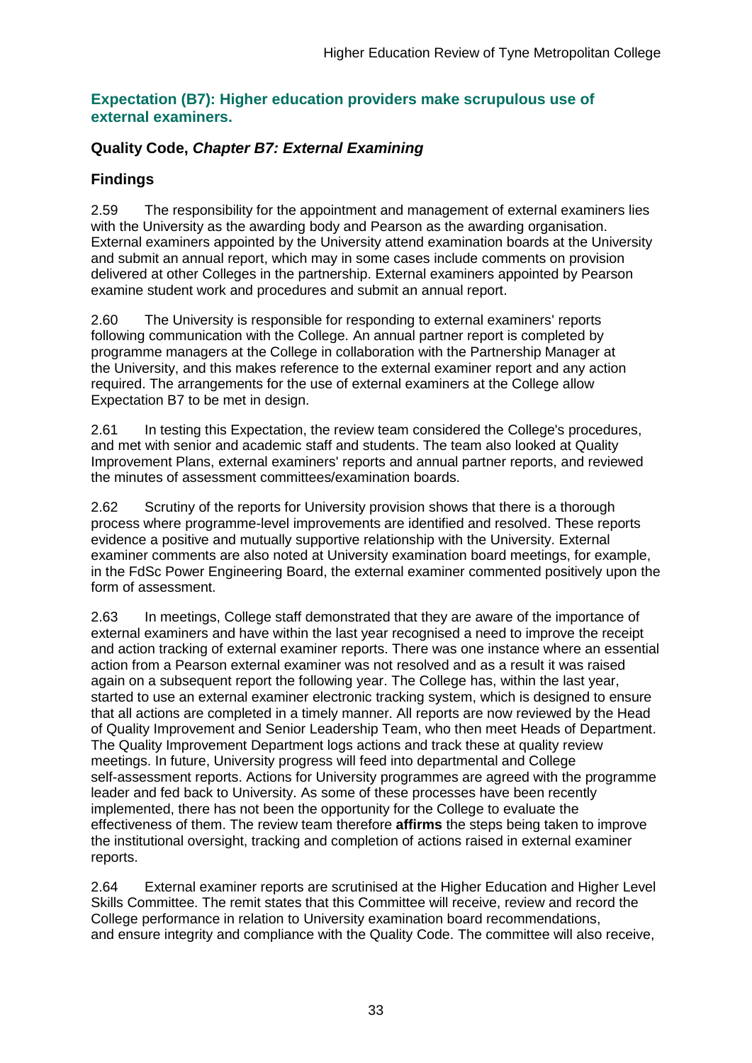## Expectation (B7): Higher education providers make scrupulous use of external examiners.

### Quality Code, *Chapter B7: External Examining*

### Findings

2.59 The responsibility for the appointment and management of external examiners lies with the University as the awarding body and Pearson as the awarding organisation. External examiners appointed by the University attend examination boards at the University and submit an annual report, which may in some cases include comments on provision delivered at other Colleges in the partnership. External examiners appointed by Pearson examine student work and procedures and submit an annual report.

2.60 The University is responsible for responding to external examiners' reports following communication with the College. An annual partner report is completed by programme managers at the College in collaboration with the Partnership Manager at the University, and this makes reference to the external examiner report and any action required. The arrangements for the use of external examiners at the College allow Expectation B7 to be met in design.

2.61 In testing this Expectation, the review team considered the College's procedures, and met with senior and academic staff and students. The team also looked at Quality Improvement Plans, external examiners' reports and annual partner reports, and reviewed the minutes of assessment committees/examination boards.

2.62 Scrutiny of the reports for University provision shows that there is a thorough process where programme-level improvements are identified and resolved. These reports evidence a positive and mutually supportive relationship with the University. External examiner comments are also noted at University examination board meetings, for example, in the FdSc Power Engineering Board, the external examiner commented positively upon the form of assessment.

2.63 In meetings, College staff demonstrated that they are aware of the importance of external examiners and have within the last year recognised a need to improve the receipt and action tracking of external examiner reports. There was one instance where an essential action from a Pearson external examiner was not resolved and as a result it was raised again on a subsequent report the following year. The College has, within the last year, started to use an external examiner electronic tracking system, which is designed to ensure that all actions are completed in a timely manner. All reports are now reviewed by the Head of Quality Improvement and Senior Leadership Team, who then meet Heads of Department. The Quality Improvement Department logs actions and track these at quality review meetings. In future, University progress will feed into departmental and College self-assessment reports. Actions for University programmes are agreed with the programme leader and fed back to University. As some of these processes have been recently implemented, there has not been the opportunity for the College to evaluate the effectiveness of them. The review team therefore **affirms** the steps being taken to improve the institutional oversight, tracking and completion of actions raised in external examiner reports.

2.64 External examiner reports are scrutinised at the Higher Education and Higher Level Skills Committee. The remit states that this Committee will receive, review and record the College performance in relation to University examination board recommendations, and ensure integrity and compliance with the Quality Code. The committee will also receive,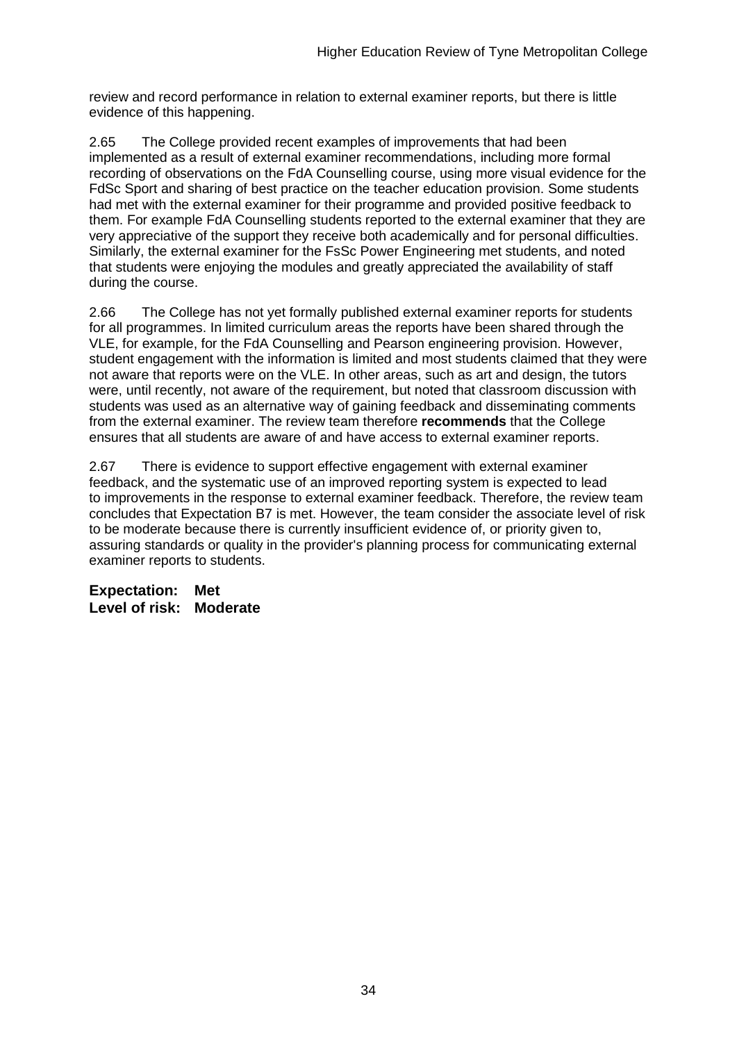review and record performance in relation to external examiner reports, but there is little evidence of this happening.

2.65 The College provided recent examples of improvements that had been implemented as a result of external examiner recommendations, including more formal recording of observations on the FdA Counselling course, using more visual evidence for the FdSc Sport and sharing of best practice on the teacher education provision. Some students had met with the external examiner for their programme and provided positive feedback to them. For example FdA Counselling students reported to the external examiner that they are very appreciative of the support they receive both academically and for personal difficulties. Similarly, the external examiner for the FsSc Power Engineering met students, and noted that students were enjoying the modules and greatly appreciated the availability of staff during the course.

2.66 The College has not yet formally published external examiner reports for students for all programmes. In limited curriculum areas the reports have been shared through the VLE, for example, for the FdA Counselling and Pearson engineering provision. However, student engagement with the information is limited and most students claimed that they were not aware that reports were on the VLE. In other areas, such as art and design, the tutors were, until recently, not aware of the requirement, but noted that classroom discussion with students was used as an alternative way of gaining feedback and disseminating comments from the external examiner. The review team therefore **recommends** that the College ensures that all students are aware of and have access to external examiner reports.

2.67 There is evidence to support effective engagement with external examiner feedback, and the systematic use of an improved reporting system is expected to lead to improvements in the response to external examiner feedback. Therefore, the review team concludes that Expectation B7 is met. However, the team consider the associate level of risk to be moderate because there is currently insufficient evidence of, or priority given to, assuring standards or quality in the provider's planning process for communicating external examiner reports to students.

**Expectation: Met**
**Level of risk: Moderate**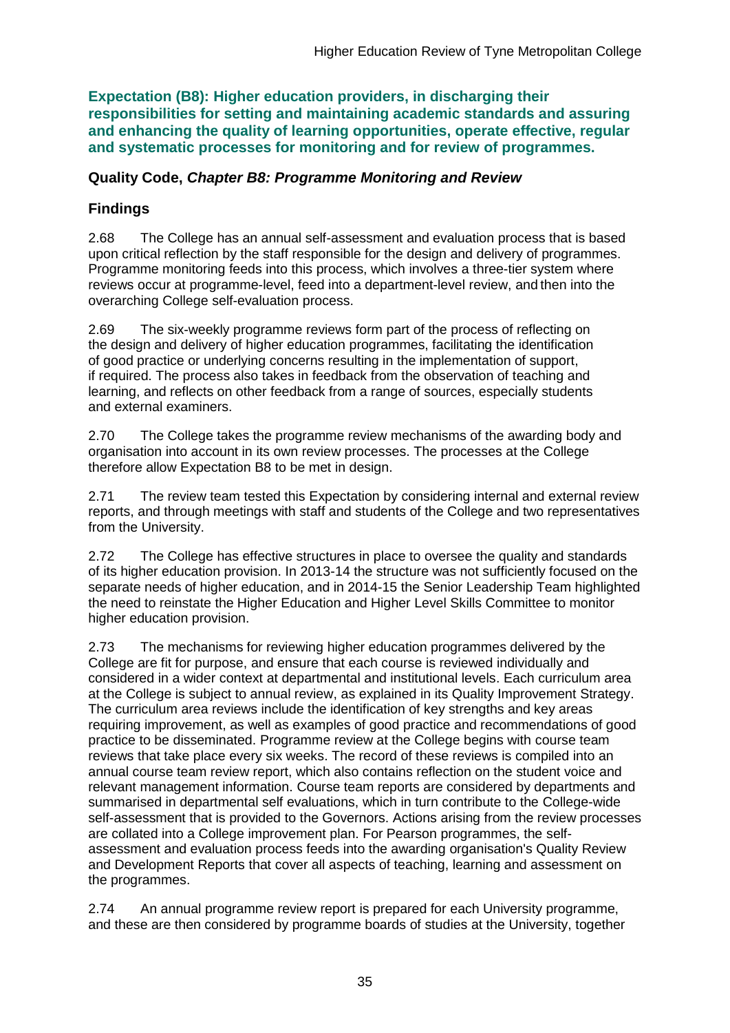**Expectation (B8): Higher education providers, in discharging their responsibilities for setting and maintaining academic standards and assuring and enhancing the quality of learning opportunities, operate effective, regular and systematic processes for monitoring and for review of programmes.**

### Quality Code, *Chapter B8: Programme Monitoring and Review*

### Findings

2.68 The College has an annual self-assessment and evaluation process that is based upon critical reflection by the staff responsible for the design and delivery of programmes. Programme monitoring feeds into this process, which involves a three-tier system where reviews occur at programme-level, feed into a department-level review, and then into the overarching College self-evaluation process.

2.69 The six-weekly programme reviews form part of the process of reflecting on the design and delivery of higher education programmes, facilitating the identification of good practice or underlying concerns resulting in the implementation of support, if required. The process also takes in feedback from the observation of teaching and learning, and reflects on other feedback from a range of sources, especially students and external examiners.

2.70 The College takes the programme review mechanisms of the awarding body and organisation into account in its own review processes. The processes at the College therefore allow Expectation B8 to be met in design.

2.71 The review team tested this Expectation by considering internal and external review reports, and through meetings with staff and students of the College and two representatives from the University.

2.72 The College has effective structures in place to oversee the quality and standards of its higher education provision. In 2013-14 the structure was not sufficiently focused on the separate needs of higher education, and in 2014-15 the Senior Leadership Team highlighted the need to reinstate the Higher Education and Higher Level Skills Committee to monitor higher education provision.

2.73 The mechanisms for reviewing higher education programmes delivered by the College are fit for purpose, and ensure that each course is reviewed individually and considered in a wider context at departmental and institutional levels. Each curriculum area at the College is subject to annual review, as explained in its Quality Improvement Strategy. The curriculum area reviews include the identification of key strengths and key areas requiring improvement, as well as examples of good practice and recommendations of good practice to be disseminated. Programme review at the College begins with course team reviews that take place every six weeks. The record of these reviews is compiled into an annual course team review report, which also contains reflection on the student voice and relevant management information. Course team reports are considered by departments and summarised in departmental self evaluations, which in turn contribute to the College-wide self-assessment that is provided to the Governors. Actions arising from the review processes are collated into a College improvement plan. For Pearson programmes, the self-assessment and evaluation process feeds into the awarding organisation's Quality Review and Development Reports that cover all aspects of teaching, learning and assessment on the programmes.

2.74 An annual programme review report is prepared for each University programme, and these are then considered by programme boards of studies at the University, together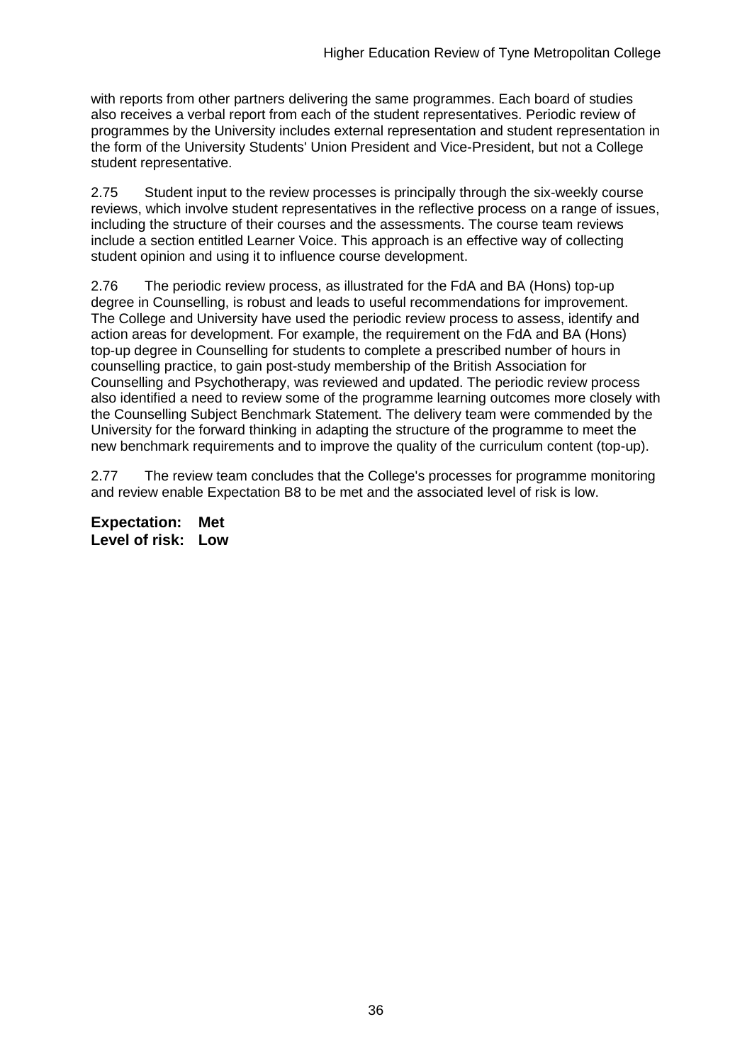with reports from other partners delivering the same programmes. Each board of studies also receives a verbal report from each of the student representatives. Periodic review of programmes by the University includes external representation and student representation in the form of the University Students' Union President and Vice-President, but not a College student representative.

2.75 Student input to the review processes is principally through the six-weekly course reviews, which involve student representatives in the reflective process on a range of issues, including the structure of their courses and the assessments. The course team reviews include a section entitled Learner Voice. This approach is an effective way of collecting student opinion and using it to influence course development.

2.76 The periodic review process, as illustrated for the FdA and BA (Hons) top-up degree in Counselling, is robust and leads to useful recommendations for improvement. The College and University have used the periodic review process to assess, identify and action areas for development. For example, the requirement on the FdA and BA (Hons) top-up degree in Counselling for students to complete a prescribed number of hours in counselling practice, to gain post-study membership of the British Association for Counselling and Psychotherapy, was reviewed and updated. The periodic review process also identified a need to review some of the programme learning outcomes more closely with the Counselling Subject Benchmark Statement. The delivery team were commended by the University for the forward thinking in adapting the structure of the programme to meet the new benchmark requirements and to improve the quality of the curriculum content (top-up).

2.77 The review team concludes that the College's processes for programme monitoring and review enable Expectation B8 to be met and the associated level of risk is low.

**Expectation: Met**
**Level of risk: Low**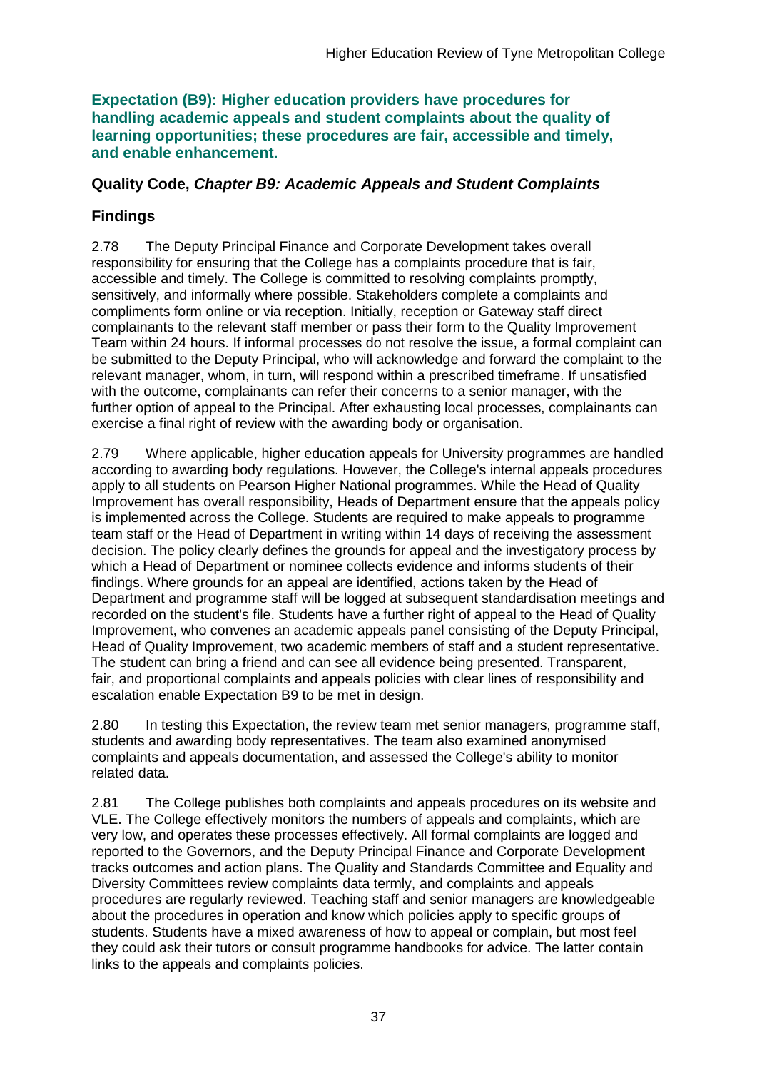**Expectation (B9): Higher education providers have procedures for handling academic appeals and student complaints about the quality of learning opportunities; these procedures are fair, accessible and timely, and enable enhancement.**

**Quality Code, *Chapter B9: Academic Appeals and Student Complaints***

**Findings**

2.78 The Deputy Principal Finance and Corporate Development takes overall responsibility for ensuring that the College has a complaints procedure that is fair, accessible and timely. The College is committed to resolving complaints promptly, sensitively, and informally where possible. Stakeholders complete a complaints and compliments form online or via reception. Initially, reception or Gateway staff direct complainants to the relevant staff member or pass their form to the Quality Improvement Team within 24 hours. If informal processes do not resolve the issue, a formal complaint can be submitted to the Deputy Principal, who will acknowledge and forward the complaint to the relevant manager, whom, in turn, will respond within a prescribed timeframe. If unsatisfied with the outcome, complainants can refer their concerns to a senior manager, with the further option of appeal to the Principal. After exhausting local processes, complainants can exercise a final right of review with the awarding body or organisation.

2.79 Where applicable, higher education appeals for University programmes are handled according to awarding body regulations. However, the College's internal appeals procedures apply to all students on Pearson Higher National programmes. While the Head of Quality Improvement has overall responsibility, Heads of Department ensure that the appeals policy is implemented across the College. Students are required to make appeals to programme team staff or the Head of Department in writing within 14 days of receiving the assessment decision. The policy clearly defines the grounds for appeal and the investigatory process by which a Head of Department or nominee collects evidence and informs students of their findings. Where grounds for an appeal are identified, actions taken by the Head of Department and programme staff will be logged at subsequent standardisation meetings and recorded on the student's file. Students have a further right of appeal to the Head of Quality Improvement, who convenes an academic appeals panel consisting of the Deputy Principal, Head of Quality Improvement, two academic members of staff and a student representative. The student can bring a friend and can see all evidence being presented. Transparent, fair, and proportional complaints and appeals policies with clear lines of responsibility and escalation enable Expectation B9 to be met in design.

2.80 In testing this Expectation, the review team met senior managers, programme staff, students and awarding body representatives. The team also examined anonymised complaints and appeals documentation, and assessed the College's ability to monitor related data.

2.81 The College publishes both complaints and appeals procedures on its website and VLE. The College effectively monitors the numbers of appeals and complaints, which are very low, and operates these processes effectively. All formal complaints are logged and reported to the Governors, and the Deputy Principal Finance and Corporate Development tracks outcomes and action plans. The Quality and Standards Committee and Equality and Diversity Committees review complaints data termly, and complaints and appeals procedures are regularly reviewed. Teaching staff and senior managers are knowledgeable about the procedures in operation and know which policies apply to specific groups of students. Students have a mixed awareness of how to appeal or complain, but most feel they could ask their tutors or consult programme handbooks for advice. The latter contain links to the appeals and complaints policies.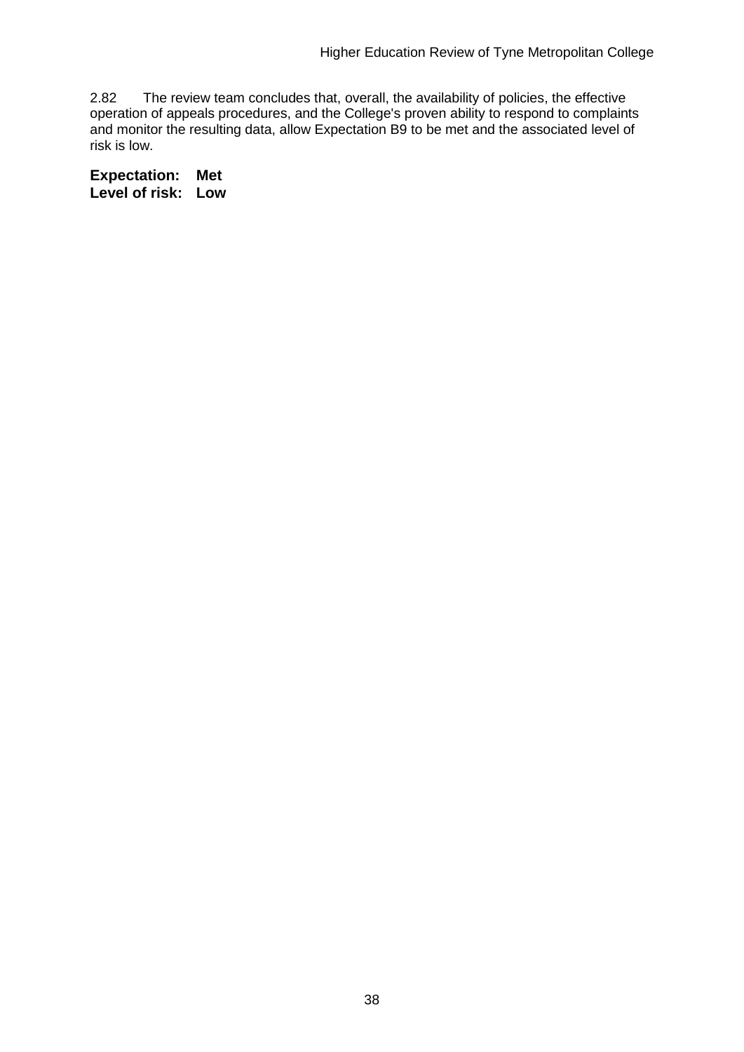2.82 The review team concludes that, overall, the availability of policies, the effective operation of appeals procedures, and the College's proven ability to respond to complaints and monitor the resulting data, allow Expectation B9 to be met and the associated level of risk is low.

**Expectation: Met**
**Level of risk: Low**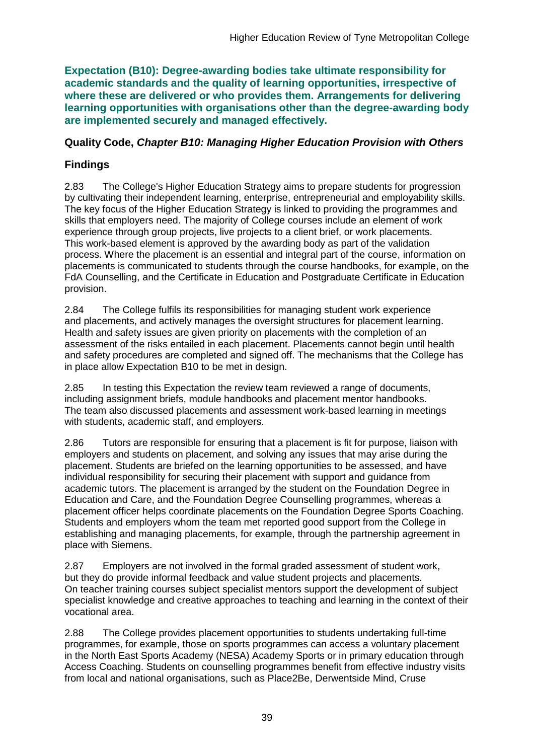**Expectation (B10): Degree-awarding bodies take ultimate responsibility for academic standards and the quality of learning opportunities, irrespective of where these are delivered or who provides them. Arrangements for delivering learning opportunities with organisations other than the degree-awarding body are implemented securely and managed effectively.**

### Quality Code, *Chapter B10: Managing Higher Education Provision with Others*

### Findings

2.83 The College's Higher Education Strategy aims to prepare students for progression by cultivating their independent learning, enterprise, entrepreneurial and employability skills. The key focus of the Higher Education Strategy is linked to providing the programmes and skills that employers need. The majority of College courses include an element of work experience through group projects, live projects to a client brief, or work placements. This work-based element is approved by the awarding body as part of the validation process. Where the placement is an essential and integral part of the course, information on placements is communicated to students through the course handbooks, for example, on the FdA Counselling, and the Certificate in Education and Postgraduate Certificate in Education provision.

2.84 The College fulfils its responsibilities for managing student work experience and placements, and actively manages the oversight structures for placement learning. Health and safety issues are given priority on placements with the completion of an assessment of the risks entailed in each placement. Placements cannot begin until health and safety procedures are completed and signed off. The mechanisms that the College has in place allow Expectation B10 to be met in design.

2.85 In testing this Expectation the review team reviewed a range of documents, including assignment briefs, module handbooks and placement mentor handbooks. The team also discussed placements and assessment work-based learning in meetings with students, academic staff, and employers.

2.86 Tutors are responsible for ensuring that a placement is fit for purpose, liaison with employers and students on placement, and solving any issues that may arise during the placement. Students are briefed on the learning opportunities to be assessed, and have individual responsibility for securing their placement with support and guidance from academic tutors. The placement is arranged by the student on the Foundation Degree in Education and Care, and the Foundation Degree Counselling programmes, whereas a placement officer helps coordinate placements on the Foundation Degree Sports Coaching. Students and employers whom the team met reported good support from the College in establishing and managing placements, for example, through the partnership agreement in place with Siemens.

2.87 Employers are not involved in the formal graded assessment of student work, but they do provide informal feedback and value student projects and placements. On teacher training courses subject specialist mentors support the development of subject specialist knowledge and creative approaches to teaching and learning in the context of their vocational area.

2.88 The College provides placement opportunities to students undertaking full-time programmes, for example, those on sports programmes can access a voluntary placement in the North East Sports Academy (NESA) Academy Sports or in primary education through Access Coaching. Students on counselling programmes benefit from effective industry visits from local and national organisations, such as Place2Be, Derwentside Mind, Cruse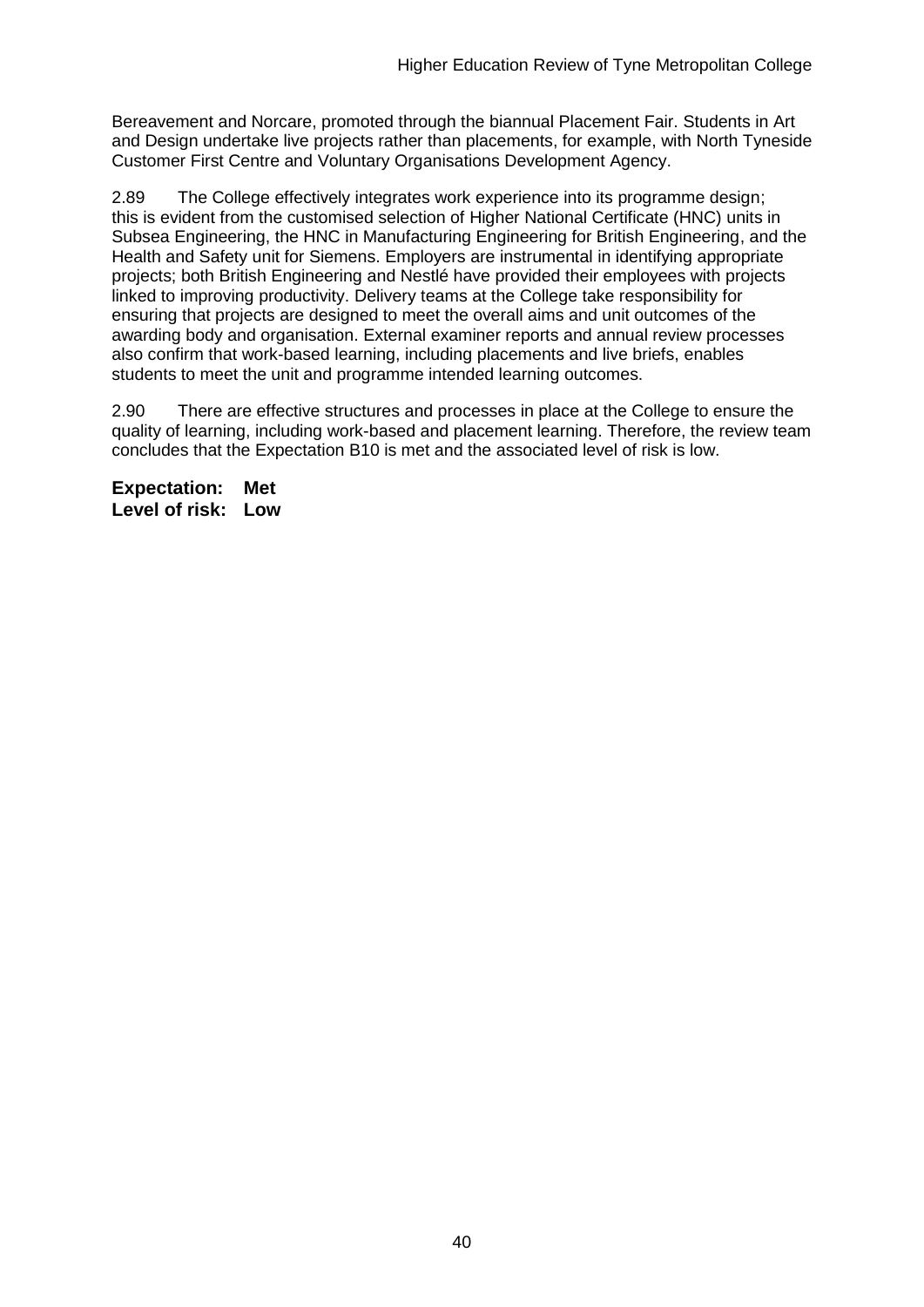Bereavement and Norcare, promoted through the biannual Placement Fair. Students in Art and Design undertake live projects rather than placements, for example, with North Tyneside Customer First Centre and Voluntary Organisations Development Agency.

2.89 The College effectively integrates work experience into its programme design; this is evident from the customised selection of Higher National Certificate (HNC) units in Subsea Engineering, the HNC in Manufacturing Engineering for British Engineering, and the Health and Safety unit for Siemens. Employers are instrumental in identifying appropriate projects; both British Engineering and Nestlé have provided their employees with projects linked to improving productivity. Delivery teams at the College take responsibility for ensuring that projects are designed to meet the overall aims and unit outcomes of the awarding body and organisation. External examiner reports and annual review processes also confirm that work-based learning, including placements and live briefs, enables students to meet the unit and programme intended learning outcomes.

2.90 There are effective structures and processes in place at the College to ensure the quality of learning, including work-based and placement learning. Therefore, the review team concludes that the Expectation B10 is met and the associated level of risk is low.

**Expectation: Met**
**Level of risk: Low**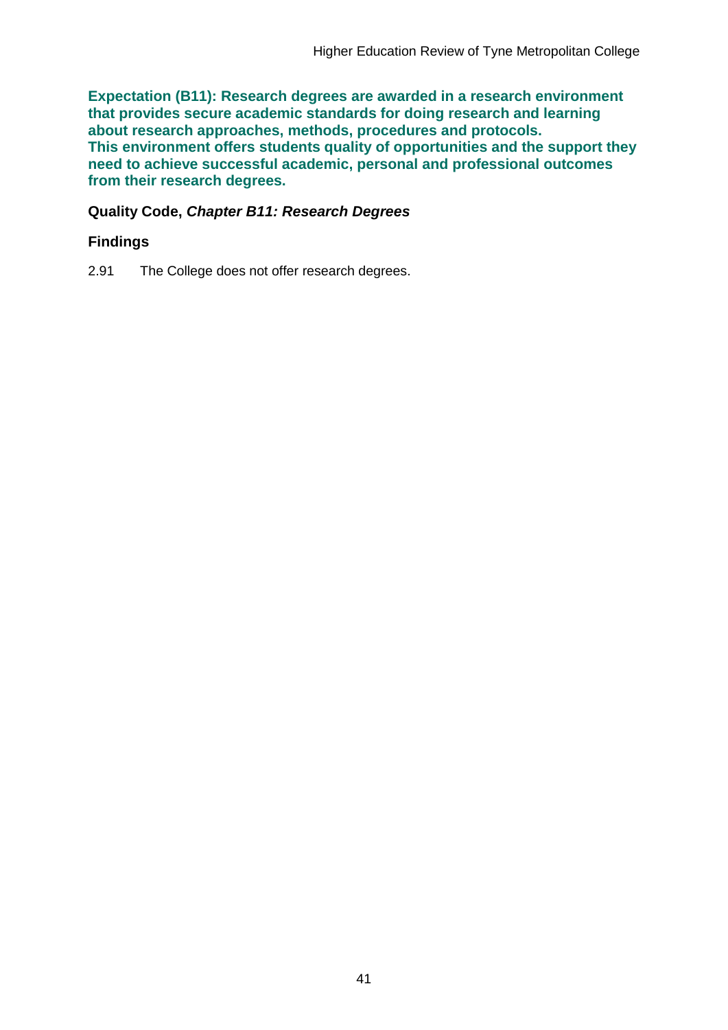**Expectation (B11): Research degrees are awarded in a research environment that provides secure academic standards for doing research and learning about research approaches, methods, procedures and protocols. This environment offers students quality of opportunities and the support they need to achieve successful academic, personal and professional outcomes from their research degrees.**

**Quality Code, *Chapter B11: Research Degrees***

### Findings

2.91 The College does not offer research degrees.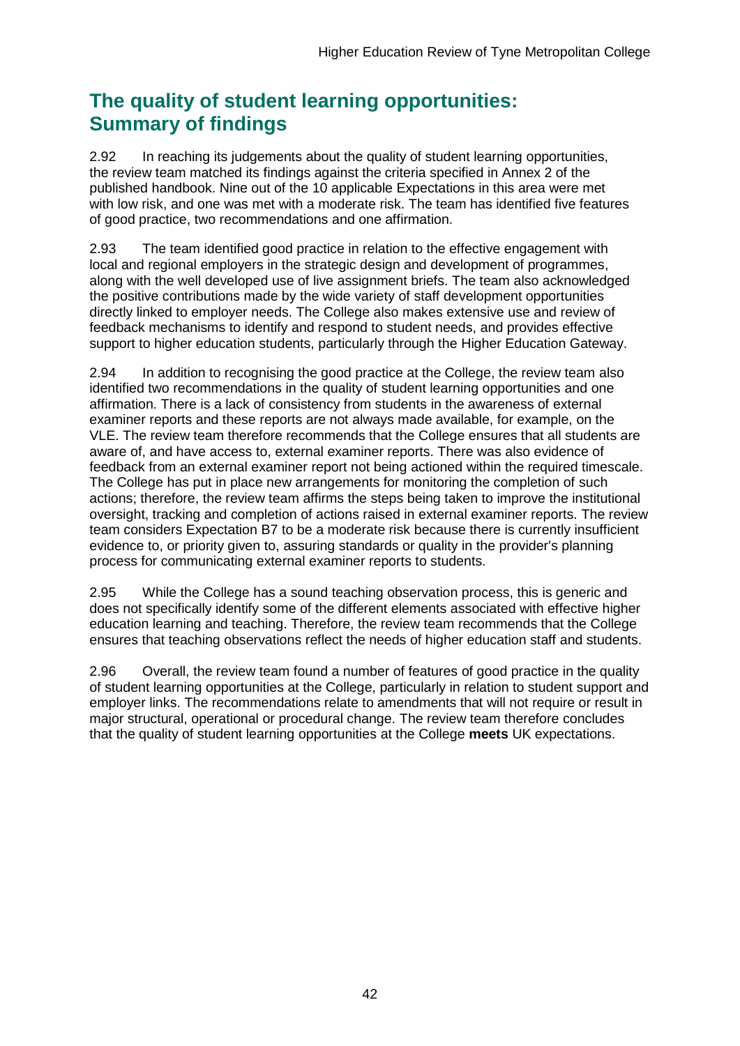## The quality of student learning opportunities: Summary of findings

2.92 In reaching its judgements about the quality of student learning opportunities, the review team matched its findings against the criteria specified in Annex 2 of the published handbook. Nine out of the 10 applicable Expectations in this area were met with low risk, and one was met with a moderate risk. The team has identified five features of good practice, two recommendations and one affirmation.

2.93 The team identified good practice in relation to the effective engagement with local and regional employers in the strategic design and development of programmes, along with the well developed use of live assignment briefs. The team also acknowledged the positive contributions made by the wide variety of staff development opportunities directly linked to employer needs. The College also makes extensive use and review of feedback mechanisms to identify and respond to student needs, and provides effective support to higher education students, particularly through the Higher Education Gateway.

2.94 In addition to recognising the good practice at the College, the review team also identified two recommendations in the quality of student learning opportunities and one affirmation. There is a lack of consistency from students in the awareness of external examiner reports and these reports are not always made available, for example, on the VLE. The review team therefore recommends that the College ensures that all students are aware of, and have access to, external examiner reports. There was also evidence of feedback from an external examiner report not being actioned within the required timescale. The College has put in place new arrangements for monitoring the completion of such actions; therefore, the review team affirms the steps being taken to improve the institutional oversight, tracking and completion of actions raised in external examiner reports. The review team considers Expectation B7 to be a moderate risk because there is currently insufficient evidence to, or priority given to, assuring standards or quality in the provider's planning process for communicating external examiner reports to students.

2.95 While the College has a sound teaching observation process, this is generic and does not specifically identify some of the different elements associated with effective higher education learning and teaching. Therefore, the review team recommends that the College ensures that teaching observations reflect the needs of higher education staff and students.

2.96 Overall, the review team found a number of features of good practice in the quality of student learning opportunities at the College, particularly in relation to student support and employer links. The recommendations relate to amendments that will not require or result in major structural, operational or procedural change. The review team therefore concludes that the quality of student learning opportunities at the College **meets** UK expectations.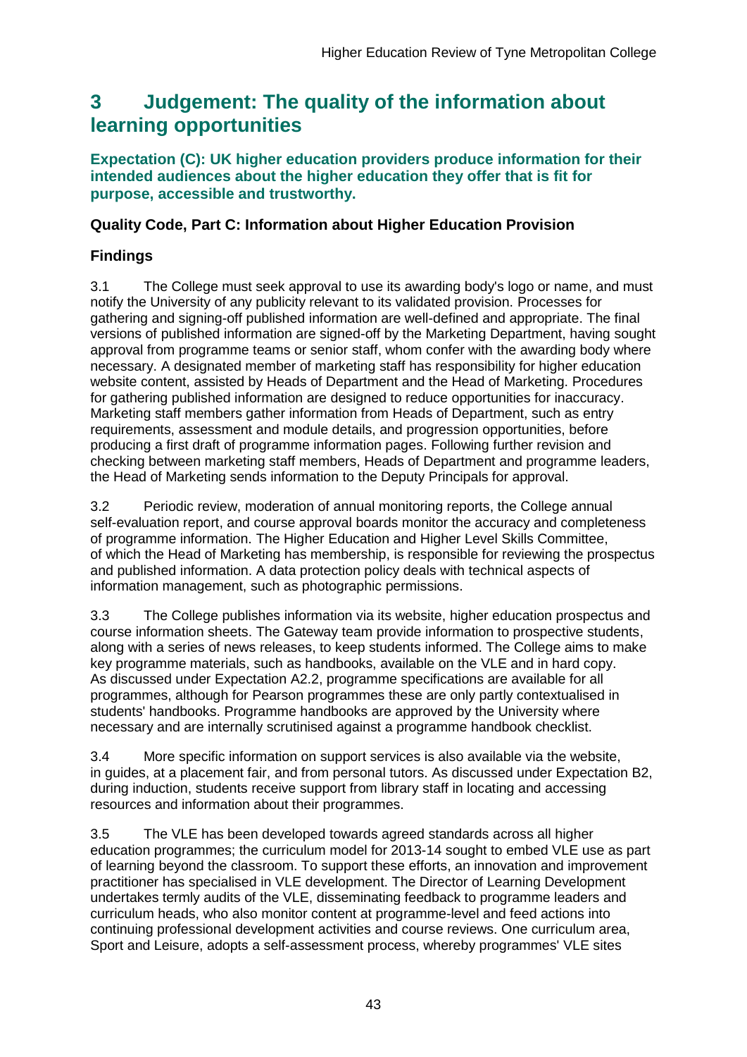# 3 Judgement: The quality of the information about learning opportunities

**Expectation (C): UK higher education providers produce information for their intended audiences about the higher education they offer that is fit for purpose, accessible and trustworthy.**

### Quality Code, Part C: Information about Higher Education Provision

### Findings

3.1 The College must seek approval to use its awarding body's logo or name, and must notify the University of any publicity relevant to its validated provision. Processes for gathering and signing-off published information are well-defined and appropriate. The final versions of published information are signed-off by the Marketing Department, having sought approval from programme teams or senior staff, whom confer with the awarding body where necessary. A designated member of marketing staff has responsibility for higher education website content, assisted by Heads of Department and the Head of Marketing. Procedures for gathering published information are designed to reduce opportunities for inaccuracy. Marketing staff members gather information from Heads of Department, such as entry requirements, assessment and module details, and progression opportunities, before producing a first draft of programme information pages. Following further revision and checking between marketing staff members, Heads of Department and programme leaders, the Head of Marketing sends information to the Deputy Principals for approval.

3.2 Periodic review, moderation of annual monitoring reports, the College annual self-evaluation report, and course approval boards monitor the accuracy and completeness of programme information. The Higher Education and Higher Level Skills Committee, of which the Head of Marketing has membership, is responsible for reviewing the prospectus and published information. A data protection policy deals with technical aspects of information management, such as photographic permissions.

3.3 The College publishes information via its website, higher education prospectus and course information sheets. The Gateway team provide information to prospective students, along with a series of news releases, to keep students informed. The College aims to make key programme materials, such as handbooks, available on the VLE and in hard copy. As discussed under Expectation A2.2, programme specifications are available for all programmes, although for Pearson programmes these are only partly contextualised in students' handbooks. Programme handbooks are approved by the University where necessary and are internally scrutinised against a programme handbook checklist.

3.4 More specific information on support services is also available via the website, in guides, at a placement fair, and from personal tutors. As discussed under Expectation B2, during induction, students receive support from library staff in locating and accessing resources and information about their programmes.

3.5 The VLE has been developed towards agreed standards across all higher education programmes; the curriculum model for 2013-14 sought to embed VLE use as part of learning beyond the classroom. To support these efforts, an innovation and improvement practitioner has specialised in VLE development. The Director of Learning Development undertakes termly audits of the VLE, disseminating feedback to programme leaders and curriculum heads, who also monitor content at programme-level and feed actions into continuing professional development activities and course reviews. One curriculum area, Sport and Leisure, adopts a self-assessment process, whereby programmes' VLE sites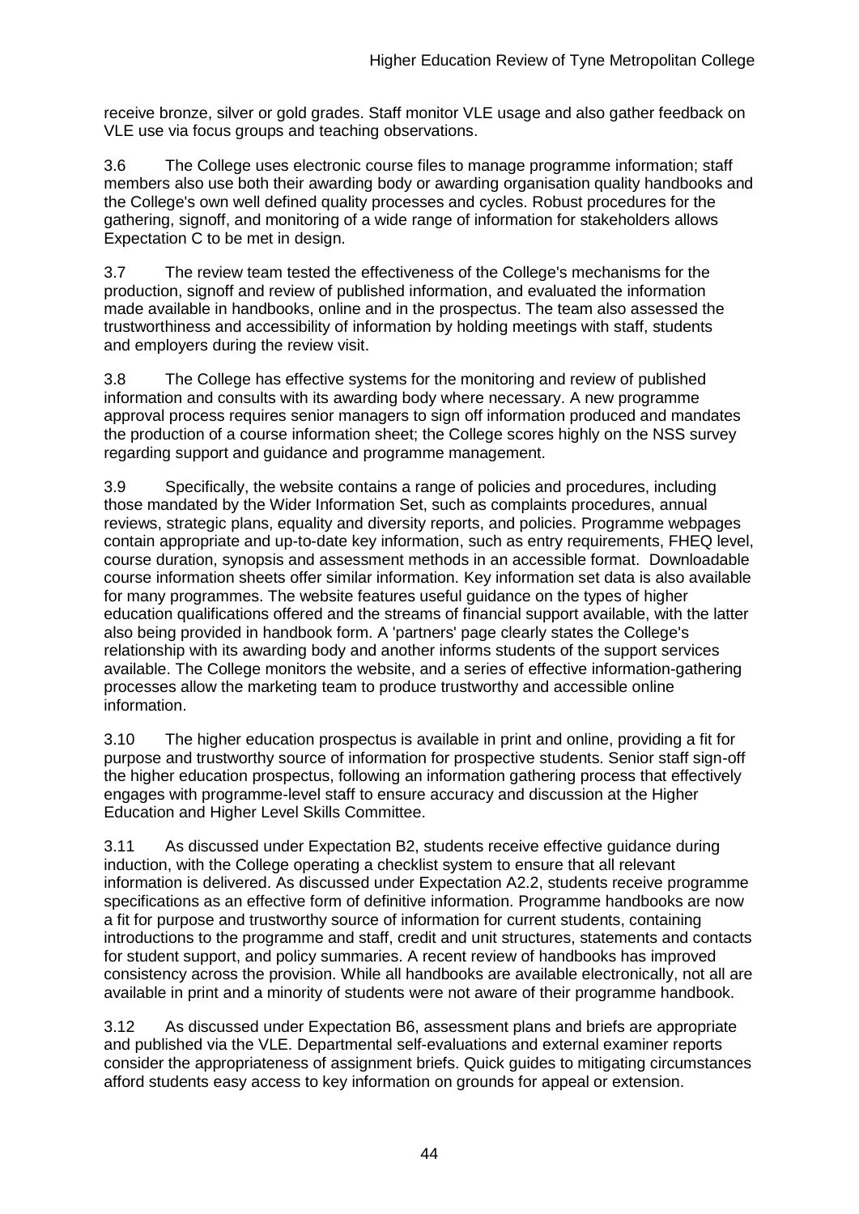receive bronze, silver or gold grades. Staff monitor VLE usage and also gather feedback on VLE use via focus groups and teaching observations.

3.6 The College uses electronic course files to manage programme information; staff members also use both their awarding body or awarding organisation quality handbooks and the College's own well defined quality processes and cycles. Robust procedures for the gathering, signoff, and monitoring of a wide range of information for stakeholders allows Expectation C to be met in design.

3.7 The review team tested the effectiveness of the College's mechanisms for the production, signoff and review of published information, and evaluated the information made available in handbooks, online and in the prospectus. The team also assessed the trustworthiness and accessibility of information by holding meetings with staff, students and employers during the review visit.

3.8 The College has effective systems for the monitoring and review of published information and consults with its awarding body where necessary. A new programme approval process requires senior managers to sign off information produced and mandates the production of a course information sheet; the College scores highly on the NSS survey regarding support and guidance and programme management.

3.9 Specifically, the website contains a range of policies and procedures, including those mandated by the Wider Information Set, such as complaints procedures, annual reviews, strategic plans, equality and diversity reports, and policies. Programme webpages contain appropriate and up-to-date key information, such as entry requirements, FHEQ level, course duration, synopsis and assessment methods in an accessible format. Downloadable course information sheets offer similar information. Key information set data is also available for many programmes. The website features useful guidance on the types of higher education qualifications offered and the streams of financial support available, with the latter also being provided in handbook form. A 'partners' page clearly states the College's relationship with its awarding body and another informs students of the support services available. The College monitors the website, and a series of effective information-gathering processes allow the marketing team to produce trustworthy and accessible online information.

3.10 The higher education prospectus is available in print and online, providing a fit for purpose and trustworthy source of information for prospective students. Senior staff sign-off the higher education prospectus, following an information gathering process that effectively engages with programme-level staff to ensure accuracy and discussion at the Higher Education and Higher Level Skills Committee.

3.11 As discussed under Expectation B2, students receive effective guidance during induction, with the College operating a checklist system to ensure that all relevant information is delivered. As discussed under Expectation A2.2, students receive programme specifications as an effective form of definitive information. Programme handbooks are now a fit for purpose and trustworthy source of information for current students, containing introductions to the programme and staff, credit and unit structures, statements and contacts for student support, and policy summaries. A recent review of handbooks has improved consistency across the provision. While all handbooks are available electronically, not all are available in print and a minority of students were not aware of their programme handbook.

3.12 As discussed under Expectation B6, assessment plans and briefs are appropriate and published via the VLE. Departmental self-evaluations and external examiner reports consider the appropriateness of assignment briefs. Quick guides to mitigating circumstances afford students easy access to key information on grounds for appeal or extension.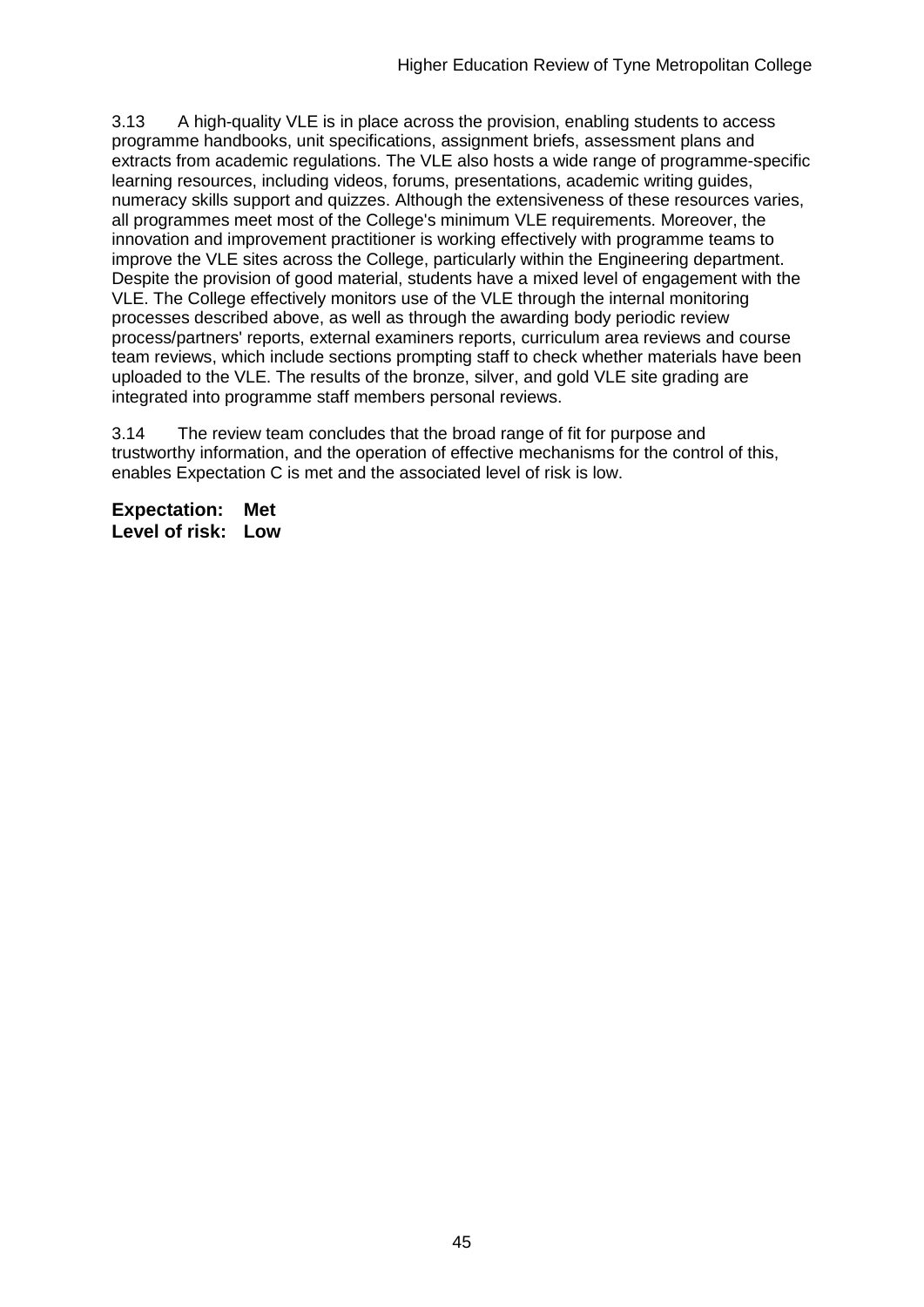3.13 A high-quality VLE is in place across the provision, enabling students to access programme handbooks, unit specifications, assignment briefs, assessment plans and extracts from academic regulations. The VLE also hosts a wide range of programme-specific learning resources, including videos, forums, presentations, academic writing guides, numeracy skills support and quizzes. Although the extensiveness of these resources varies, all programmes meet most of the College's minimum VLE requirements. Moreover, the innovation and improvement practitioner is working effectively with programme teams to improve the VLE sites across the College, particularly within the Engineering department. Despite the provision of good material, students have a mixed level of engagement with the VLE. The College effectively monitors use of the VLE through the internal monitoring processes described above, as well as through the awarding body periodic review process/partners' reports, external examiners reports, curriculum area reviews and course team reviews, which include sections prompting staff to check whether materials have been uploaded to the VLE. The results of the bronze, silver, and gold VLE site grading are integrated into programme staff members personal reviews.

3.14 The review team concludes that the broad range of fit for purpose and trustworthy information, and the operation of effective mechanisms for the control of this, enables Expectation C is met and the associated level of risk is low.

**Expectation: Met**
**Level of risk: Low**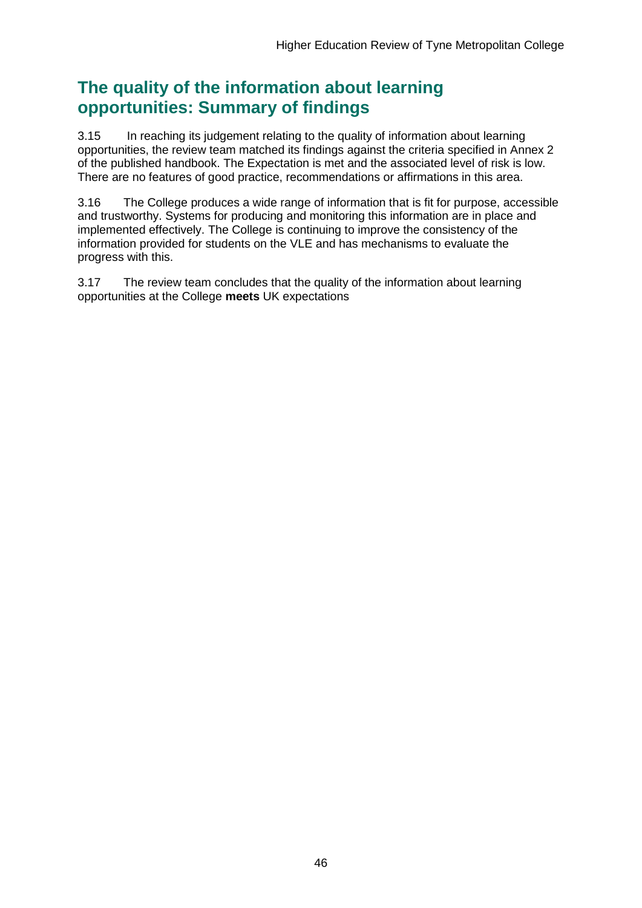## The quality of the information about learning opportunities: Summary of findings

3.15 In reaching its judgement relating to the quality of information about learning opportunities, the review team matched its findings against the criteria specified in Annex 2 of the published handbook. The Expectation is met and the associated level of risk is low. There are no features of good practice, recommendations or affirmations in this area.

3.16 The College produces a wide range of information that is fit for purpose, accessible and trustworthy. Systems for producing and monitoring this information are in place and implemented effectively. The College is continuing to improve the consistency of the information provided for students on the VLE and has mechanisms to evaluate the progress with this.

3.17 The review team concludes that the quality of the information about learning opportunities at the College **meets** UK expectations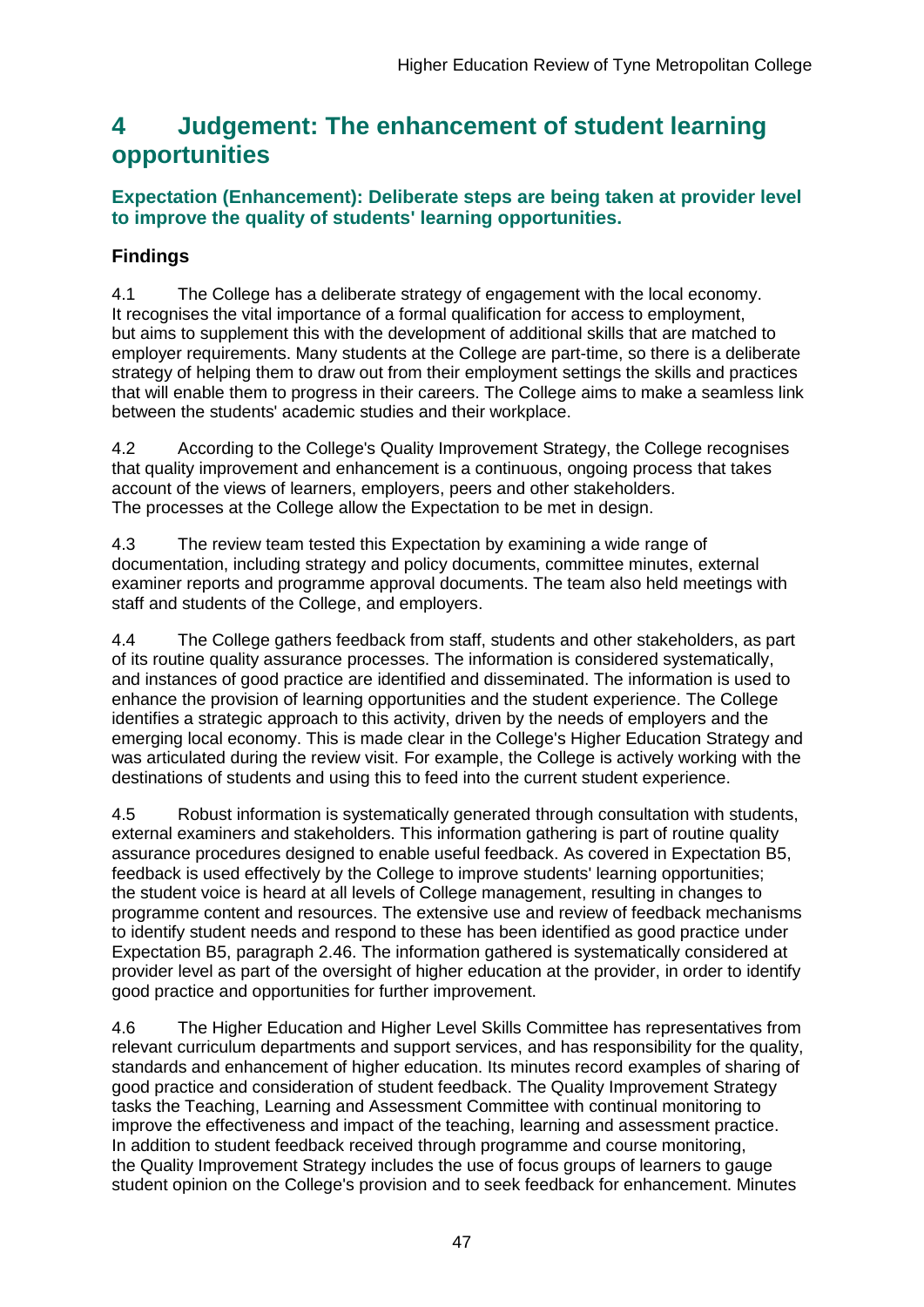# 4 Judgement: The enhancement of student learning opportunities

### Expectation (Enhancement): Deliberate steps are being taken at provider level to improve the quality of students' learning opportunities.

### Findings

4.1 The College has a deliberate strategy of engagement with the local economy. It recognises the vital importance of a formal qualification for access to employment, but aims to supplement this with the development of additional skills that are matched to employer requirements. Many students at the College are part-time, so there is a deliberate strategy of helping them to draw out from their employment settings the skills and practices that will enable them to progress in their careers. The College aims to make a seamless link between the students' academic studies and their workplace.

4.2 According to the College's Quality Improvement Strategy, the College recognises that quality improvement and enhancement is a continuous, ongoing process that takes account of the views of learners, employers, peers and other stakeholders. The processes at the College allow the Expectation to be met in design.

4.3 The review team tested this Expectation by examining a wide range of documentation, including strategy and policy documents, committee minutes, external examiner reports and programme approval documents. The team also held meetings with staff and students of the College, and employers.

4.4 The College gathers feedback from staff, students and other stakeholders, as part of its routine quality assurance processes. The information is considered systematically, and instances of good practice are identified and disseminated. The information is used to enhance the provision of learning opportunities and the student experience. The College identifies a strategic approach to this activity, driven by the needs of employers and the emerging local economy. This is made clear in the College's Higher Education Strategy and was articulated during the review visit. For example, the College is actively working with the destinations of students and using this to feed into the current student experience.

4.5 Robust information is systematically generated through consultation with students, external examiners and stakeholders. This information gathering is part of routine quality assurance procedures designed to enable useful feedback. As covered in Expectation B5, feedback is used effectively by the College to improve students' learning opportunities; the student voice is heard at all levels of College management, resulting in changes to programme content and resources. The extensive use and review of feedback mechanisms to identify student needs and respond to these has been identified as good practice under Expectation B5, paragraph 2.46. The information gathered is systematically considered at provider level as part of the oversight of higher education at the provider, in order to identify good practice and opportunities for further improvement.

4.6 The Higher Education and Higher Level Skills Committee has representatives from relevant curriculum departments and support services, and has responsibility for the quality, standards and enhancement of higher education. Its minutes record examples of sharing of good practice and consideration of student feedback. The Quality Improvement Strategy tasks the Teaching, Learning and Assessment Committee with continual monitoring to improve the effectiveness and impact of the teaching, learning and assessment practice. In addition to student feedback received through programme and course monitoring, the Quality Improvement Strategy includes the use of focus groups of learners to gauge student opinion on the College's provision and to seek feedback for enhancement. Minutes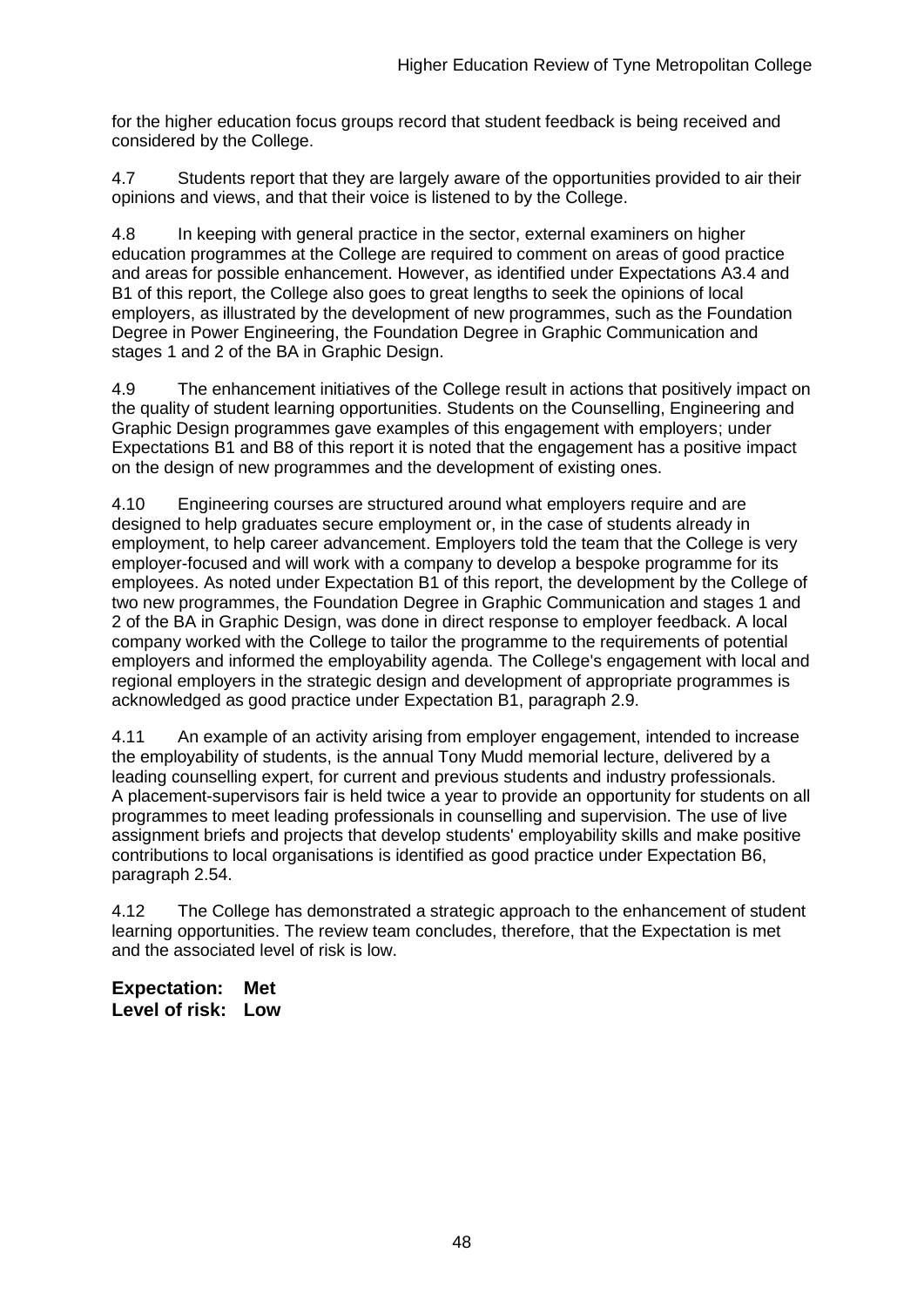for the higher education focus groups record that student feedback is being received and considered by the College.

4.7 Students report that they are largely aware of the opportunities provided to air their opinions and views, and that their voice is listened to by the College.

4.8 In keeping with general practice in the sector, external examiners on higher education programmes at the College are required to comment on areas of good practice and areas for possible enhancement. However, as identified under Expectations A3.4 and B1 of this report, the College also goes to great lengths to seek the opinions of local employers, as illustrated by the development of new programmes, such as the Foundation Degree in Power Engineering, the Foundation Degree in Graphic Communication and stages 1 and 2 of the BA in Graphic Design.

4.9 The enhancement initiatives of the College result in actions that positively impact on the quality of student learning opportunities. Students on the Counselling, Engineering and Graphic Design programmes gave examples of this engagement with employers; under Expectations B1 and B8 of this report it is noted that the engagement has a positive impact on the design of new programmes and the development of existing ones.

4.10 Engineering courses are structured around what employers require and are designed to help graduates secure employment or, in the case of students already in employment, to help career advancement. Employers told the team that the College is very employer-focused and will work with a company to develop a bespoke programme for its employees. As noted under Expectation B1 of this report, the development by the College of two new programmes, the Foundation Degree in Graphic Communication and stages 1 and 2 of the BA in Graphic Design, was done in direct response to employer feedback. A local company worked with the College to tailor the programme to the requirements of potential employers and informed the employability agenda. The College's engagement with local and regional employers in the strategic design and development of appropriate programmes is acknowledged as good practice under Expectation B1, paragraph 2.9.

4.11 An example of an activity arising from employer engagement, intended to increase the employability of students, is the annual Tony Mudd memorial lecture, delivered by a leading counselling expert, for current and previous students and industry professionals. A placement-supervisors fair is held twice a year to provide an opportunity for students on all programmes to meet leading professionals in counselling and supervision. The use of live assignment briefs and projects that develop students' employability skills and make positive contributions to local organisations is identified as good practice under Expectation B6, paragraph 2.54.

4.12 The College has demonstrated a strategic approach to the enhancement of student learning opportunities. The review team concludes, therefore, that the Expectation is met and the associated level of risk is low.

**Expectation: Met**
**Level of risk: Low**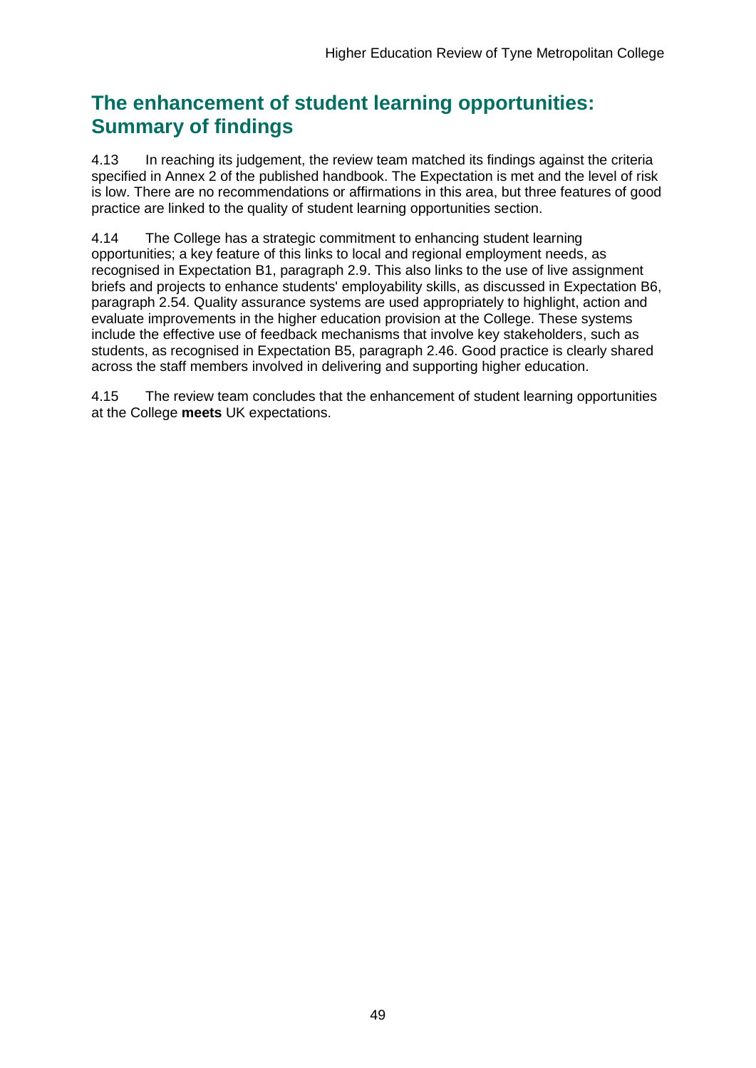## The enhancement of student learning opportunities: Summary of findings

4.13 In reaching its judgement, the review team matched its findings against the criteria specified in Annex 2 of the published handbook. The Expectation is met and the level of risk is low. There are no recommendations or affirmations in this area, but three features of good practice are linked to the quality of student learning opportunities section.

4.14 The College has a strategic commitment to enhancing student learning opportunities; a key feature of this links to local and regional employment needs, as recognised in Expectation B1, paragraph 2.9. This also links to the use of live assignment briefs and projects to enhance students' employability skills, as discussed in Expectation B6, paragraph 2.54. Quality assurance systems are used appropriately to highlight, action and evaluate improvements in the higher education provision at the College. These systems include the effective use of feedback mechanisms that involve key stakeholders, such as students, as recognised in Expectation B5, paragraph 2.46. Good practice is clearly shared across the staff members involved in delivering and supporting higher education.

4.15 The review team concludes that the enhancement of student learning opportunities at the College **meets** UK expectations.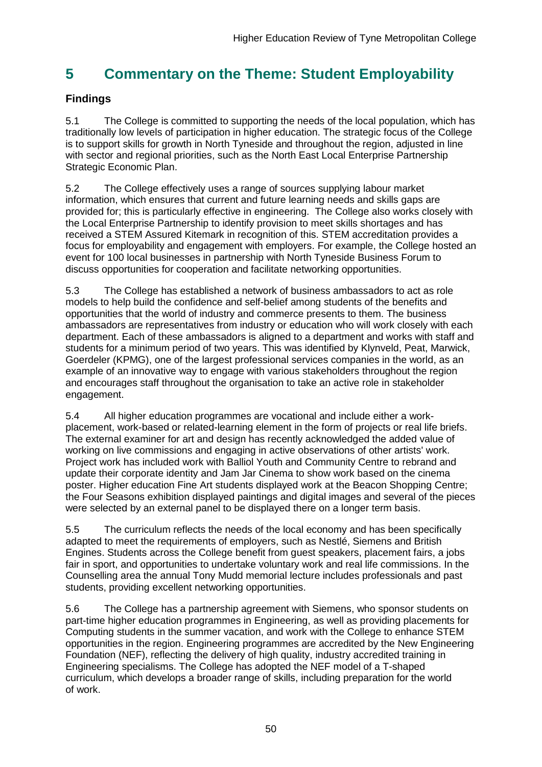# 5 Commentary on the Theme: Student Employability

## Findings

5.1 The College is committed to supporting the needs of the local population, which has traditionally low levels of participation in higher education. The strategic focus of the College is to support skills for growth in North Tyneside and throughout the region, adjusted in line with sector and regional priorities, such as the North East Local Enterprise Partnership Strategic Economic Plan.

5.2 The College effectively uses a range of sources supplying labour market information, which ensures that current and future learning needs and skills gaps are provided for; this is particularly effective in engineering. The College also works closely with the Local Enterprise Partnership to identify provision to meet skills shortages and has received a STEM Assured Kitemark in recognition of this. STEM accreditation provides a focus for employability and engagement with employers. For example, the College hosted an event for 100 local businesses in partnership with North Tyneside Business Forum to discuss opportunities for cooperation and facilitate networking opportunities.

5.3 The College has established a network of business ambassadors to act as role models to help build the confidence and self-belief among students of the benefits and opportunities that the world of industry and commerce presents to them. The business ambassadors are representatives from industry or education who will work closely with each department. Each of these ambassadors is aligned to a department and works with staff and students for a minimum period of two years. This was identified by Klynveld, Peat, Marwick, Goerdeler (KPMG), one of the largest professional services companies in the world, as an example of an innovative way to engage with various stakeholders throughout the region and encourages staff throughout the organisation to take an active role in stakeholder engagement.

5.4 All higher education programmes are vocational and include either a work-placement, work-based or related-learning element in the form of projects or real life briefs. The external examiner for art and design has recently acknowledged the added value of working on live commissions and engaging in active observations of other artists' work. Project work has included work with Balliol Youth and Community Centre to rebrand and update their corporate identity and Jam Jar Cinema to show work based on the cinema poster. Higher education Fine Art students displayed work at the Beacon Shopping Centre; the Four Seasons exhibition displayed paintings and digital images and several of the pieces were selected by an external panel to be displayed there on a longer term basis.

5.5 The curriculum reflects the needs of the local economy and has been specifically adapted to meet the requirements of employers, such as Nestlé, Siemens and British Engines. Students across the College benefit from guest speakers, placement fairs, a jobs fair in sport, and opportunities to undertake voluntary work and real life commissions. In the Counselling area the annual Tony Mudd memorial lecture includes professionals and past students, providing excellent networking opportunities.

5.6 The College has a partnership agreement with Siemens, who sponsor students on part-time higher education programmes in Engineering, as well as providing placements for Computing students in the summer vacation, and work with the College to enhance STEM opportunities in the region. Engineering programmes are accredited by the New Engineering Foundation (NEF), reflecting the delivery of high quality, industry accredited training in Engineering specialisms. The College has adopted the NEF model of a T-shaped curriculum, which develops a broader range of skills, including preparation for the world of work.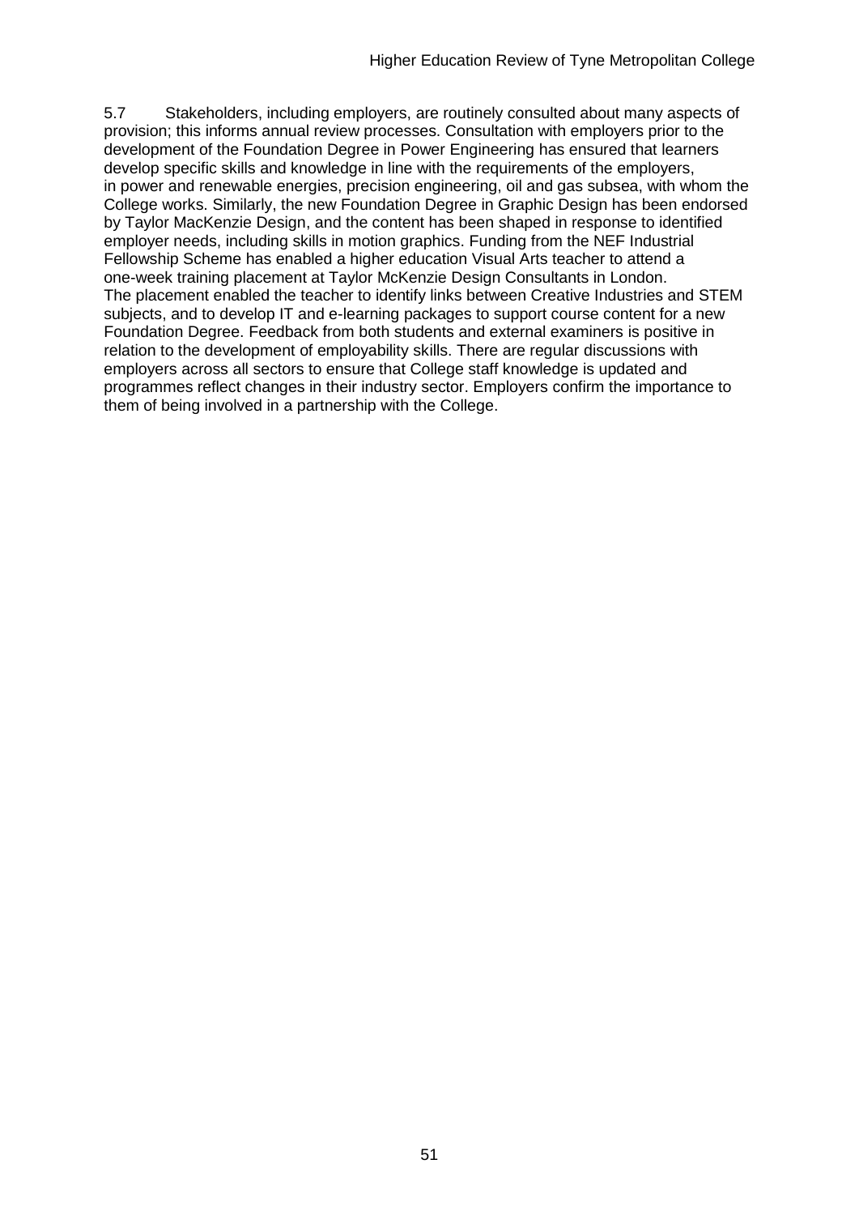5.7 Stakeholders, including employers, are routinely consulted about many aspects of provision; this informs annual review processes. Consultation with employers prior to the development of the Foundation Degree in Power Engineering has ensured that learners develop specific skills and knowledge in line with the requirements of the employers, in power and renewable energies, precision engineering, oil and gas subsea, with whom the College works. Similarly, the new Foundation Degree in Graphic Design has been endorsed by Taylor MacKenzie Design, and the content has been shaped in response to identified employer needs, including skills in motion graphics. Funding from the NEF Industrial Fellowship Scheme has enabled a higher education Visual Arts teacher to attend a one-week training placement at Taylor McKenzie Design Consultants in London. The placement enabled the teacher to identify links between Creative Industries and STEM subjects, and to develop IT and e-learning packages to support course content for a new Foundation Degree. Feedback from both students and external examiners is positive in relation to the development of employability skills. There are regular discussions with employers across all sectors to ensure that College staff knowledge is updated and programmes reflect changes in their industry sector. Employers confirm the importance to them of being involved in a partnership with the College.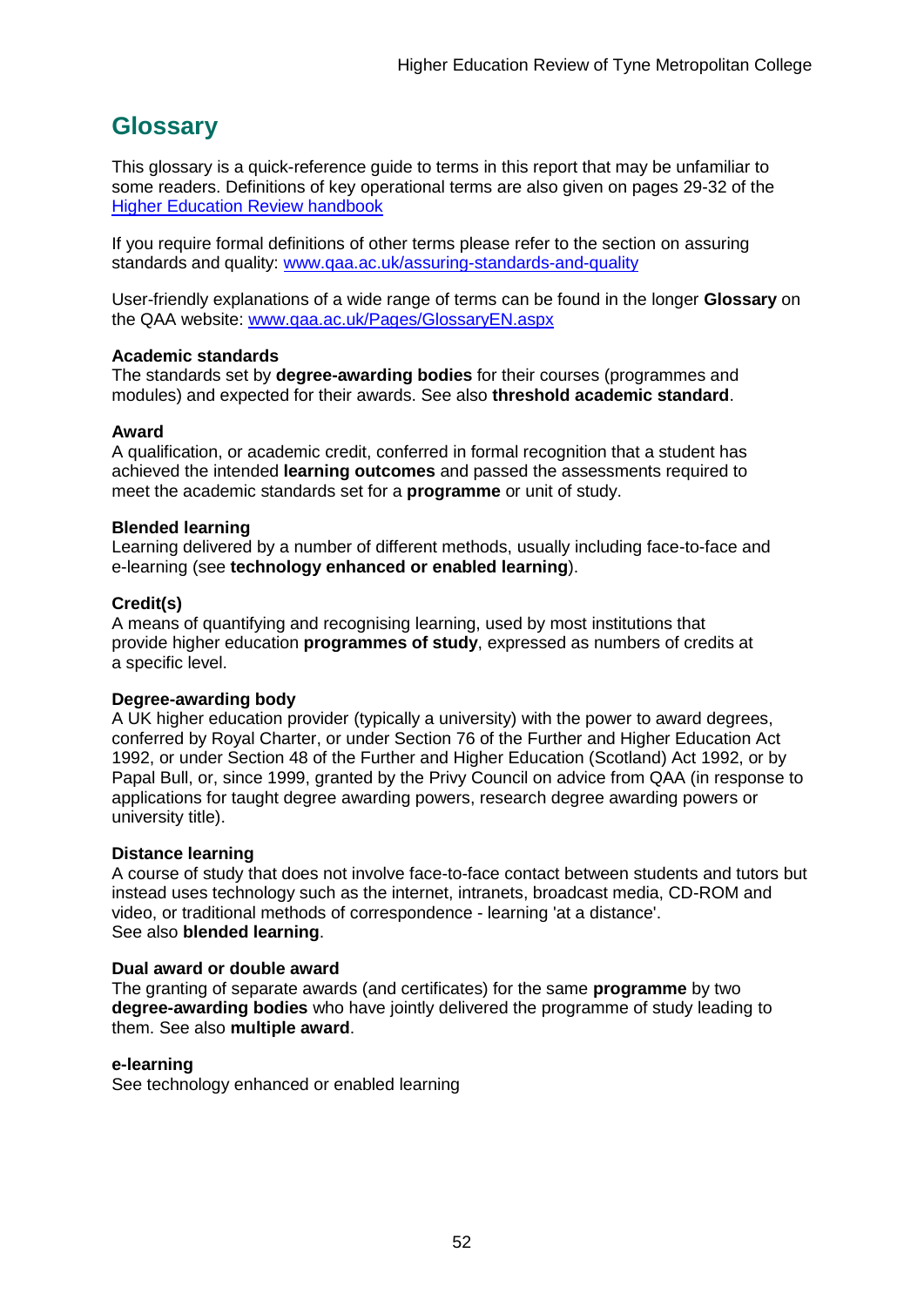# Glossary

This glossary is a quick-reference guide to terms in this report that may be unfamiliar to some readers. Definitions of key operational terms are also given on pages 29-32 of the [Higher Education Review handbook](Higher Education Review handbook)

If you require formal definitions of other terms please refer to the section on assuring standards and quality: [www.qaa.ac.uk/assuring-standards-and-quality](www.qaa.ac.uk/assuring-standards-and-quality)

User-friendly explanations of a wide range of terms can be found in the longer **Glossary** on the QAA website: [www.qaa.ac.uk/Pages/GlossaryEN.aspx](www.qaa.ac.uk/Pages/GlossaryEN.aspx)

**Academic standards**
The standards set by **degree-awarding bodies** for their courses (programmes and modules) and expected for their awards. See also **threshold academic standard**.

**Award**
A qualification, or academic credit, conferred in formal recognition that a student has achieved the intended **learning outcomes** and passed the assessments required to meet the academic standards set for a **programme** or unit of study.

**Blended learning**
Learning delivered by a number of different methods, usually including face-to-face and e-learning (see **technology enhanced or enabled learning**).

**Credit(s)**
A means of quantifying and recognising learning, used by most institutions that provide higher education **programmes of study**, expressed as numbers of credits at a specific level.

**Degree-awarding body**
A UK higher education provider (typically a university) with the power to award degrees, conferred by Royal Charter, or under Section 76 of the Further and Higher Education Act 1992, or under Section 48 of the Further and Higher Education (Scotland) Act 1992, or by Papal Bull, or, since 1999, granted by the Privy Council on advice from QAA (in response to applications for taught degree awarding powers, research degree awarding powers or university title).

**Distance learning**
A course of study that does not involve face-to-face contact between students and tutors but instead uses technology such as the internet, intranets, broadcast media, CD-ROM and video, or traditional methods of correspondence - learning 'at a distance'.
See also **blended learning**.

**Dual award or double award**
The granting of separate awards (and certificates) for the same **programme** by two **degree-awarding bodies** who have jointly delivered the programme of study leading to them. See also **multiple award**.

**e-learning**
See technology enhanced or enabled learning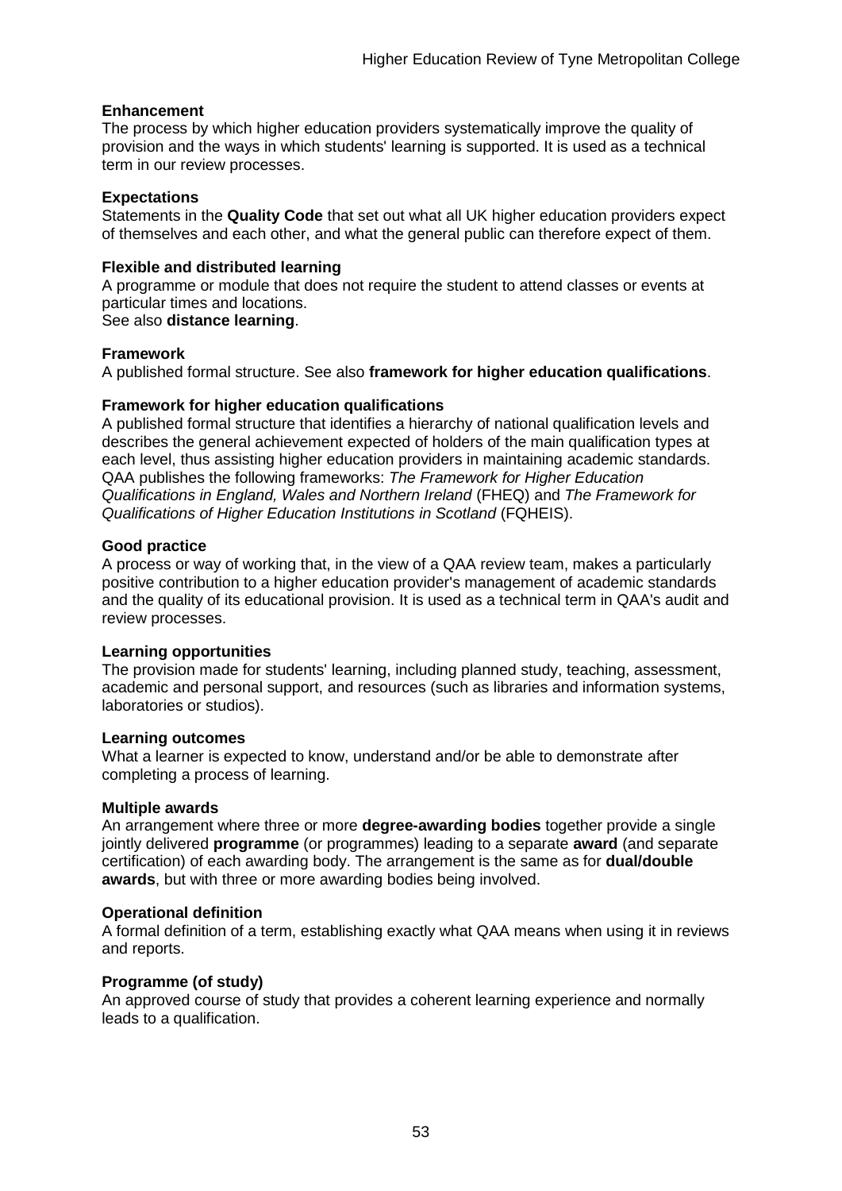**Enhancement**
The process by which higher education providers systematically improve the quality of provision and the ways in which students' learning is supported. It is used as a technical term in our review processes.

**Expectations**
Statements in the **Quality Code** that set out what all UK higher education providers expect of themselves and each other, and what the general public can therefore expect of them.

**Flexible and distributed learning**
A programme or module that does not require the student to attend classes or events at particular times and locations.
See also **distance learning**.

**Framework**
A published formal structure. See also **framework for higher education qualifications**.

**Framework for higher education qualifications**
A published formal structure that identifies a hierarchy of national qualification levels and describes the general achievement expected of holders of the main qualification types at each level, thus assisting higher education providers in maintaining academic standards. QAA publishes the following frameworks: *The Framework for Higher Education Qualifications in England, Wales and Northern Ireland* (FHEQ) and *The Framework for Qualifications of Higher Education Institutions in Scotland* (FQHEIS).

**Good practice**
A process or way of working that, in the view of a QAA review team, makes a particularly positive contribution to a higher education provider's management of academic standards and the quality of its educational provision. It is used as a technical term in QAA's audit and review processes.

**Learning opportunities**
The provision made for students' learning, including planned study, teaching, assessment, academic and personal support, and resources (such as libraries and information systems, laboratories or studios).

**Learning outcomes**
What a learner is expected to know, understand and/or be able to demonstrate after completing a process of learning.

**Multiple awards**
An arrangement where three or more **degree-awarding bodies** together provide a single jointly delivered **programme** (or programmes) leading to a separate **award** (and separate certification) of each awarding body. The arrangement is the same as for **dual/double awards**, but with three or more awarding bodies being involved.

**Operational definition**
A formal definition of a term, establishing exactly what QAA means when using it in reviews and reports.

**Programme (of study)**
An approved course of study that provides a coherent learning experience and normally leads to a qualification.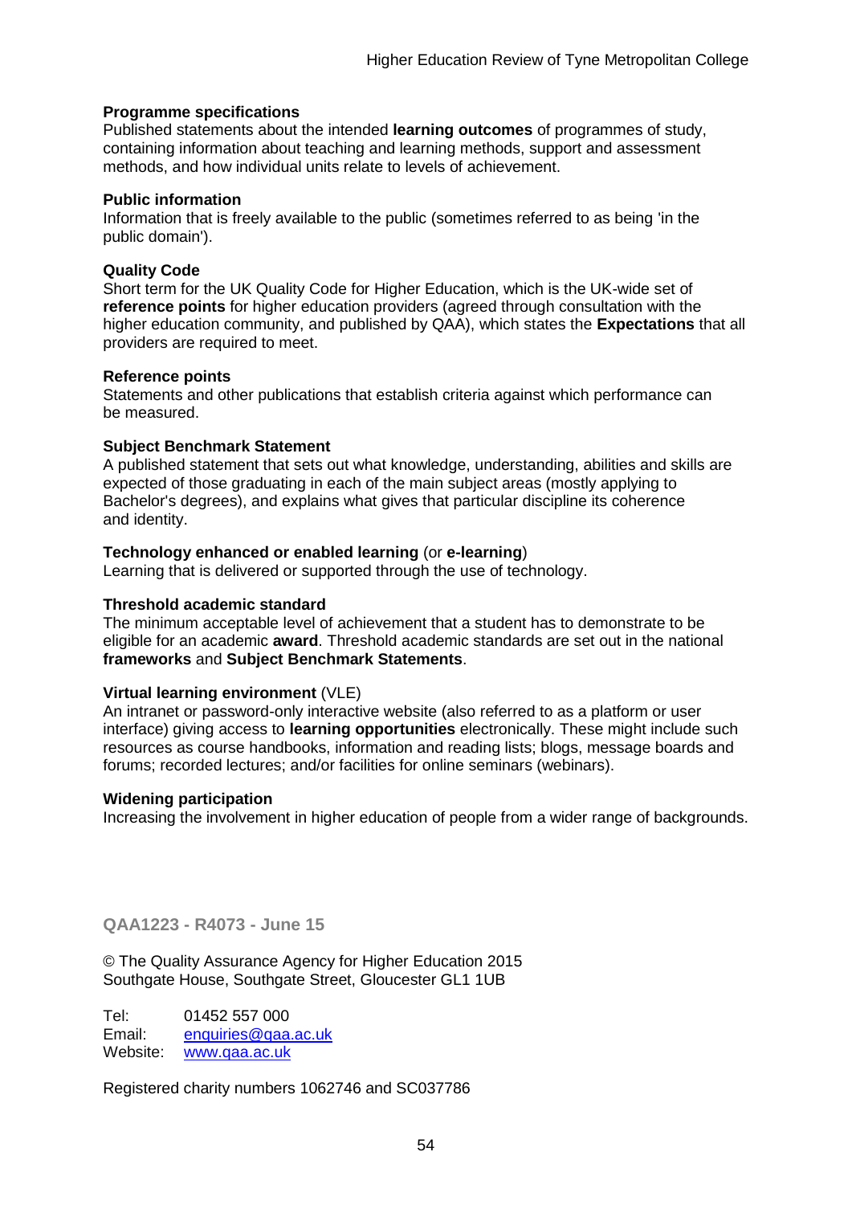**Programme specifications**
Published statements about the intended **learning outcomes** of programmes of study, containing information about teaching and learning methods, support and assessment methods, and how individual units relate to levels of achievement.

**Public information**
Information that is freely available to the public (sometimes referred to as being 'in the public domain').

**Quality Code**
Short term for the UK Quality Code for Higher Education, which is the UK-wide set of **reference points** for higher education providers (agreed through consultation with the higher education community, and published by QAA), which states the **Expectations** that all providers are required to meet.

**Reference points**
Statements and other publications that establish criteria against which performance can be measured.

**Subject Benchmark Statement**
A published statement that sets out what knowledge, understanding, abilities and skills are expected of those graduating in each of the main subject areas (mostly applying to Bachelor's degrees), and explains what gives that particular discipline its coherence and identity.

**Technology enhanced or enabled learning** (or **e-learning**)
Learning that is delivered or supported through the use of technology.

**Threshold academic standard**
The minimum acceptable level of achievement that a student has to demonstrate to be eligible for an academic **award**. Threshold academic standards are set out in the national **frameworks** and **Subject Benchmark Statements**.

**Virtual learning environment** (VLE)
An intranet or password-only interactive website (also referred to as a platform or user interface) giving access to **learning opportunities** electronically. These might include such resources as course handbooks, information and reading lists; blogs, message boards and forums; recorded lectures; and/or facilities for online seminars (webinars).

**Widening participation**
Increasing the involvement in higher education of people from a wider range of backgrounds.

**QAA1223 - R4073 - June 15**

© The Quality Assurance Agency for Higher Education 2015
Southgate House, Southgate Street, Gloucester GL1 1UB

Tel: 01452 557 000
Email: enquiries@qaa.ac.uk
Website: www.qaa.ac.uk

Registered charity numbers 1062746 and SC037786